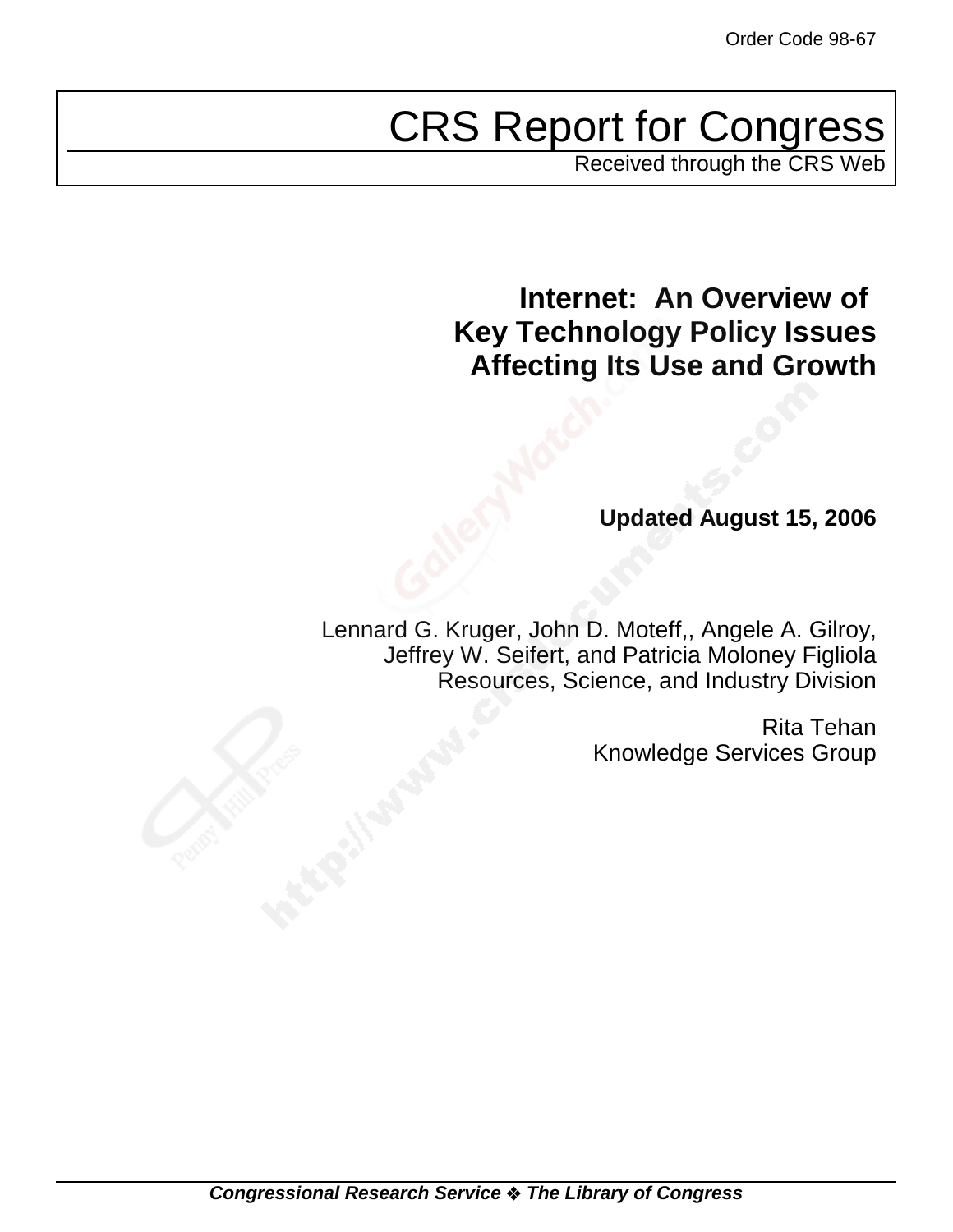Order Code 98-67

# CRS Report for Congress

Received through the CRS Web

## Internet: An Overview of Key Technology Policy Issues Affecting Its Use and Growth

**Updated August 15, 2006**

Lennard G. Kruger, John D. Moteff,, Angele A. Gilroy, Jeffrey W. Seifert, and Patricia Moloney Figliola
Resources, Science, and Industry Division

Rita Tehan
Knowledge Services Group

***Congressional Research Service ❖ The Library of Congress***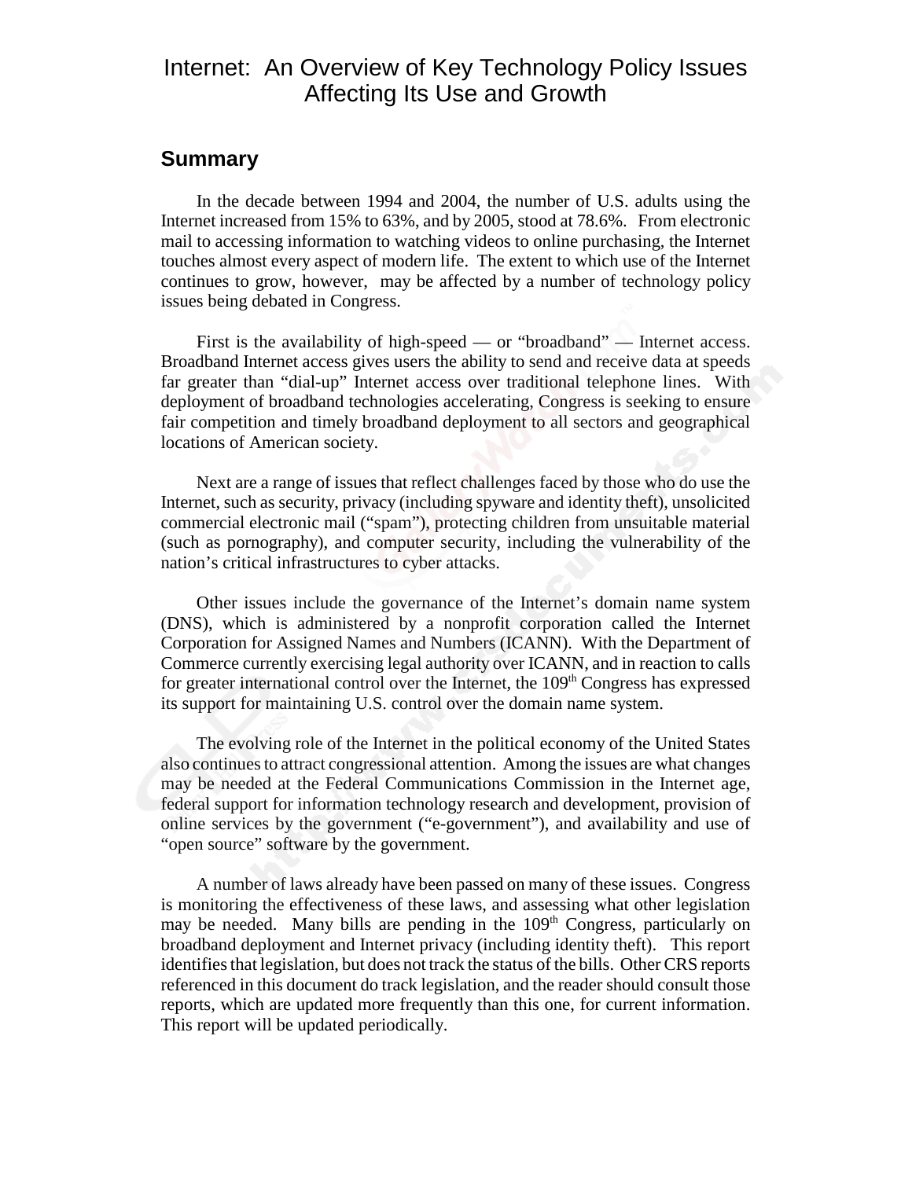# Internet: An Overview of Key Technology Policy Issues Affecting Its Use and Growth

## Summary

In the decade between 1994 and 2004, the number of U.S. adults using the Internet increased from 15% to 63%, and by 2005, stood at 78.6%. From electronic mail to accessing information to watching videos to online purchasing, the Internet touches almost every aspect of modern life. The extent to which use of the Internet continues to grow, however, may be affected by a number of technology policy issues being debated in Congress.

First is the availability of high-speed — or "broadband" — Internet access. Broadband Internet access gives users the ability to send and receive data at speeds far greater than "dial-up" Internet access over traditional telephone lines. With deployment of broadband technologies accelerating, Congress is seeking to ensure fair competition and timely broadband deployment to all sectors and geographical locations of American society.

Next are a range of issues that reflect challenges faced by those who do use the Internet, such as security, privacy (including spyware and identity theft), unsolicited commercial electronic mail ("spam"), protecting children from unsuitable material (such as pornography), and computer security, including the vulnerability of the nation's critical infrastructures to cyber attacks.

Other issues include the governance of the Internet's domain name system (DNS), which is administered by a nonprofit corporation called the Internet Corporation for Assigned Names and Numbers (ICANN). With the Department of Commerce currently exercising legal authority over ICANN, and in reaction to calls for greater international control over the Internet, the 109th Congress has expressed its support for maintaining U.S. control over the domain name system.

The evolving role of the Internet in the political economy of the United States also continues to attract congressional attention. Among the issues are what changes may be needed at the Federal Communications Commission in the Internet age, federal support for information technology research and development, provision of online services by the government ("e-government"), and availability and use of "open source" software by the government.

A number of laws already have been passed on many of these issues. Congress is monitoring the effectiveness of these laws, and assessing what other legislation may be needed. Many bills are pending in the 109th Congress, particularly on broadband deployment and Internet privacy (including identity theft). This report identifies that legislation, but does not track the status of the bills. Other CRS reports referenced in this document do track legislation, and the reader should consult those reports, which are updated more frequently than this one, for current information. This report will be updated periodically.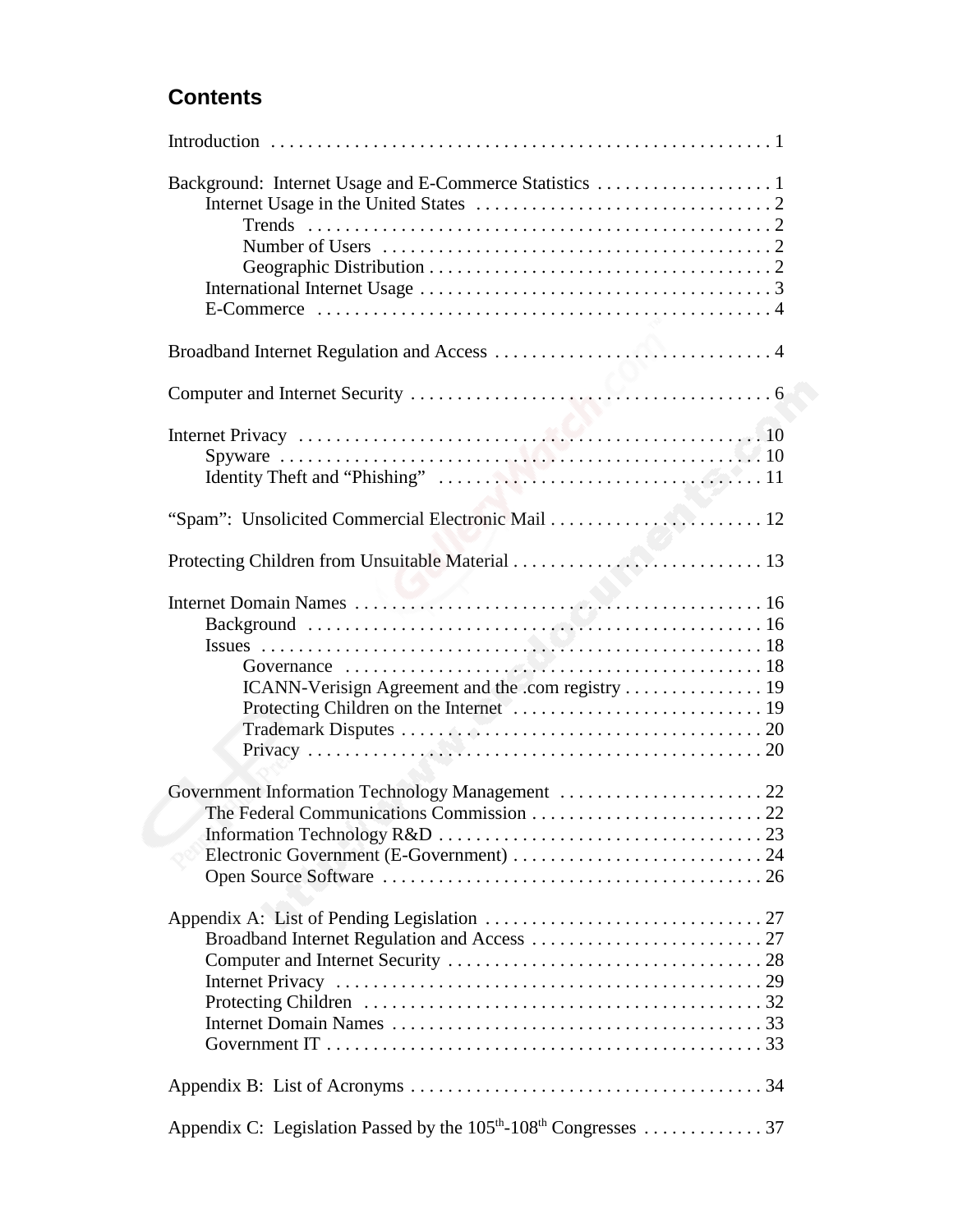## Contents

Introduction . . . . . . . . . . . . . . . . . . . . . . . . . . . . . . . . . . . . . . . . . . . . . . . . . . . . . 1

Background: Internet Usage and E-Commerce Statistics . . . . . . . . . . . . . . . . . . . 1
- Internet Usage in the United States . . . . . . . . . . . . . . . . . . . . . . . . . . . . . . . . 2
  - Trends . . . . . . . . . . . . . . . . . . . . . . . . . . . . . . . . . . . . . . . . . . . . . . . . . . . 2
  - Number of Users . . . . . . . . . . . . . . . . . . . . . . . . . . . . . . . . . . . . . . . . . . 2
  - Geographic Distribution . . . . . . . . . . . . . . . . . . . . . . . . . . . . . . . . . . . . . 2
- International Internet Usage . . . . . . . . . . . . . . . . . . . . . . . . . . . . . . . . . . . . . . 3
- E-Commerce . . . . . . . . . . . . . . . . . . . . . . . . . . . . . . . . . . . . . . . . . . . . . . . . . 4

Broadband Internet Regulation and Access . . . . . . . . . . . . . . . . . . . . . . . . . . . . . . 4

Computer and Internet Security . . . . . . . . . . . . . . . . . . . . . . . . . . . . . . . . . . . . . . . 6

Internet Privacy . . . . . . . . . . . . . . . . . . . . . . . . . . . . . . . . . . . . . . . . . . . . . . . . . . 10
- Spyware . . . . . . . . . . . . . . . . . . . . . . . . . . . . . . . . . . . . . . . . . . . . . . . . . . . 10
- Identity Theft and "Phishing" . . . . . . . . . . . . . . . . . . . . . . . . . . . . . . . . . . . 11

"Spam": Unsolicited Commercial Electronic Mail . . . . . . . . . . . . . . . . . . . . . . . 12

Protecting Children from Unsuitable Material . . . . . . . . . . . . . . . . . . . . . . . . . . . 13

Internet Domain Names . . . . . . . . . . . . . . . . . . . . . . . . . . . . . . . . . . . . . . . . . . . . 16
- Background . . . . . . . . . . . . . . . . . . . . . . . . . . . . . . . . . . . . . . . . . . . . . . . . . 16
- Issues . . . . . . . . . . . . . . . . . . . . . . . . . . . . . . . . . . . . . . . . . . . . . . . . . . . . . 18
  - Governance . . . . . . . . . . . . . . . . . . . . . . . . . . . . . . . . . . . . . . . . . . . . . . 18
  - ICANN-Verisign Agreement and the .com registry . . . . . . . . . . . . . . . 19
  - Protecting Children on the Internet . . . . . . . . . . . . . . . . . . . . . . . . . . . 19
  - Trademark Disputes . . . . . . . . . . . . . . . . . . . . . . . . . . . . . . . . . . . . . . . 20
  - Privacy . . . . . . . . . . . . . . . . . . . . . . . . . . . . . . . . . . . . . . . . . . . . . . . . . 20

Government Information Technology Management . . . . . . . . . . . . . . . . . . . . . . 22
- The Federal Communications Commission . . . . . . . . . . . . . . . . . . . . . . . . . . 22
- Information Technology R&D . . . . . . . . . . . . . . . . . . . . . . . . . . . . . . . . . . . 23
- Electronic Government (E-Government) . . . . . . . . . . . . . . . . . . . . . . . . . . . 24
- Open Source Software . . . . . . . . . . . . . . . . . . . . . . . . . . . . . . . . . . . . . . . . . 26

Appendix A: List of Pending Legislation . . . . . . . . . . . . . . . . . . . . . . . . . . . . . . 27
- Broadband Internet Regulation and Access . . . . . . . . . . . . . . . . . . . . . . . . . 27
- Computer and Internet Security . . . . . . . . . . . . . . . . . . . . . . . . . . . . . . . . . . 28
- Internet Privacy . . . . . . . . . . . . . . . . . . . . . . . . . . . . . . . . . . . . . . . . . . . . . . 29
- Protecting Children . . . . . . . . . . . . . . . . . . . . . . . . . . . . . . . . . . . . . . . . . . . 32
- Internet Domain Names . . . . . . . . . . . . . . . . . . . . . . . . . . . . . . . . . . . . . . . . 33
- Government IT . . . . . . . . . . . . . . . . . . . . . . . . . . . . . . . . . . . . . . . . . . . . . . . 33

Appendix B: List of Acronyms . . . . . . . . . . . . . . . . . . . . . . . . . . . . . . . . . . . . . . 34

Appendix C: Legislation Passed by the 105th-108th Congresses . . . . . . . . . . . . . 37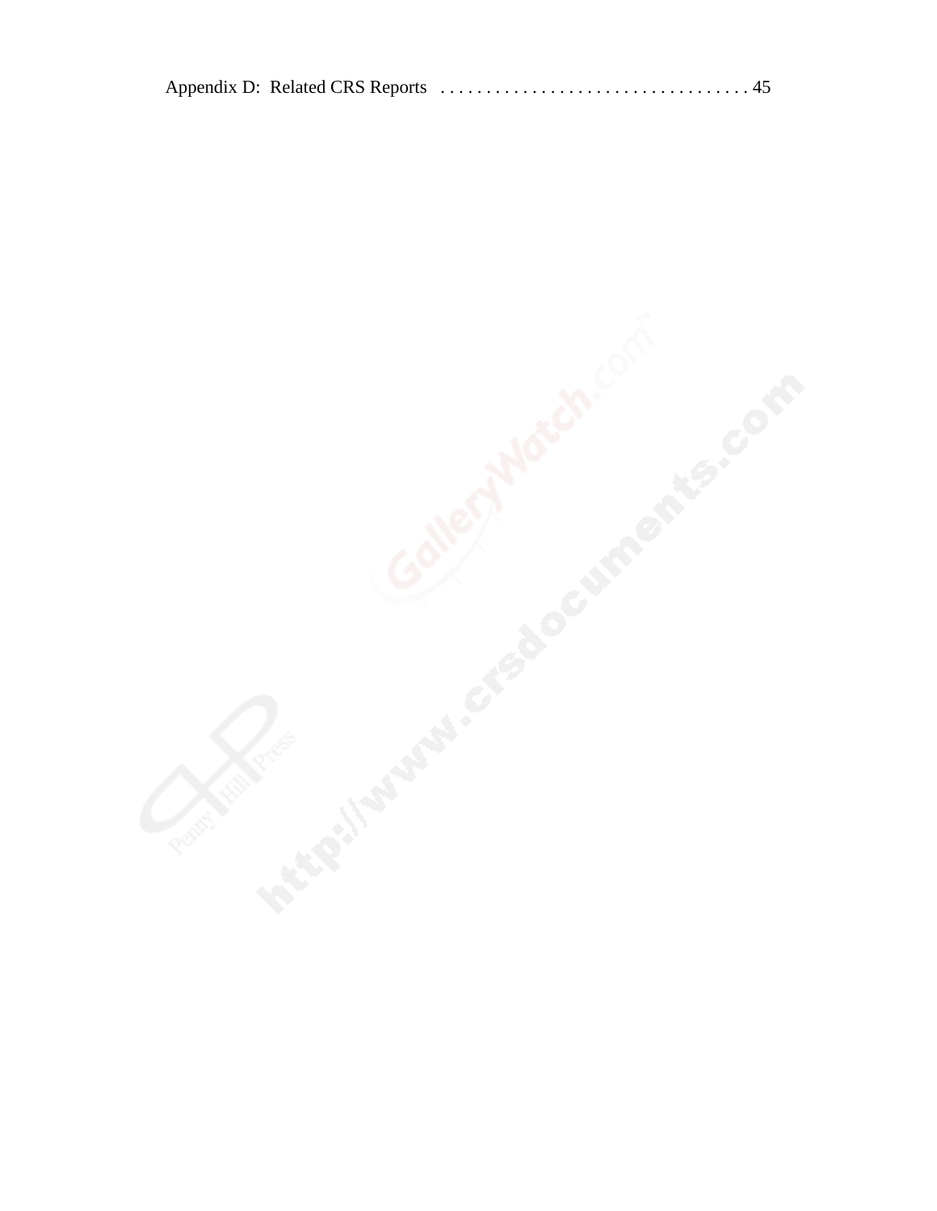Appendix D: Related CRS Reports . . . . . . . . . . . . . . . . . . . . . . . . . . . . . . . . . . 45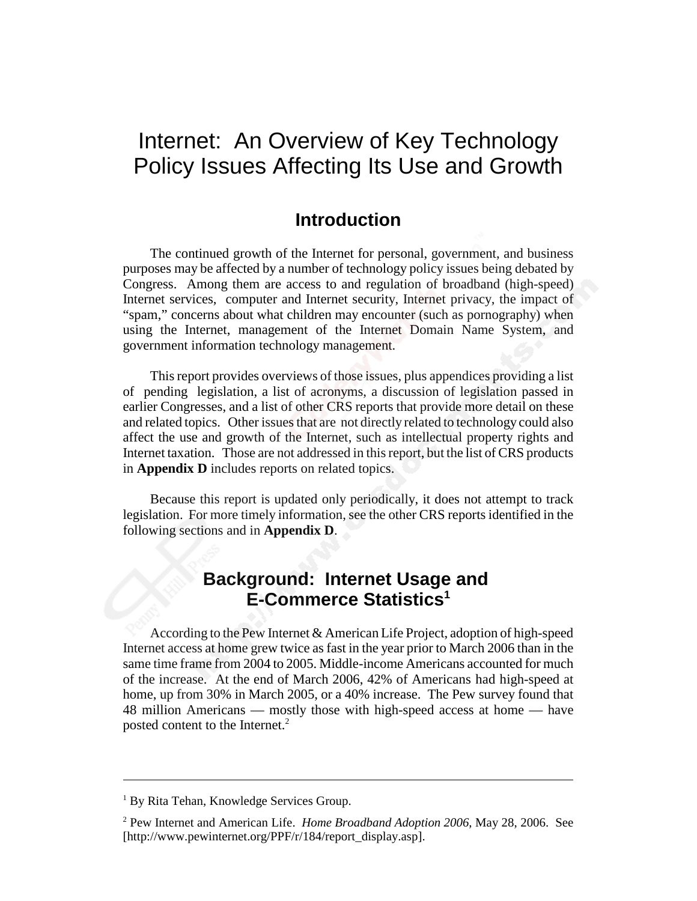# Internet: An Overview of Key Technology Policy Issues Affecting Its Use and Growth

## Introduction

The continued growth of the Internet for personal, government, and business purposes may be affected by a number of technology policy issues being debated by Congress. Among them are access to and regulation of broadband (high-speed) Internet services, computer and Internet security, Internet privacy, the impact of "spam," concerns about what children may encounter (such as pornography) when using the Internet, management of the Internet Domain Name System, and government information technology management.

This report provides overviews of those issues, plus appendices providing a list of pending legislation, a list of acronyms, a discussion of legislation passed in earlier Congresses, and a list of other CRS reports that provide more detail on these and related topics. Other issues that are not directly related to technology could also affect the use and growth of the Internet, such as intellectual property rights and Internet taxation. Those are not addressed in this report, but the list of CRS products in **Appendix D** includes reports on related topics.

Because this report is updated only periodically, it does not attempt to track legislation. For more timely information, see the other CRS reports identified in the following sections and in **Appendix D**.

## Background: Internet Usage and E-Commerce Statistics[1]

According to the Pew Internet & American Life Project, adoption of high-speed Internet access at home grew twice as fast in the year prior to March 2006 than in the same time frame from 2004 to 2005. Middle-income Americans accounted for much of the increase. At the end of March 2006, 42% of Americans had high-speed at home, up from 30% in March 2005, or a 40% increase. The Pew survey found that 48 million Americans — mostly those with high-speed access at home — have posted content to the Internet.[2]

---

[1] By Rita Tehan, Knowledge Services Group.

[2] Pew Internet and American Life. *Home Broadband Adoption 2006*, May 28, 2006. See [http://www.pewinternet.org/PPF/r/184/report_display.asp].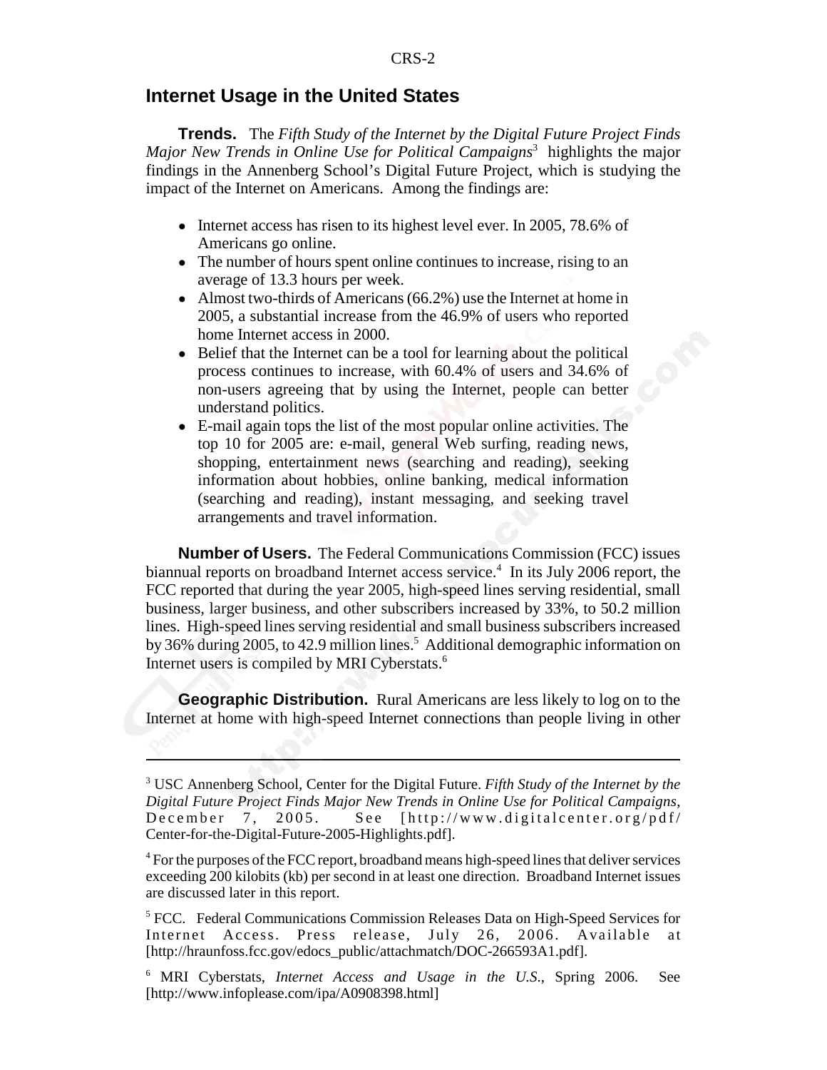## Internet Usage in the United States

**Trends.** The *Fifth Study of the Internet by the Digital Future Project Finds Major New Trends in Online Use for Political Campaigns*[3] highlights the major findings in the Annenberg School's Digital Future Project, which is studying the impact of the Internet on Americans. Among the findings are:

- Internet access has risen to its highest level ever. In 2005, 78.6% of Americans go online.
- The number of hours spent online continues to increase, rising to an average of 13.3 hours per week.
- Almost two-thirds of Americans (66.2%) use the Internet at home in 2005, a substantial increase from the 46.9% of users who reported home Internet access in 2000.
- Belief that the Internet can be a tool for learning about the political process continues to increase, with 60.4% of users and 34.6% of non-users agreeing that by using the Internet, people can better understand politics.
- E-mail again tops the list of the most popular online activities. The top 10 for 2005 are: e-mail, general Web surfing, reading news, shopping, entertainment news (searching and reading), seeking information about hobbies, online banking, medical information (searching and reading), instant messaging, and seeking travel arrangements and travel information.

**Number of Users.** The Federal Communications Commission (FCC) issues biannual reports on broadband Internet access service.[4] In its July 2006 report, the FCC reported that during the year 2005, high-speed lines serving residential, small business, larger business, and other subscribers increased by 33%, to 50.2 million lines. High-speed lines serving residential and small business subscribers increased by 36% during 2005, to 42.9 million lines.[5] Additional demographic information on Internet users is compiled by MRI Cyberstats.[6]

**Geographic Distribution.** Rural Americans are less likely to log on to the Internet at home with high-speed Internet connections than people living in other

---

[3] USC Annenberg School, Center for the Digital Future. *Fifth Study of the Internet by the Digital Future Project Finds Major New Trends in Online Use for Political Campaigns*, December 7, 2005. See [http://www.digitalcenter.org/pdf/Center-for-the-Digital-Future-2005-Highlights.pdf].

[4] For the purposes of the FCC report, broadband means high-speed lines that deliver services exceeding 200 kilobits (kb) per second in at least one direction. Broadband Internet issues are discussed later in this report.

[5] FCC. Federal Communications Commission Releases Data on High-Speed Services for Internet Access. Press release, July 26, 2006. Available at [http://hraunfoss.fcc.gov/edocs_public/attachmatch/DOC-266593A1.pdf].

[6] MRI Cyberstats, *Internet Access and Usage in the U.S.*, Spring 2006. See [http://www.infoplease.com/ipa/A0908398.html]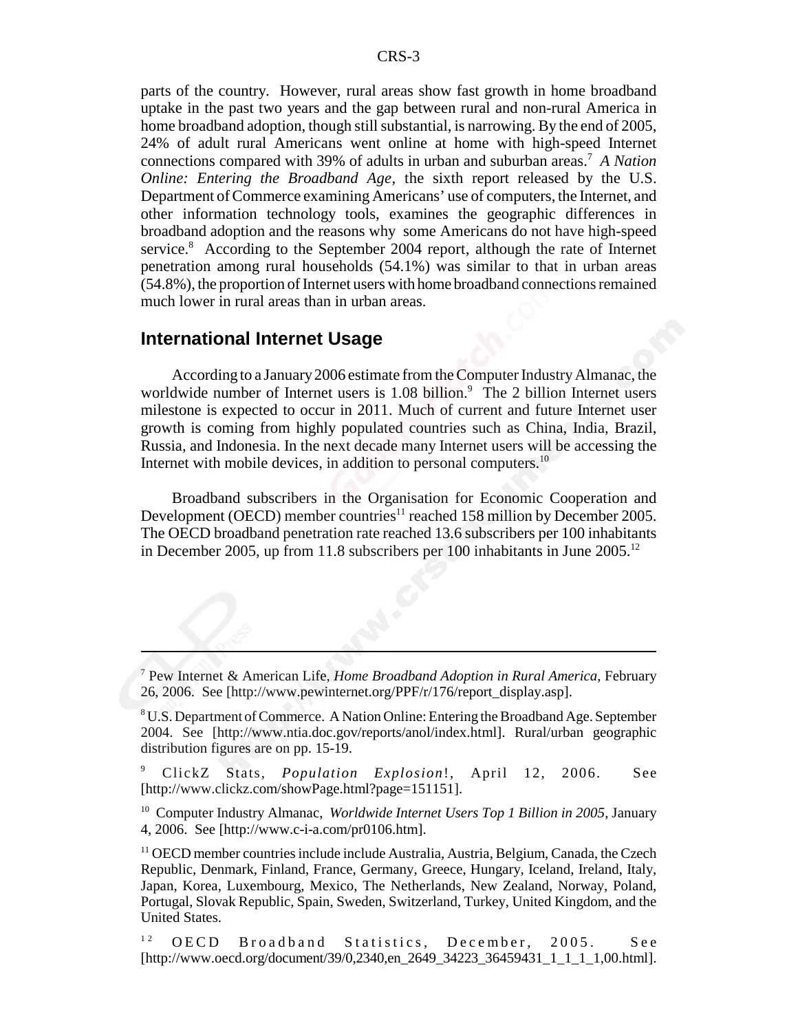parts of the country. However, rural areas show fast growth in home broadband uptake in the past two years and the gap between rural and non-rural America in home broadband adoption, though still substantial, is narrowing. By the end of 2005, 24% of adult rural Americans went online at home with high-speed Internet connections compared with 39% of adults in urban and suburban areas.[7] *A Nation Online: Entering the Broadband Age*, the sixth report released by the U.S. Department of Commerce examining Americans' use of computers, the Internet, and other information technology tools, examines the geographic differences in broadband adoption and the reasons why some Americans do not have high-speed service.[8] According to the September 2004 report, although the rate of Internet penetration among rural households (54.1%) was similar to that in urban areas (54.8%), the proportion of Internet users with home broadband connections remained much lower in rural areas than in urban areas.

## International Internet Usage

According to a January 2006 estimate from the Computer Industry Almanac, the worldwide number of Internet users is 1.08 billion.[9] The 2 billion Internet users milestone is expected to occur in 2011. Much of current and future Internet user growth is coming from highly populated countries such as China, India, Brazil, Russia, and Indonesia. In the next decade many Internet users will be accessing the Internet with mobile devices, in addition to personal computers.[10]

Broadband subscribers in the Organisation for Economic Cooperation and Development (OECD) member countries[11] reached 158 million by December 2005. The OECD broadband penetration rate reached 13.6 subscribers per 100 inhabitants in December 2005, up from 11.8 subscribers per 100 inhabitants in June 2005.[12]

---

[7] Pew Internet & American Life, *Home Broadband Adoption in Rural America*, February 26, 2006. See [http://www.pewinternet.org/PPF/r/176/report_display.asp].

[8] U.S. Department of Commerce. A Nation Online: Entering the Broadband Age. September 2004. See [http://www.ntia.doc.gov/reports/anol/index.html]. Rural/urban geographic distribution figures are on pp. 15-19.

[9] ClickZ Stats, *Population Explosion*!, April 12, 2006. See [http://www.clickz.com/showPage.html?page=151151].

[10] Computer Industry Almanac, *Worldwide Internet Users Top 1 Billion in 2005*, January 4, 2006. See [http://www.c-i-a.com/pr0106.htm].

[11] OECD member countries include include Australia, Austria, Belgium, Canada, the Czech Republic, Denmark, Finland, France, Germany, Greece, Hungary, Iceland, Ireland, Italy, Japan, Korea, Luxembourg, Mexico, The Netherlands, New Zealand, Norway, Poland, Portugal, Slovak Republic, Spain, Sweden, Switzerland, Turkey, United Kingdom, and the United States.

[12] OECD Broadband Statistics, December, 2005. See [http://www.oecd.org/document/39/0,2340,en_2649_34223_36459431_1_1_1_1,00.html].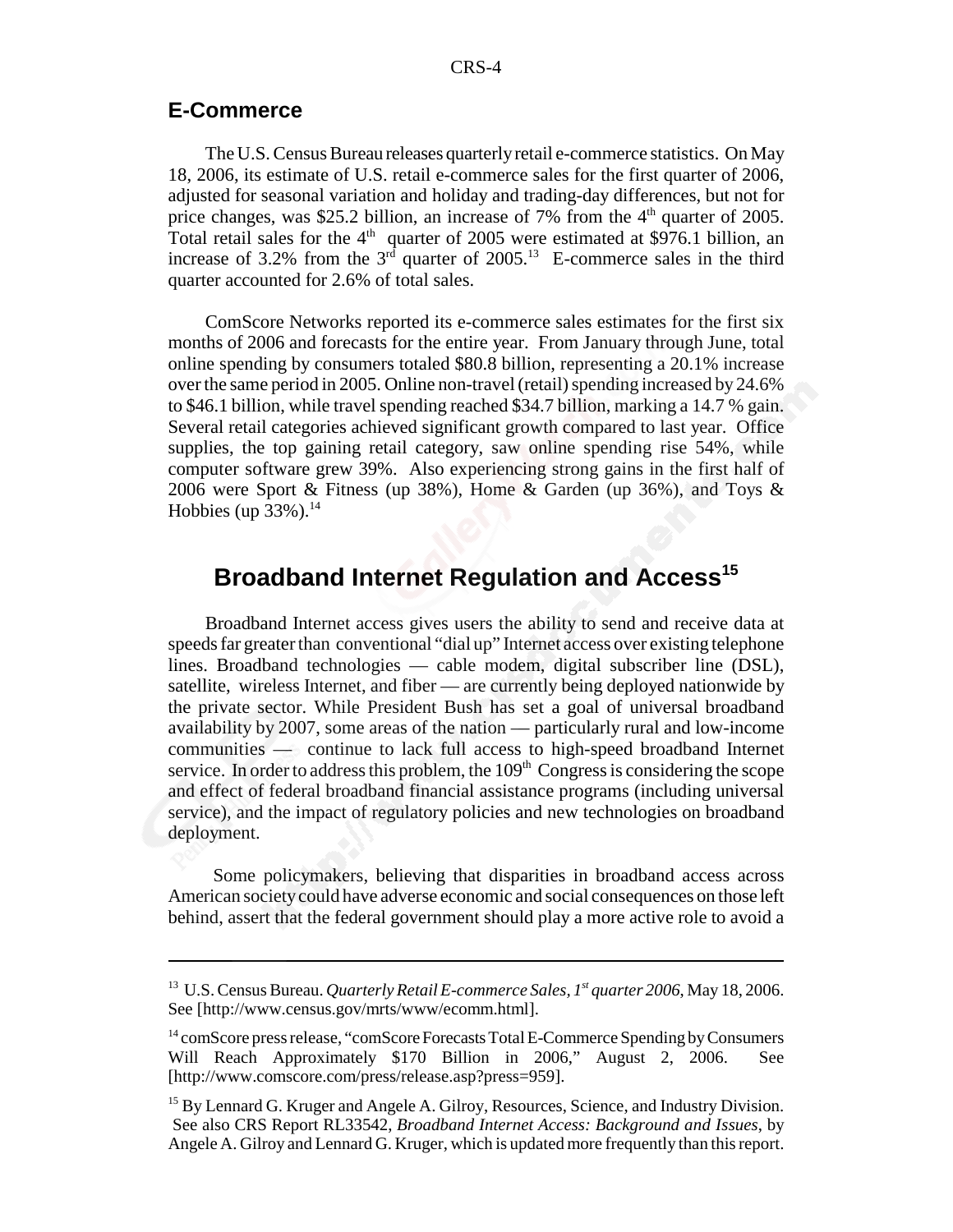## E-Commerce

The U.S. Census Bureau releases quarterly retail e-commerce statistics. On May 18, 2006, its estimate of U.S. retail e-commerce sales for the first quarter of 2006, adjusted for seasonal variation and holiday and trading-day differences, but not for price changes, was $25.2 billion, an increase of 7% from the 4th quarter of 2005. Total retail sales for the 4th quarter of 2005 were estimated at $976.1 billion, an increase of 3.2% from the 3rd quarter of 2005.[13] E-commerce sales in the third quarter accounted for 2.6% of total sales.

ComScore Networks reported its e-commerce sales estimates for the first six months of 2006 and forecasts for the entire year. From January through June, total online spending by consumers totaled $80.8 billion, representing a 20.1% increase over the same period in 2005. Online non-travel (retail) spending increased by 24.6% to $46.1 billion, while travel spending reached $34.7 billion, marking a 14.7 % gain. Several retail categories achieved significant growth compared to last year. Office supplies, the top gaining retail category, saw online spending rise 54%, while computer software grew 39%. Also experiencing strong gains in the first half of 2006 were Sport & Fitness (up 38%), Home & Garden (up 36%), and Toys & Hobbies (up 33%).[14]

# Broadband Internet Regulation and Access[15]

Broadband Internet access gives users the ability to send and receive data at speeds far greater than conventional "dial up" Internet access over existing telephone lines. Broadband technologies — cable modem, digital subscriber line (DSL), satellite, wireless Internet, and fiber — are currently being deployed nationwide by the private sector. While President Bush has set a goal of universal broadband availability by 2007, some areas of the nation — particularly rural and low-income communities — continue to lack full access to high-speed broadband Internet service. In order to address this problem, the 109th Congress is considering the scope and effect of federal broadband financial assistance programs (including universal service), and the impact of regulatory policies and new technologies on broadband deployment.

Some policymakers, believing that disparities in broadband access across American society could have adverse economic and social consequences on those left behind, assert that the federal government should play a more active role to avoid a

---

[13] U.S. Census Bureau. *Quarterly Retail E-commerce Sales, 1st quarter 2006*, May 18, 2006. See [http://www.census.gov/mrts/www/ecomm.html].

[14] comScore press release, "comScore Forecasts Total E-Commerce Spending by Consumers Will Reach Approximately $170 Billion in 2006," August 2, 2006. See [http://www.comscore.com/press/release.asp?press=959].

[15] By Lennard G. Kruger and Angele A. Gilroy, Resources, Science, and Industry Division. See also CRS Report RL33542, *Broadband Internet Access: Background and Issues*, by Angele A. Gilroy and Lennard G. Kruger, which is updated more frequently than this report.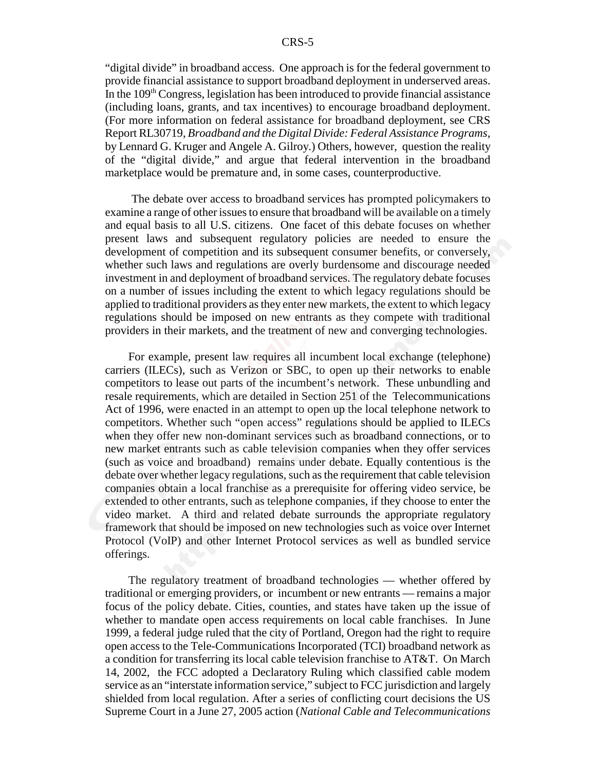"digital divide" in broadband access. One approach is for the federal government to provide financial assistance to support broadband deployment in underserved areas. In the 109th Congress, legislation has been introduced to provide financial assistance (including loans, grants, and tax incentives) to encourage broadband deployment. (For more information on federal assistance for broadband deployment, see CRS Report RL30719, *Broadband and the Digital Divide: Federal Assistance Programs*, by Lennard G. Kruger and Angele A. Gilroy.) Others, however, question the reality of the "digital divide," and argue that federal intervention in the broadband marketplace would be premature and, in some cases, counterproductive.

The debate over access to broadband services has prompted policymakers to examine a range of other issues to ensure that broadband will be available on a timely and equal basis to all U.S. citizens. One facet of this debate focuses on whether present laws and subsequent regulatory policies are needed to ensure the development of competition and its subsequent consumer benefits, or conversely, whether such laws and regulations are overly burdensome and discourage needed investment in and deployment of broadband services. The regulatory debate focuses on a number of issues including the extent to which legacy regulations should be applied to traditional providers as they enter new markets, the extent to which legacy regulations should be imposed on new entrants as they compete with traditional providers in their markets, and the treatment of new and converging technologies.

For example, present law requires all incumbent local exchange (telephone) carriers (ILECs), such as Verizon or SBC, to open up their networks to enable competitors to lease out parts of the incumbent's network. These unbundling and resale requirements, which are detailed in Section 251 of the Telecommunications Act of 1996, were enacted in an attempt to open up the local telephone network to competitors. Whether such "open access" regulations should be applied to ILECs when they offer new non-dominant services such as broadband connections, or to new market entrants such as cable television companies when they offer services (such as voice and broadband) remains under debate. Equally contentious is the debate over whether legacy regulations, such as the requirement that cable television companies obtain a local franchise as a prerequisite for offering video service, be extended to other entrants, such as telephone companies, if they choose to enter the video market. A third and related debate surrounds the appropriate regulatory framework that should be imposed on new technologies such as voice over Internet Protocol (VoIP) and other Internet Protocol services as well as bundled service offerings.

The regulatory treatment of broadband technologies — whether offered by traditional or emerging providers, or incumbent or new entrants — remains a major focus of the policy debate. Cities, counties, and states have taken up the issue of whether to mandate open access requirements on local cable franchises. In June 1999, a federal judge ruled that the city of Portland, Oregon had the right to require open access to the Tele-Communications Incorporated (TCI) broadband network as a condition for transferring its local cable television franchise to AT&T. On March 14, 2002, the FCC adopted a Declaratory Ruling which classified cable modem service as an "interstate information service," subject to FCC jurisdiction and largely shielded from local regulation. After a series of conflicting court decisions the US Supreme Court in a June 27, 2005 action (*National Cable and Telecommunications*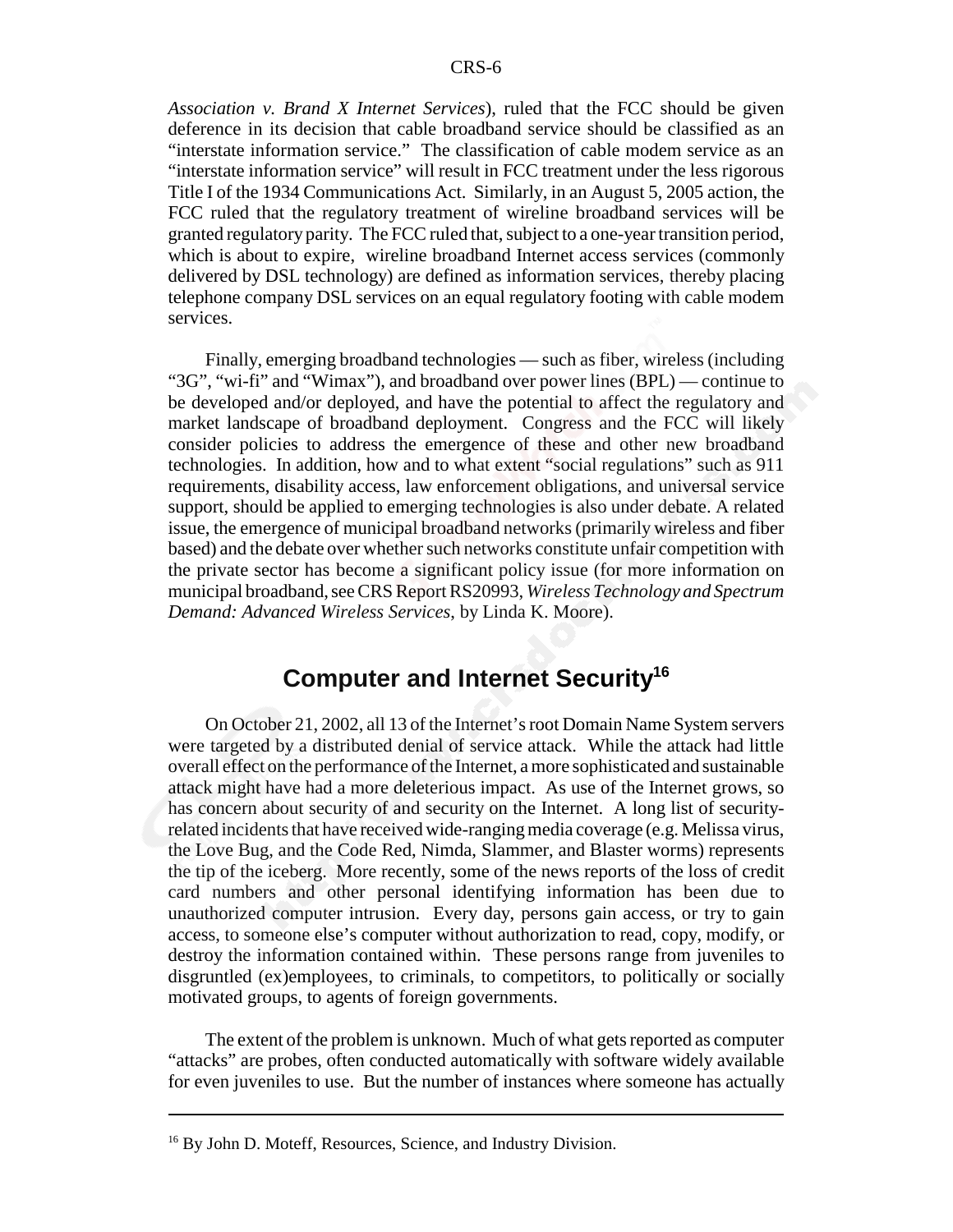*Association v. Brand X Internet Services*), ruled that the FCC should be given deference in its decision that cable broadband service should be classified as an "interstate information service." The classification of cable modem service as an "interstate information service" will result in FCC treatment under the less rigorous Title I of the 1934 Communications Act. Similarly, in an August 5, 2005 action, the FCC ruled that the regulatory treatment of wireline broadband services will be granted regulatory parity. The FCC ruled that, subject to a one-year transition period, which is about to expire, wireline broadband Internet access services (commonly delivered by DSL technology) are defined as information services, thereby placing telephone company DSL services on an equal regulatory footing with cable modem services.

Finally, emerging broadband technologies — such as fiber, wireless (including "3G", "wi-fi" and "Wimax"), and broadband over power lines (BPL) — continue to be developed and/or deployed, and have the potential to affect the regulatory and market landscape of broadband deployment. Congress and the FCC will likely consider policies to address the emergence of these and other new broadband technologies. In addition, how and to what extent "social regulations" such as 911 requirements, disability access, law enforcement obligations, and universal service support, should be applied to emerging technologies is also under debate. A related issue, the emergence of municipal broadband networks (primarily wireless and fiber based) and the debate over whether such networks constitute unfair competition with the private sector has become a significant policy issue (for more information on municipal broadband, see CRS Report RS20993, *Wireless Technology and Spectrum Demand: Advanced Wireless Services*, by Linda K. Moore).

## Computer and Internet Security[16]

On October 21, 2002, all 13 of the Internet's root Domain Name System servers were targeted by a distributed denial of service attack. While the attack had little overall effect on the performance of the Internet, a more sophisticated and sustainable attack might have had a more deleterious impact. As use of the Internet grows, so has concern about security of and security on the Internet. A long list of security-related incidents that have received wide-ranging media coverage (e.g. Melissa virus, the Love Bug, and the Code Red, Nimda, Slammer, and Blaster worms) represents the tip of the iceberg. More recently, some of the news reports of the loss of credit card numbers and other personal identifying information has been due to unauthorized computer intrusion. Every day, persons gain access, or try to gain access, to someone else's computer without authorization to read, copy, modify, or destroy the information contained within. These persons range from juveniles to disgruntled (ex)employees, to criminals, to competitors, to politically or socially motivated groups, to agents of foreign governments.

The extent of the problem is unknown. Much of what gets reported as computer "attacks" are probes, often conducted automatically with software widely available for even juveniles to use. But the number of instances where someone has actually

---

[16] By John D. Moteff, Resources, Science, and Industry Division.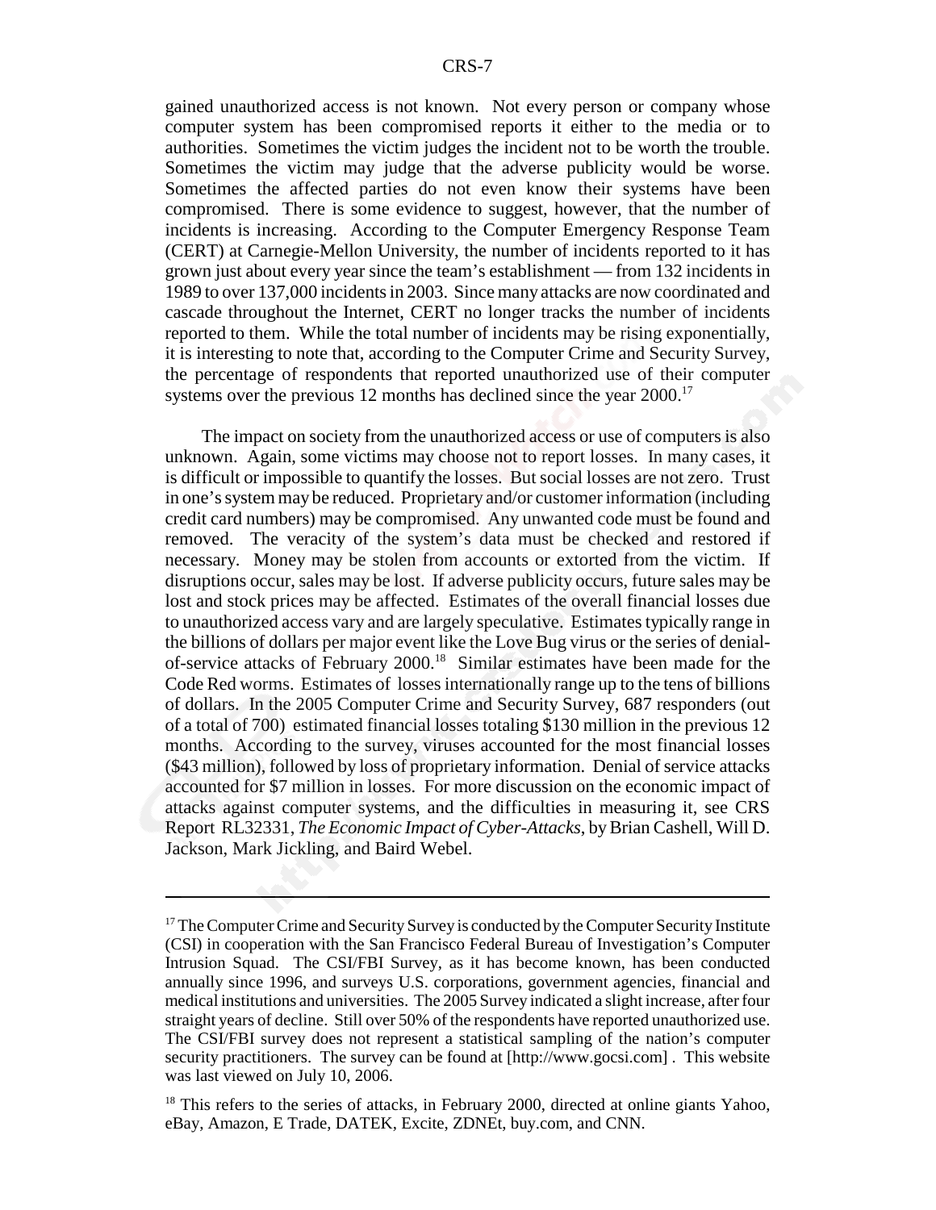gained unauthorized access is not known. Not every person or company whose computer system has been compromised reports it either to the media or to authorities. Sometimes the victim judges the incident not to be worth the trouble. Sometimes the victim may judge that the adverse publicity would be worse. Sometimes the affected parties do not even know their systems have been compromised. There is some evidence to suggest, however, that the number of incidents is increasing. According to the Computer Emergency Response Team (CERT) at Carnegie-Mellon University, the number of incidents reported to it has grown just about every year since the team's establishment — from 132 incidents in 1989 to over 137,000 incidents in 2003. Since many attacks are now coordinated and cascade throughout the Internet, CERT no longer tracks the number of incidents reported to them. While the total number of incidents may be rising exponentially, it is interesting to note that, according to the Computer Crime and Security Survey, the percentage of respondents that reported unauthorized use of their computer systems over the previous 12 months has declined since the year 2000.[17]

The impact on society from the unauthorized access or use of computers is also unknown. Again, some victims may choose not to report losses. In many cases, it is difficult or impossible to quantify the losses. But social losses are not zero. Trust in one's system may be reduced. Proprietary and/or customer information (including credit card numbers) may be compromised. Any unwanted code must be found and removed. The veracity of the system's data must be checked and restored if necessary. Money may be stolen from accounts or extorted from the victim. If disruptions occur, sales may be lost. If adverse publicity occurs, future sales may be lost and stock prices may be affected. Estimates of the overall financial losses due to unauthorized access vary and are largely speculative. Estimates typically range in the billions of dollars per major event like the Love Bug virus or the series of denial-of-service attacks of February 2000.[18] Similar estimates have been made for the Code Red worms. Estimates of losses internationally range up to the tens of billions of dollars. In the 2005 Computer Crime and Security Survey, 687 responders (out of a total of 700) estimated financial losses totaling $130 million in the previous 12 months. According to the survey, viruses accounted for the most financial losses ($43 million), followed by loss of proprietary information. Denial of service attacks accounted for $7 million in losses. For more discussion on the economic impact of attacks against computer systems, and the difficulties in measuring it, see CRS Report RL32331, *The Economic Impact of Cyber-Attacks*, by Brian Cashell, Will D. Jackson, Mark Jickling, and Baird Webel.

---

[17] The Computer Crime and Security Survey is conducted by the Computer Security Institute (CSI) in cooperation with the San Francisco Federal Bureau of Investigation's Computer Intrusion Squad. The CSI/FBI Survey, as it has become known, has been conducted annually since 1996, and surveys U.S. corporations, government agencies, financial and medical institutions and universities. The 2005 Survey indicated a slight increase, after four straight years of decline. Still over 50% of the respondents have reported unauthorized use. The CSI/FBI survey does not represent a statistical sampling of the nation's computer security practitioners. The survey can be found at [http://www.gocsi.com] . This website was last viewed on July 10, 2006.

[18] This refers to the series of attacks, in February 2000, directed at online giants Yahoo, eBay, Amazon, E Trade, DATEK, Excite, ZDNEt, buy.com, and CNN.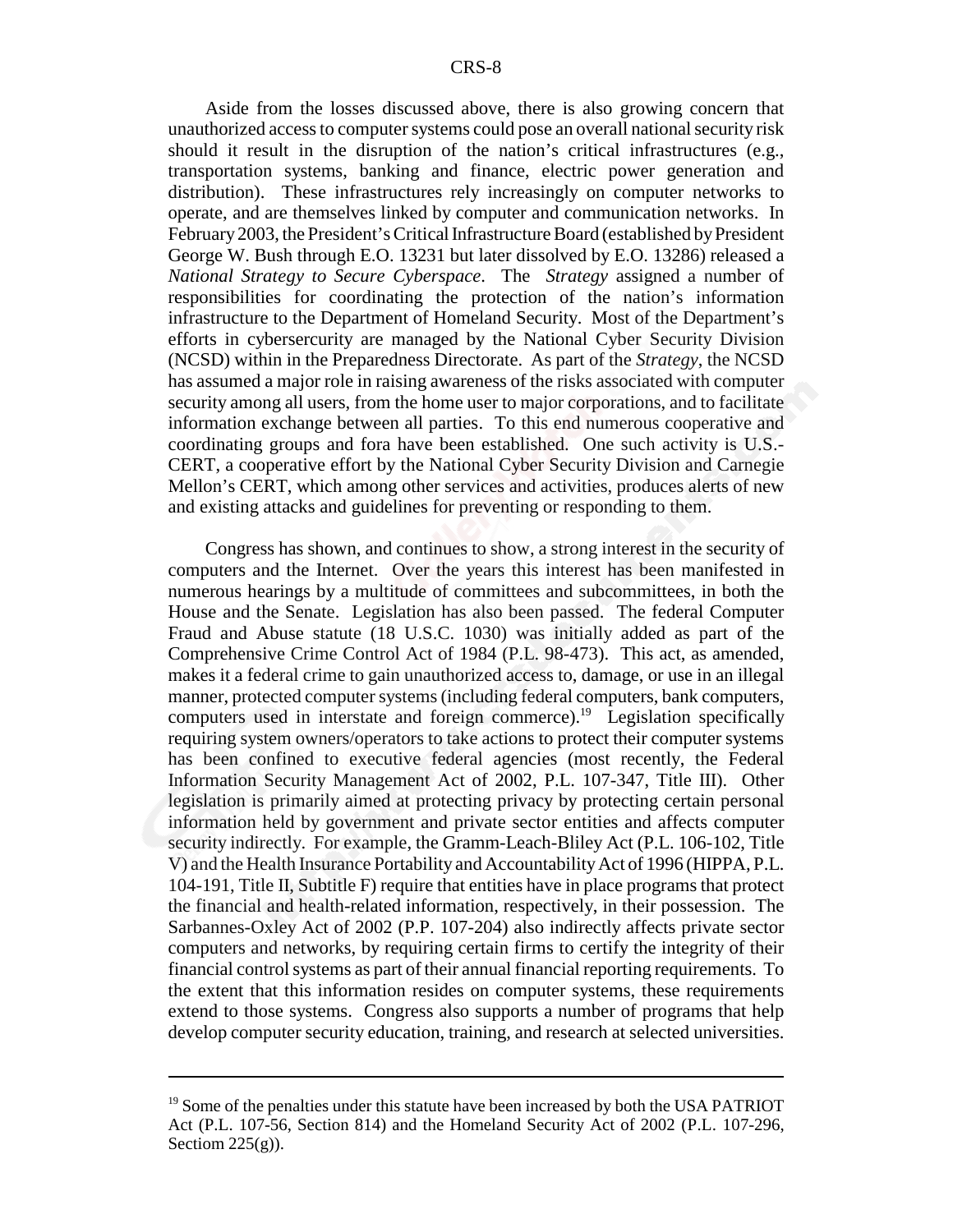Aside from the losses discussed above, there is also growing concern that unauthorized access to computer systems could pose an overall national security risk should it result in the disruption of the nation's critical infrastructures (e.g., transportation systems, banking and finance, electric power generation and distribution). These infrastructures rely increasingly on computer networks to operate, and are themselves linked by computer and communication networks. In February 2003, the President's Critical Infrastructure Board (established by President George W. Bush through E.O. 13231 but later dissolved by E.O. 13286) released a *National Strategy to Secure Cyberspace*. The *Strategy* assigned a number of responsibilities for coordinating the protection of the nation's information infrastructure to the Department of Homeland Security. Most of the Department's efforts in cybersercurity are managed by the National Cyber Security Division (NCSD) within in the Preparedness Directorate. As part of the *Strategy*, the NCSD has assumed a major role in raising awareness of the risks associated with computer security among all users, from the home user to major corporations, and to facilitate information exchange between all parties. To this end numerous cooperative and coordinating groups and fora have been established. One such activity is U.S.-CERT, a cooperative effort by the National Cyber Security Division and Carnegie Mellon's CERT, which among other services and activities, produces alerts of new and existing attacks and guidelines for preventing or responding to them.

Congress has shown, and continues to show, a strong interest in the security of computers and the Internet. Over the years this interest has been manifested in numerous hearings by a multitude of committees and subcommittees, in both the House and the Senate. Legislation has also been passed. The federal Computer Fraud and Abuse statute (18 U.S.C. 1030) was initially added as part of the Comprehensive Crime Control Act of 1984 (P.L. 98-473). This act, as amended, makes it a federal crime to gain unauthorized access to, damage, or use in an illegal manner, protected computer systems (including federal computers, bank computers, computers used in interstate and foreign commerce).[19] Legislation specifically requiring system owners/operators to take actions to protect their computer systems has been confined to executive federal agencies (most recently, the Federal Information Security Management Act of 2002, P.L. 107-347, Title III). Other legislation is primarily aimed at protecting privacy by protecting certain personal information held by government and private sector entities and affects computer security indirectly. For example, the Gramm-Leach-Bliley Act (P.L. 106-102, Title V) and the Health Insurance Portability and Accountability Act of 1996 (HIPPA, P.L. 104-191, Title II, Subtitle F) require that entities have in place programs that protect the financial and health-related information, respectively, in their possession. The Sarbannes-Oxley Act of 2002 (P.P. 107-204) also indirectly affects private sector computers and networks, by requiring certain firms to certify the integrity of their financial control systems as part of their annual financial reporting requirements. To the extent that this information resides on computer systems, these requirements extend to those systems. Congress also supports a number of programs that help develop computer security education, training, and research at selected universities.

---

[19] Some of the penalties under this statute have been increased by both the USA PATRIOT Act (P.L. 107-56, Section 814) and the Homeland Security Act of 2002 (P.L. 107-296, Sectiom 225(g)).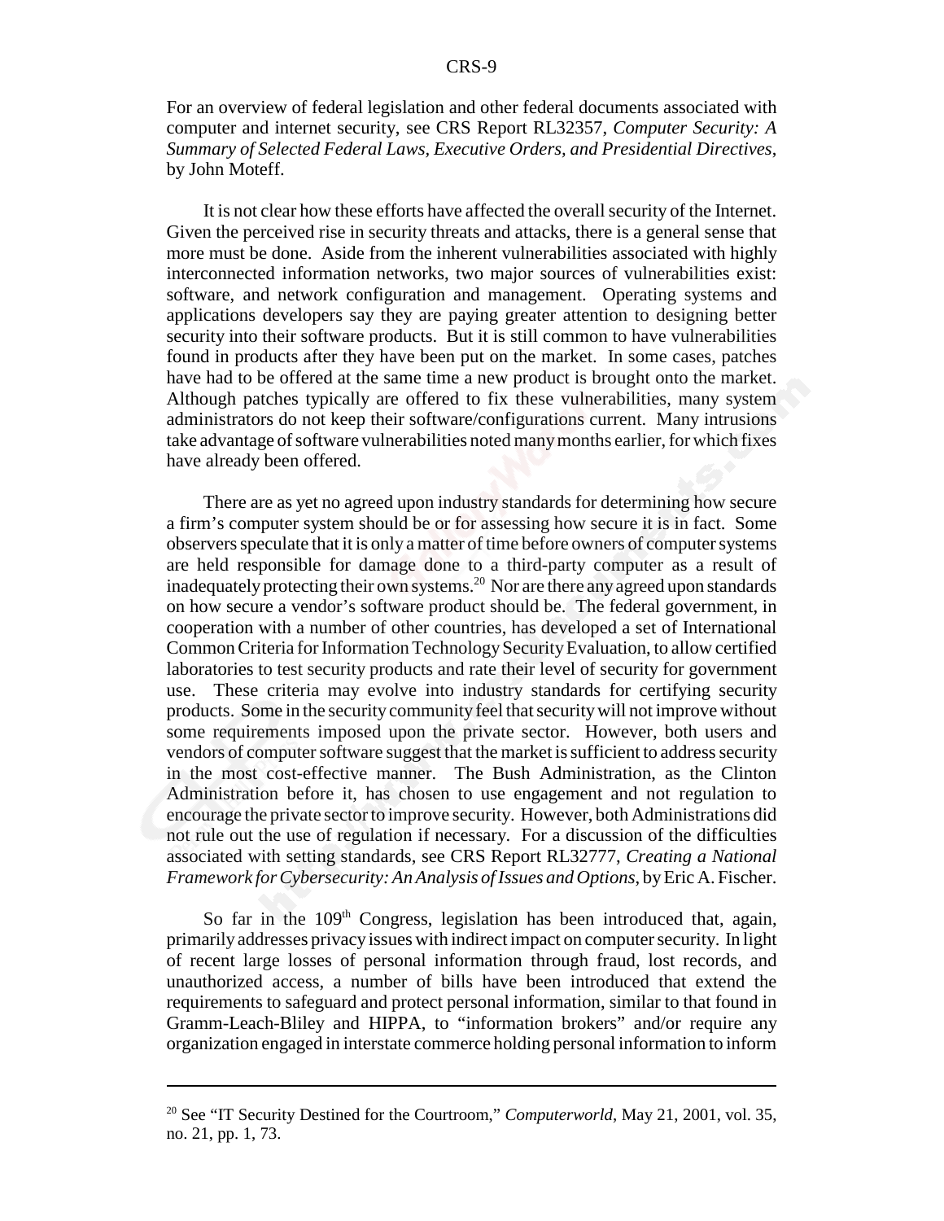For an overview of federal legislation and other federal documents associated with computer and internet security, see CRS Report RL32357, *Computer Security: A Summary of Selected Federal Laws, Executive Orders, and Presidential Directives*, by John Moteff.

It is not clear how these efforts have affected the overall security of the Internet. Given the perceived rise in security threats and attacks, there is a general sense that more must be done. Aside from the inherent vulnerabilities associated with highly interconnected information networks, two major sources of vulnerabilities exist: software, and network configuration and management. Operating systems and applications developers say they are paying greater attention to designing better security into their software products. But it is still common to have vulnerabilities found in products after they have been put on the market. In some cases, patches have had to be offered at the same time a new product is brought onto the market. Although patches typically are offered to fix these vulnerabilities, many system administrators do not keep their software/configurations current. Many intrusions take advantage of software vulnerabilities noted many months earlier, for which fixes have already been offered.

There are as yet no agreed upon industry standards for determining how secure a firm's computer system should be or for assessing how secure it is in fact. Some observers speculate that it is only a matter of time before owners of computer systems are held responsible for damage done to a third-party computer as a result of inadequately protecting their own systems.[20] Nor are there any agreed upon standards on how secure a vendor's software product should be. The federal government, in cooperation with a number of other countries, has developed a set of International Common Criteria for Information Technology Security Evaluation, to allow certified laboratories to test security products and rate their level of security for government use. These criteria may evolve into industry standards for certifying security products. Some in the security community feel that security will not improve without some requirements imposed upon the private sector. However, both users and vendors of computer software suggest that the market is sufficient to address security in the most cost-effective manner. The Bush Administration, as the Clinton Administration before it, has chosen to use engagement and not regulation to encourage the private sector to improve security. However, both Administrations did not rule out the use of regulation if necessary. For a discussion of the difficulties associated with setting standards, see CRS Report RL32777, *Creating a National Framework for Cybersecurity: An Analysis of Issues and Options*, by Eric A. Fischer.

So far in the 109th Congress, legislation has been introduced that, again, primarily addresses privacy issues with indirect impact on computer security. In light of recent large losses of personal information through fraud, lost records, and unauthorized access, a number of bills have been introduced that extend the requirements to safeguard and protect personal information, similar to that found in Gramm-Leach-Bliley and HIPPA, to "information brokers" and/or require any organization engaged in interstate commerce holding personal information to inform

[20] See "IT Security Destined for the Courtroom," *Computerworld*, May 21, 2001, vol. 35, no. 21, pp. 1, 73.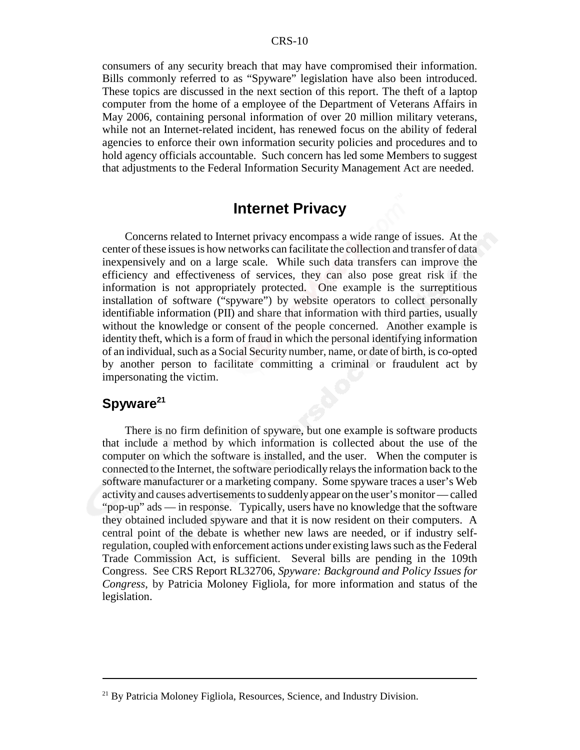consumers of any security breach that may have compromised their information. Bills commonly referred to as "Spyware" legislation have also been introduced. These topics are discussed in the next section of this report. The theft of a laptop computer from the home of a employee of the Department of Veterans Affairs in May 2006, containing personal information of over 20 million military veterans, while not an Internet-related incident, has renewed focus on the ability of federal agencies to enforce their own information security policies and procedures and to hold agency officials accountable. Such concern has led some Members to suggest that adjustments to the Federal Information Security Management Act are needed.

## Internet Privacy

Concerns related to Internet privacy encompass a wide range of issues. At the center of these issues is how networks can facilitate the collection and transfer of data inexpensively and on a large scale. While such data transfers can improve the efficiency and effectiveness of services, they can also pose great risk if the information is not appropriately protected. One example is the surreptitious installation of software ("spyware") by website operators to collect personally identifiable information (PII) and share that information with third parties, usually without the knowledge or consent of the people concerned. Another example is identity theft, which is a form of fraud in which the personal identifying information of an individual, such as a Social Security number, name, or date of birth, is co-opted by another person to facilitate committing a criminal or fraudulent act by impersonating the victim.

### Spyware[21]

There is no firm definition of spyware, but one example is software products that include a method by which information is collected about the use of the computer on which the software is installed, and the user. When the computer is connected to the Internet, the software periodically relays the information back to the software manufacturer or a marketing company. Some spyware traces a user's Web activity and causes advertisements to suddenly appear on the user's monitor — called "pop-up" ads — in response. Typically, users have no knowledge that the software they obtained included spyware and that it is now resident on their computers. A central point of the debate is whether new laws are needed, or if industry self-regulation, coupled with enforcement actions under existing laws such as the Federal Trade Commission Act, is sufficient. Several bills are pending in the 109th Congress. See CRS Report RL32706, *Spyware: Background and Policy Issues for Congress*, by Patricia Moloney Figliola, for more information and status of the legislation.

---

[21] By Patricia Moloney Figliola, Resources, Science, and Industry Division.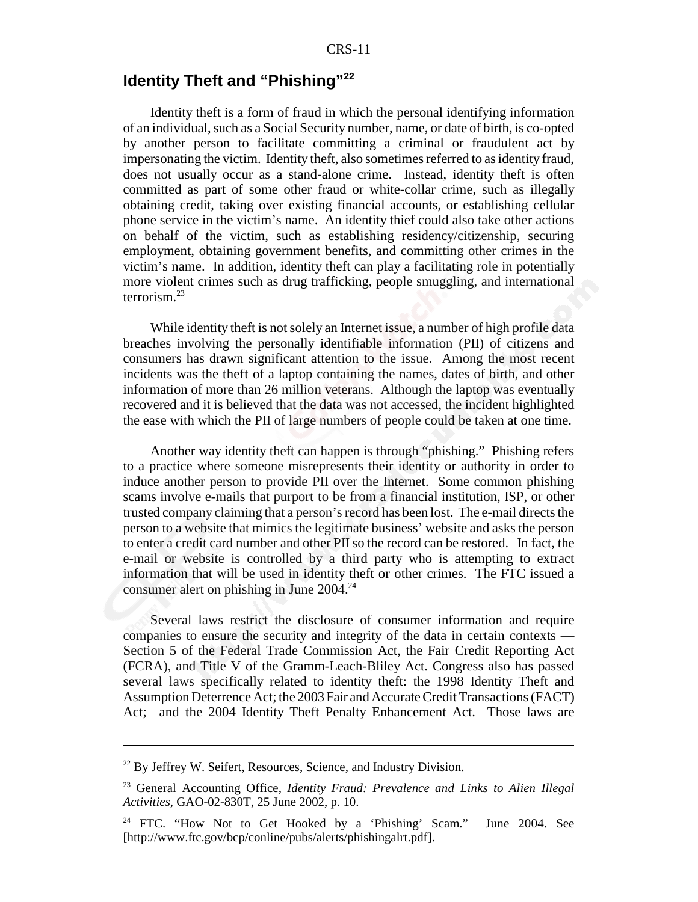## Identity Theft and "Phishing"[22]

Identity theft is a form of fraud in which the personal identifying information of an individual, such as a Social Security number, name, or date of birth, is co-opted by another person to facilitate committing a criminal or fraudulent act by impersonating the victim. Identity theft, also sometimes referred to as identity fraud, does not usually occur as a stand-alone crime. Instead, identity theft is often committed as part of some other fraud or white-collar crime, such as illegally obtaining credit, taking over existing financial accounts, or establishing cellular phone service in the victim's name. An identity thief could also take other actions on behalf of the victim, such as establishing residency/citizenship, securing employment, obtaining government benefits, and committing other crimes in the victim's name. In addition, identity theft can play a facilitating role in potentially more violent crimes such as drug trafficking, people smuggling, and international terrorism.[23]

While identity theft is not solely an Internet issue, a number of high profile data breaches involving the personally identifiable information (PII) of citizens and consumers has drawn significant attention to the issue. Among the most recent incidents was the theft of a laptop containing the names, dates of birth, and other information of more than 26 million veterans. Although the laptop was eventually recovered and it is believed that the data was not accessed, the incident highlighted the ease with which the PII of large numbers of people could be taken at one time.

Another way identity theft can happen is through "phishing." Phishing refers to a practice where someone misrepresents their identity or authority in order to induce another person to provide PII over the Internet. Some common phishing scams involve e-mails that purport to be from a financial institution, ISP, or other trusted company claiming that a person's record has been lost. The e-mail directs the person to a website that mimics the legitimate business' website and asks the person to enter a credit card number and other PII so the record can be restored. In fact, the e-mail or website is controlled by a third party who is attempting to extract information that will be used in identity theft or other crimes. The FTC issued a consumer alert on phishing in June 2004.[24]

Several laws restrict the disclosure of consumer information and require companies to ensure the security and integrity of the data in certain contexts — Section 5 of the Federal Trade Commission Act, the Fair Credit Reporting Act (FCRA), and Title V of the Gramm-Leach-Bliley Act. Congress also has passed several laws specifically related to identity theft: the 1998 Identity Theft and Assumption Deterrence Act; the 2003 Fair and Accurate Credit Transactions (FACT) Act; and the 2004 Identity Theft Penalty Enhancement Act. Those laws are

---

[22] By Jeffrey W. Seifert, Resources, Science, and Industry Division.

[23] General Accounting Office, *Identity Fraud: Prevalence and Links to Alien Illegal Activities*, GAO-02-830T, 25 June 2002, p. 10.

[24] FTC. "How Not to Get Hooked by a 'Phishing' Scam." June 2004. See [http://www.ftc.gov/bcp/conline/pubs/alerts/phishingalrt.pdf].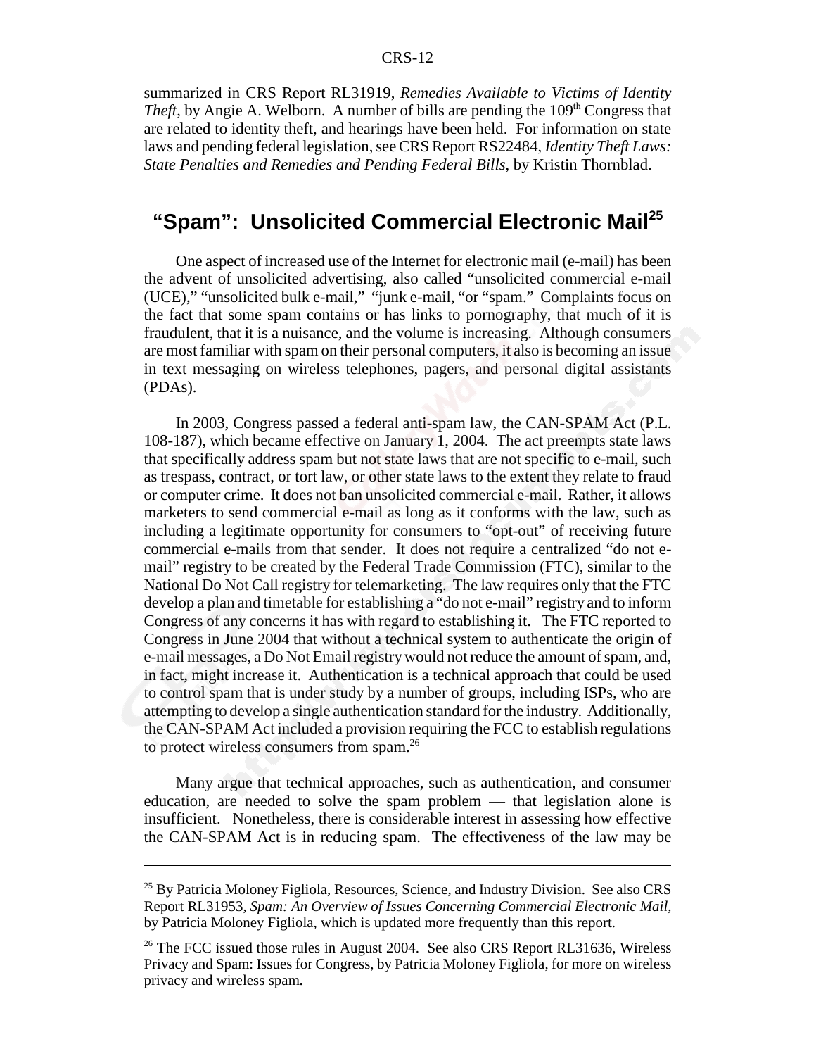summarized in CRS Report RL31919, *Remedies Available to Victims of Identity Theft*, by Angie A. Welborn. A number of bills are pending the 109th Congress that are related to identity theft, and hearings have been held. For information on state laws and pending federal legislation, see CRS Report RS22484, *Identity Theft Laws: State Penalties and Remedies and Pending Federal Bills*, by Kristin Thornblad.

## "Spam": Unsolicited Commercial Electronic Mail[25]

One aspect of increased use of the Internet for electronic mail (e-mail) has been the advent of unsolicited advertising, also called "unsolicited commercial e-mail (UCE)," "unsolicited bulk e-mail," "junk e-mail, "or "spam." Complaints focus on the fact that some spam contains or has links to pornography, that much of it is fraudulent, that it is a nuisance, and the volume is increasing. Although consumers are most familiar with spam on their personal computers, it also is becoming an issue in text messaging on wireless telephones, pagers, and personal digital assistants (PDAs).

In 2003, Congress passed a federal anti-spam law, the CAN-SPAM Act (P.L. 108-187), which became effective on January 1, 2004. The act preempts state laws that specifically address spam but not state laws that are not specific to e-mail, such as trespass, contract, or tort law, or other state laws to the extent they relate to fraud or computer crime. It does not ban unsolicited commercial e-mail. Rather, it allows marketers to send commercial e-mail as long as it conforms with the law, such as including a legitimate opportunity for consumers to "opt-out" of receiving future commercial e-mails from that sender. It does not require a centralized "do not e-mail" registry to be created by the Federal Trade Commission (FTC), similar to the National Do Not Call registry for telemarketing. The law requires only that the FTC develop a plan and timetable for establishing a "do not e-mail" registry and to inform Congress of any concerns it has with regard to establishing it. The FTC reported to Congress in June 2004 that without a technical system to authenticate the origin of e-mail messages, a Do Not Email registry would not reduce the amount of spam, and, in fact, might increase it. Authentication is a technical approach that could be used to control spam that is under study by a number of groups, including ISPs, who are attempting to develop a single authentication standard for the industry. Additionally, the CAN-SPAM Act included a provision requiring the FCC to establish regulations to protect wireless consumers from spam.[26]

Many argue that technical approaches, such as authentication, and consumer education, are needed to solve the spam problem — that legislation alone is insufficient. Nonetheless, there is considerable interest in assessing how effective the CAN-SPAM Act is in reducing spam. The effectiveness of the law may be

---

[25] By Patricia Moloney Figliola, Resources, Science, and Industry Division. See also CRS Report RL31953, *Spam: An Overview of Issues Concerning Commercial Electronic Mail*, by Patricia Moloney Figliola, which is updated more frequently than this report.

[26] The FCC issued those rules in August 2004. See also CRS Report RL31636, Wireless Privacy and Spam: Issues for Congress, by Patricia Moloney Figliola, for more on wireless privacy and wireless spam.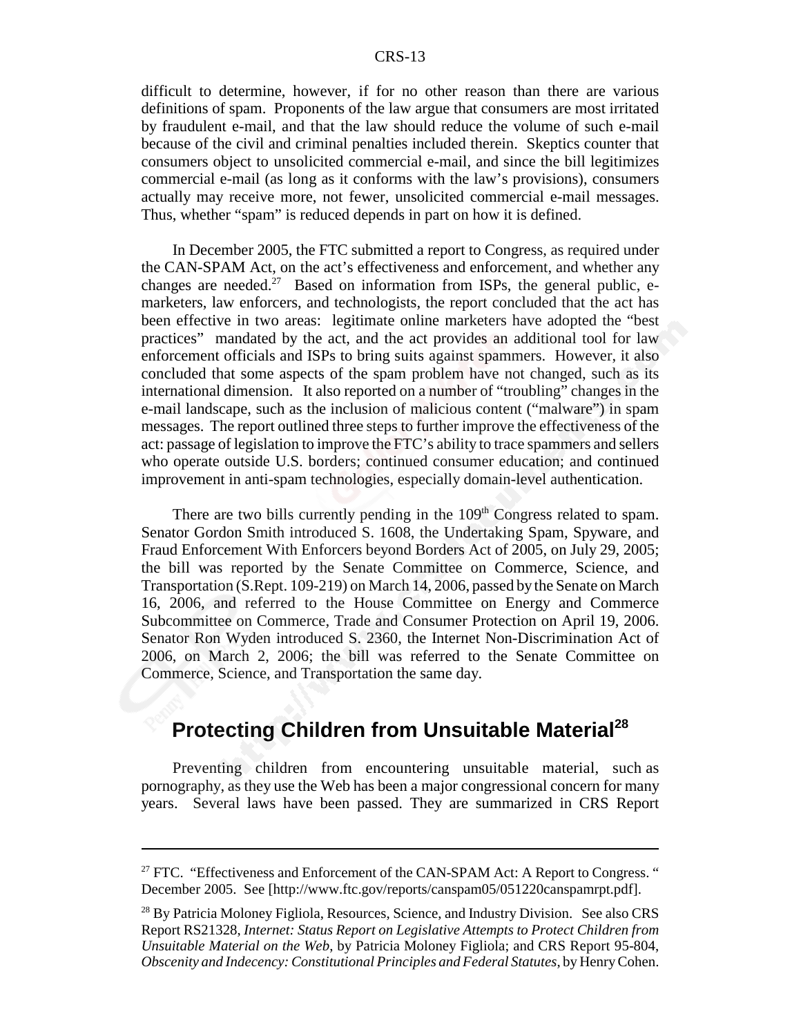difficult to determine, however, if for no other reason than there are various definitions of spam. Proponents of the law argue that consumers are most irritated by fraudulent e-mail, and that the law should reduce the volume of such e-mail because of the civil and criminal penalties included therein. Skeptics counter that consumers object to unsolicited commercial e-mail, and since the bill legitimizes commercial e-mail (as long as it conforms with the law's provisions), consumers actually may receive more, not fewer, unsolicited commercial e-mail messages. Thus, whether "spam" is reduced depends in part on how it is defined.

In December 2005, the FTC submitted a report to Congress, as required under the CAN-SPAM Act, on the act's effectiveness and enforcement, and whether any changes are needed.[27] Based on information from ISPs, the general public, e-marketers, law enforcers, and technologists, the report concluded that the act has been effective in two areas: legitimate online marketers have adopted the "best practices" mandated by the act, and the act provides an additional tool for law enforcement officials and ISPs to bring suits against spammers. However, it also concluded that some aspects of the spam problem have not changed, such as its international dimension. It also reported on a number of "troubling" changes in the e-mail landscape, such as the inclusion of malicious content ("malware") in spam messages. The report outlined three steps to further improve the effectiveness of the act: passage of legislation to improve the FTC's ability to trace spammers and sellers who operate outside U.S. borders; continued consumer education; and continued improvement in anti-spam technologies, especially domain-level authentication.

There are two bills currently pending in the 109th Congress related to spam. Senator Gordon Smith introduced S. 1608, the Undertaking Spam, Spyware, and Fraud Enforcement With Enforcers beyond Borders Act of 2005, on July 29, 2005; the bill was reported by the Senate Committee on Commerce, Science, and Transportation (S.Rept. 109-219) on March 14, 2006, passed by the Senate on March 16, 2006, and referred to the House Committee on Energy and Commerce Subcommittee on Commerce, Trade and Consumer Protection on April 19, 2006. Senator Ron Wyden introduced S. 2360, the Internet Non-Discrimination Act of 2006, on March 2, 2006; the bill was referred to the Senate Committee on Commerce, Science, and Transportation the same day.

## Protecting Children from Unsuitable Material[28]

Preventing children from encountering unsuitable material, such as pornography, as they use the Web has been a major congressional concern for many years. Several laws have been passed. They are summarized in CRS Report

---

[27] FTC. "Effectiveness and Enforcement of the CAN-SPAM Act: A Report to Congress. " December 2005. See [http://www.ftc.gov/reports/canspam05/051220canspamrpt.pdf].

[28] By Patricia Moloney Figliola, Resources, Science, and Industry Division. See also CRS Report RS21328, *Internet: Status Report on Legislative Attempts to Protect Children from Unsuitable Material on the Web*, by Patricia Moloney Figliola; and CRS Report 95-804, *Obscenity and Indecency: Constitutional Principles and Federal Statutes*, by Henry Cohen.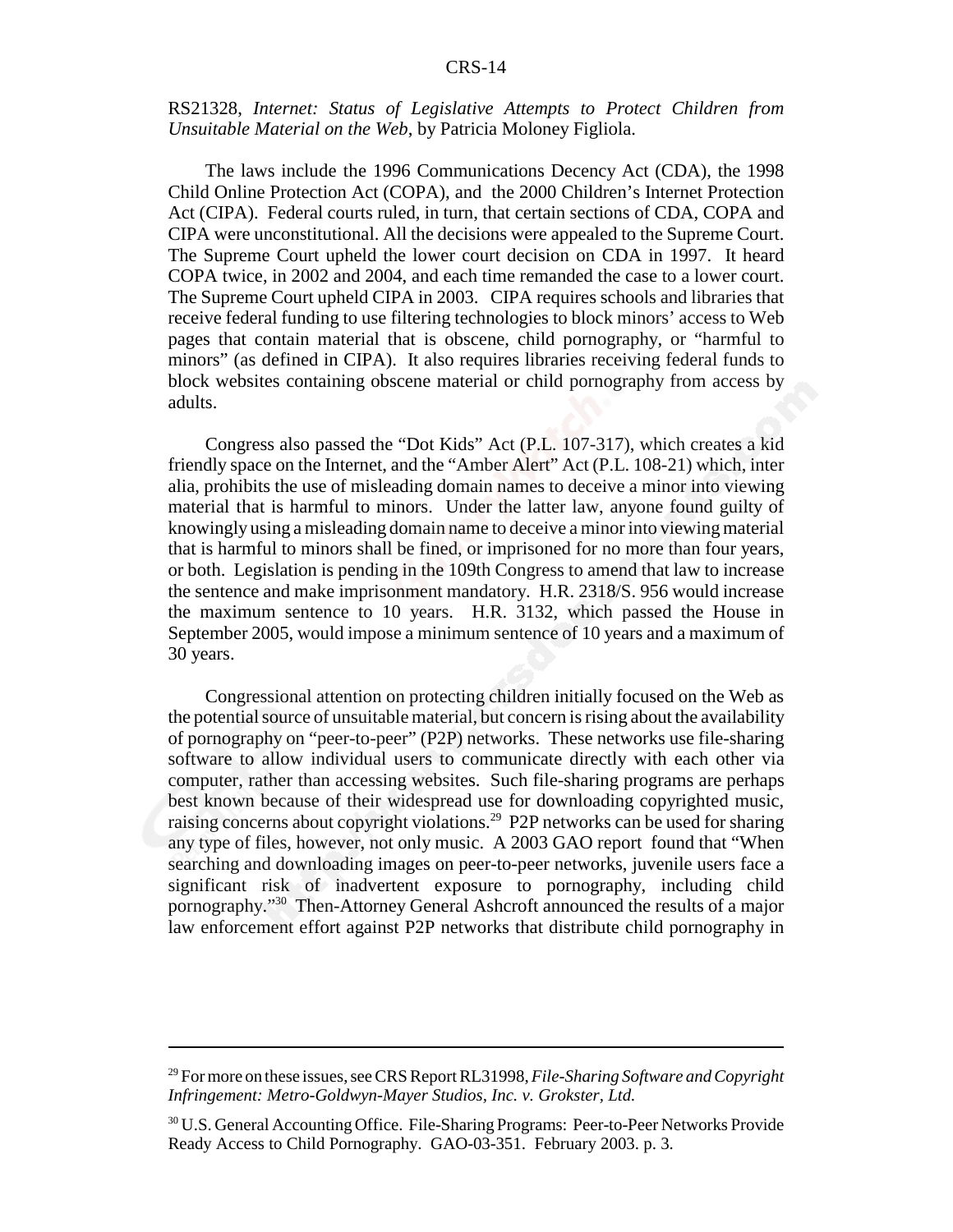RS21328, *Internet: Status of Legislative Attempts to Protect Children from Unsuitable Material on the Web*, by Patricia Moloney Figliola.

The laws include the 1996 Communications Decency Act (CDA), the 1998 Child Online Protection Act (COPA), and the 2000 Children's Internet Protection Act (CIPA). Federal courts ruled, in turn, that certain sections of CDA, COPA and CIPA were unconstitutional. All the decisions were appealed to the Supreme Court. The Supreme Court upheld the lower court decision on CDA in 1997. It heard COPA twice, in 2002 and 2004, and each time remanded the case to a lower court. The Supreme Court upheld CIPA in 2003. CIPA requires schools and libraries that receive federal funding to use filtering technologies to block minors' access to Web pages that contain material that is obscene, child pornography, or "harmful to minors" (as defined in CIPA). It also requires libraries receiving federal funds to block websites containing obscene material or child pornography from access by adults.

Congress also passed the "Dot Kids" Act (P.L. 107-317), which creates a kid friendly space on the Internet, and the "Amber Alert" Act (P.L. 108-21) which, inter alia, prohibits the use of misleading domain names to deceive a minor into viewing material that is harmful to minors. Under the latter law, anyone found guilty of knowingly using a misleading domain name to deceive a minor into viewing material that is harmful to minors shall be fined, or imprisoned for no more than four years, or both. Legislation is pending in the 109th Congress to amend that law to increase the sentence and make imprisonment mandatory. H.R. 2318/S. 956 would increase the maximum sentence to 10 years. H.R. 3132, which passed the House in September 2005, would impose a minimum sentence of 10 years and a maximum of 30 years.

Congressional attention on protecting children initially focused on the Web as the potential source of unsuitable material, but concern is rising about the availability of pornography on "peer-to-peer" (P2P) networks. These networks use file-sharing software to allow individual users to communicate directly with each other via computer, rather than accessing websites. Such file-sharing programs are perhaps best known because of their widespread use for downloading copyrighted music, raising concerns about copyright violations.[29] P2P networks can be used for sharing any type of files, however, not only music. A 2003 GAO report found that "When searching and downloading images on peer-to-peer networks, juvenile users face a significant risk of inadvertent exposure to pornography, including child pornography."[30] Then-Attorney General Ashcroft announced the results of a major law enforcement effort against P2P networks that distribute child pornography in

---

[29] For more on these issues, see CRS Report RL31998, *File-Sharing Software and Copyright Infringement: Metro-Goldwyn-Mayer Studios, Inc. v. Grokster, Ltd.*

[30] U.S. General Accounting Office. File-Sharing Programs: Peer-to-Peer Networks Provide Ready Access to Child Pornography. GAO-03-351. February 2003. p. 3.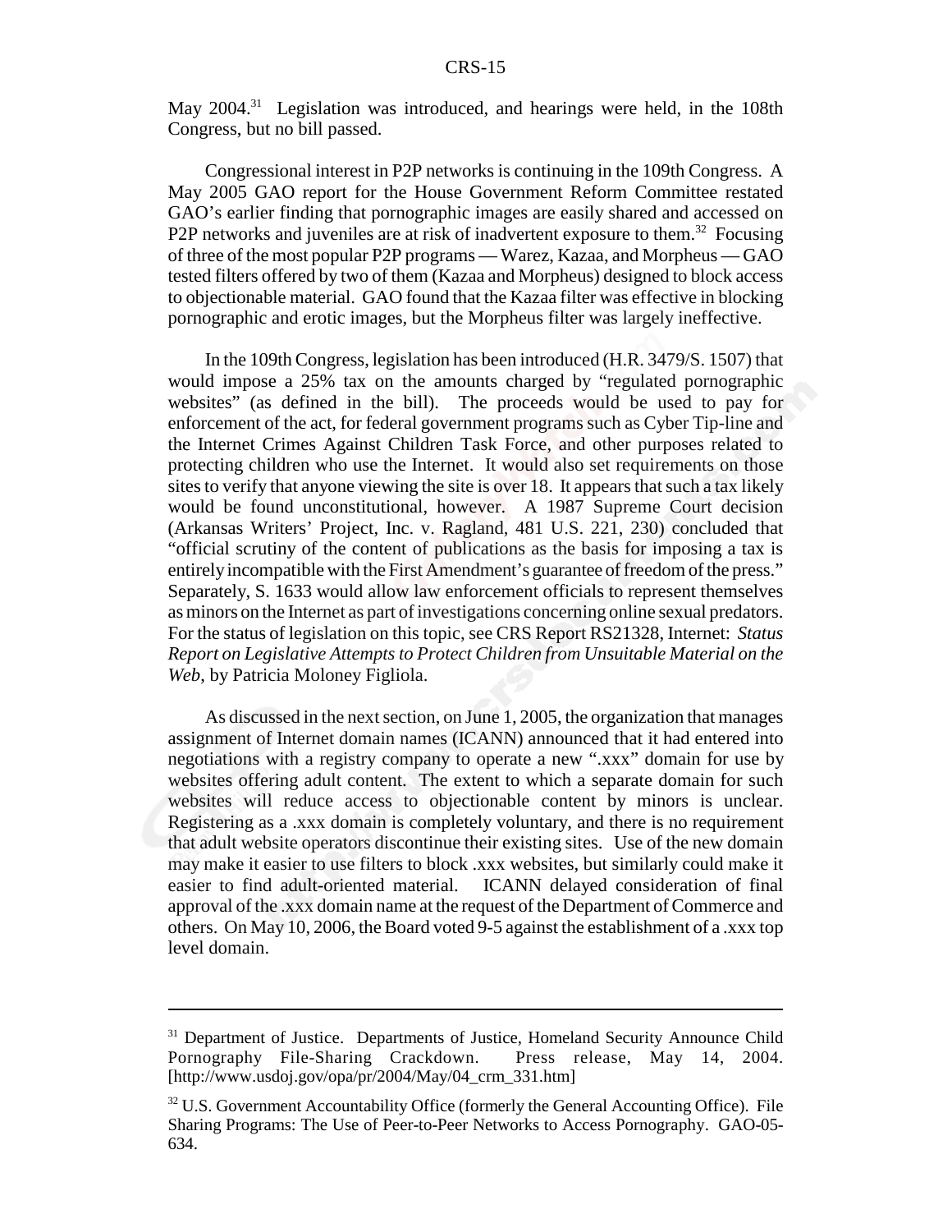May 2004.[31] Legislation was introduced, and hearings were held, in the 108th Congress, but no bill passed.

Congressional interest in P2P networks is continuing in the 109th Congress. A May 2005 GAO report for the House Government Reform Committee restated GAO's earlier finding that pornographic images are easily shared and accessed on P2P networks and juveniles are at risk of inadvertent exposure to them.[32] Focusing of three of the most popular P2P programs — Warez, Kazaa, and Morpheus — GAO tested filters offered by two of them (Kazaa and Morpheus) designed to block access to objectionable material. GAO found that the Kazaa filter was effective in blocking pornographic and erotic images, but the Morpheus filter was largely ineffective.

In the 109th Congress, legislation has been introduced (H.R. 3479/S. 1507) that would impose a 25% tax on the amounts charged by "regulated pornographic websites" (as defined in the bill). The proceeds would be used to pay for enforcement of the act, for federal government programs such as Cyber Tip-line and the Internet Crimes Against Children Task Force, and other purposes related to protecting children who use the Internet. It would also set requirements on those sites to verify that anyone viewing the site is over 18. It appears that such a tax likely would be found unconstitutional, however. A 1987 Supreme Court decision (Arkansas Writers' Project, Inc. v. Ragland, 481 U.S. 221, 230) concluded that "official scrutiny of the content of publications as the basis for imposing a tax is entirely incompatible with the First Amendment's guarantee of freedom of the press." Separately, S. 1633 would allow law enforcement officials to represent themselves as minors on the Internet as part of investigations concerning online sexual predators. For the status of legislation on this topic, see CRS Report RS21328, Internet: *Status Report on Legislative Attempts to Protect Children from Unsuitable Material on the Web*, by Patricia Moloney Figliola.

As discussed in the next section, on June 1, 2005, the organization that manages assignment of Internet domain names (ICANN) announced that it had entered into negotiations with a registry company to operate a new ".xxx" domain for use by websites offering adult content. The extent to which a separate domain for such websites will reduce access to objectionable content by minors is unclear. Registering as a .xxx domain is completely voluntary, and there is no requirement that adult website operators discontinue their existing sites. Use of the new domain may make it easier to use filters to block .xxx websites, but similarly could make it easier to find adult-oriented material. ICANN delayed consideration of final approval of the .xxx domain name at the request of the Department of Commerce and others. On May 10, 2006, the Board voted 9-5 against the establishment of a .xxx top level domain.

---

[31] Department of Justice. Departments of Justice, Homeland Security Announce Child Pornography File-Sharing Crackdown. Press release, May 14, 2004. [http://www.usdoj.gov/opa/pr/2004/May/04_crm_331.htm]

[32] U.S. Government Accountability Office (formerly the General Accounting Office). File Sharing Programs: The Use of Peer-to-Peer Networks to Access Pornography. GAO-05-634.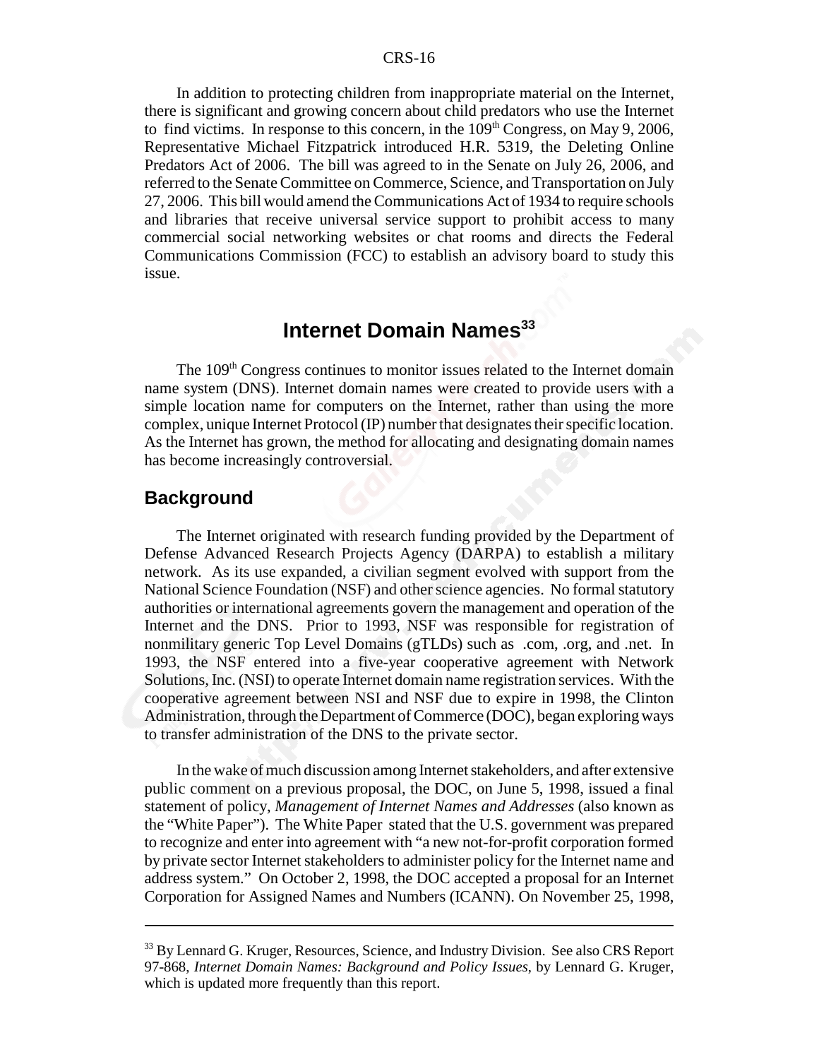In addition to protecting children from inappropriate material on the Internet, there is significant and growing concern about child predators who use the Internet to find victims. In response to this concern, in the 109th Congress, on May 9, 2006, Representative Michael Fitzpatrick introduced H.R. 5319, the Deleting Online Predators Act of 2006. The bill was agreed to in the Senate on July 26, 2006, and referred to the Senate Committee on Commerce, Science, and Transportation on July 27, 2006. This bill would amend the Communications Act of 1934 to require schools and libraries that receive universal service support to prohibit access to many commercial social networking websites or chat rooms and directs the Federal Communications Commission (FCC) to establish an advisory board to study this issue.

## Internet Domain Names[33]

The 109th Congress continues to monitor issues related to the Internet domain name system (DNS). Internet domain names were created to provide users with a simple location name for computers on the Internet, rather than using the more complex, unique Internet Protocol (IP) number that designates their specific location. As the Internet has grown, the method for allocating and designating domain names has become increasingly controversial.

### Background

The Internet originated with research funding provided by the Department of Defense Advanced Research Projects Agency (DARPA) to establish a military network. As its use expanded, a civilian segment evolved with support from the National Science Foundation (NSF) and other science agencies. No formal statutory authorities or international agreements govern the management and operation of the Internet and the DNS. Prior to 1993, NSF was responsible for registration of nonmilitary generic Top Level Domains (gTLDs) such as .com, .org, and .net. In 1993, the NSF entered into a five-year cooperative agreement with Network Solutions, Inc. (NSI) to operate Internet domain name registration services. With the cooperative agreement between NSI and NSF due to expire in 1998, the Clinton Administration, through the Department of Commerce (DOC), began exploring ways to transfer administration of the DNS to the private sector.

In the wake of much discussion among Internet stakeholders, and after extensive public comment on a previous proposal, the DOC, on June 5, 1998, issued a final statement of policy, *Management of Internet Names and Addresses* (also known as the "White Paper"). The White Paper stated that the U.S. government was prepared to recognize and enter into agreement with "a new not-for-profit corporation formed by private sector Internet stakeholders to administer policy for the Internet name and address system." On October 2, 1998, the DOC accepted a proposal for an Internet Corporation for Assigned Names and Numbers (ICANN). On November 25, 1998,

---

[33] By Lennard G. Kruger, Resources, Science, and Industry Division. See also CRS Report 97-868, *Internet Domain Names: Background and Policy Issues*, by Lennard G. Kruger, which is updated more frequently than this report.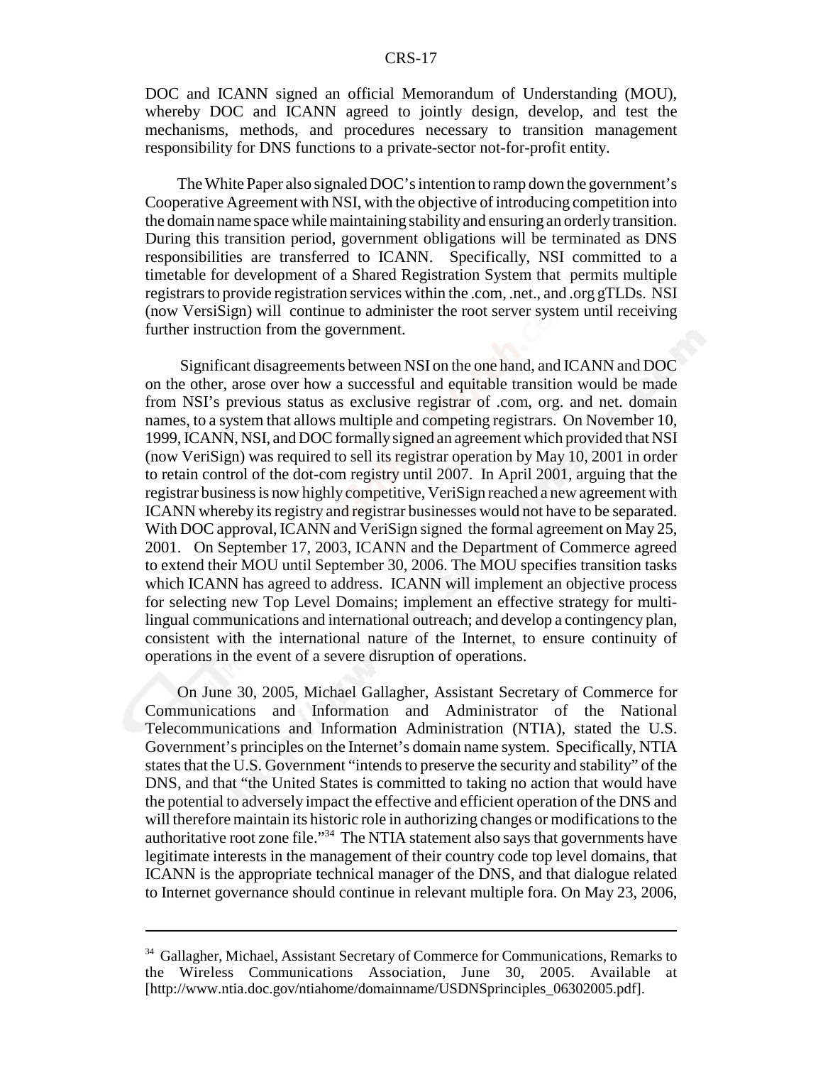DOC and ICANN signed an official Memorandum of Understanding (MOU), whereby DOC and ICANN agreed to jointly design, develop, and test the mechanisms, methods, and procedures necessary to transition management responsibility for DNS functions to a private-sector not-for-profit entity.

The White Paper also signaled DOC's intention to ramp down the government's Cooperative Agreement with NSI, with the objective of introducing competition into the domain name space while maintaining stability and ensuring an orderly transition. During this transition period, government obligations will be terminated as DNS responsibilities are transferred to ICANN. Specifically, NSI committed to a timetable for development of a Shared Registration System that permits multiple registrars to provide registration services within the .com, .net., and .org gTLDs. NSI (now VersiSign) will continue to administer the root server system until receiving further instruction from the government.

Significant disagreements between NSI on the one hand, and ICANN and DOC on the other, arose over how a successful and equitable transition would be made from NSI's previous status as exclusive registrar of .com, org. and net. domain names, to a system that allows multiple and competing registrars. On November 10, 1999, ICANN, NSI, and DOC formally signed an agreement which provided that NSI (now VeriSign) was required to sell its registrar operation by May 10, 2001 in order to retain control of the dot-com registry until 2007. In April 2001, arguing that the registrar business is now highly competitive, VeriSign reached a new agreement with ICANN whereby its registry and registrar businesses would not have to be separated. With DOC approval, ICANN and VeriSign signed the formal agreement on May 25, 2001. On September 17, 2003, ICANN and the Department of Commerce agreed to extend their MOU until September 30, 2006. The MOU specifies transition tasks which ICANN has agreed to address. ICANN will implement an objective process for selecting new Top Level Domains; implement an effective strategy for multi-lingual communications and international outreach; and develop a contingency plan, consistent with the international nature of the Internet, to ensure continuity of operations in the event of a severe disruption of operations.

On June 30, 2005, Michael Gallagher, Assistant Secretary of Commerce for Communications and Information and Administrator of the National Telecommunications and Information Administration (NTIA), stated the U.S. Government's principles on the Internet's domain name system. Specifically, NTIA states that the U.S. Government "intends to preserve the security and stability" of the DNS, and that "the United States is committed to taking no action that would have the potential to adversely impact the effective and efficient operation of the DNS and will therefore maintain its historic role in authorizing changes or modifications to the authoritative root zone file."[34] The NTIA statement also says that governments have legitimate interests in the management of their country code top level domains, that ICANN is the appropriate technical manager of the DNS, and that dialogue related to Internet governance should continue in relevant multiple fora. On May 23, 2006,

---

[34] Gallagher, Michael, Assistant Secretary of Commerce for Communications, Remarks to the Wireless Communications Association, June 30, 2005. Available at [http://www.ntia.doc.gov/ntiahome/domainname/USDNSprinciples_06302005.pdf].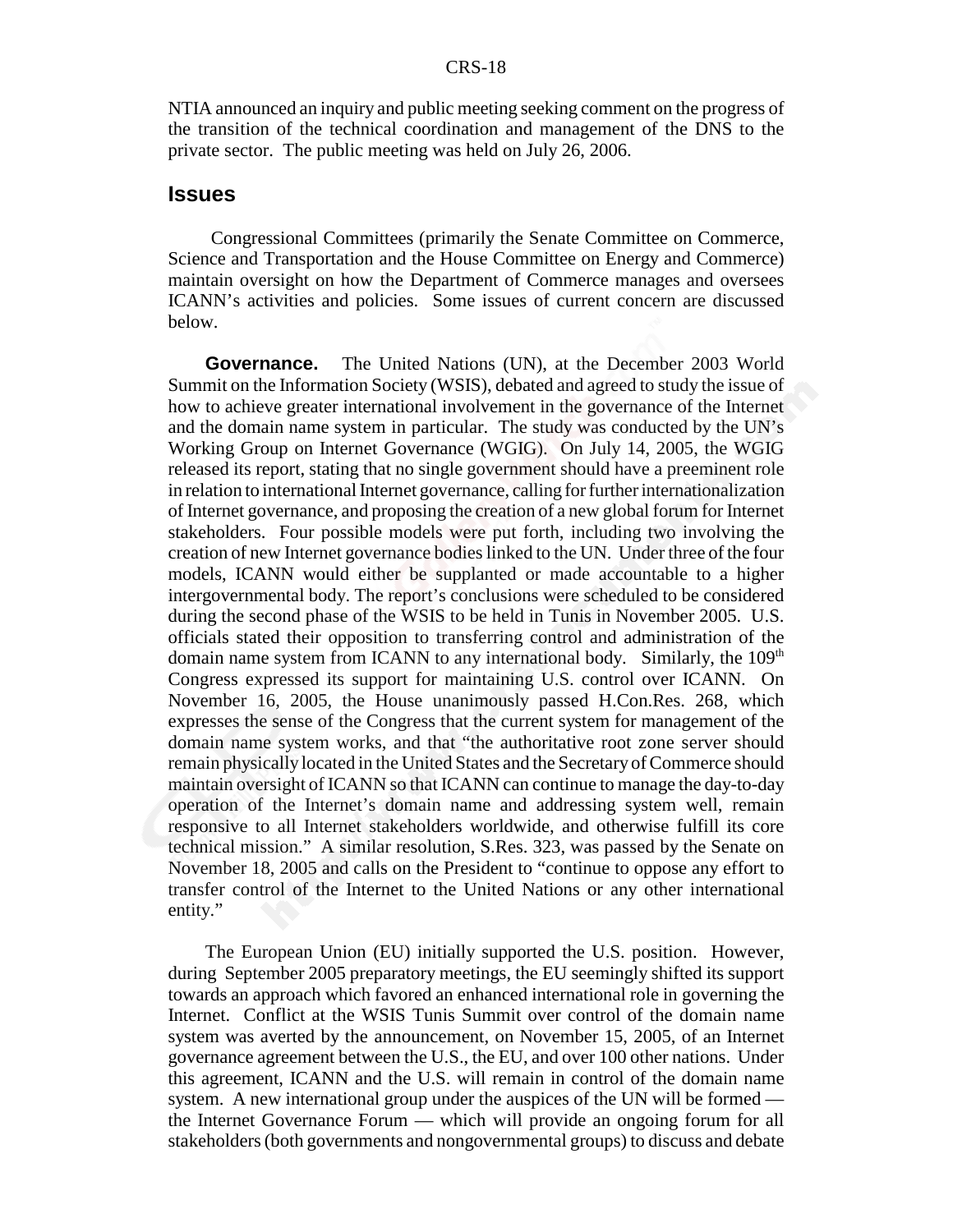NTIA announced an inquiry and public meeting seeking comment on the progress of the transition of the technical coordination and management of the DNS to the private sector. The public meeting was held on July 26, 2006.

## Issues

Congressional Committees (primarily the Senate Committee on Commerce, Science and Transportation and the House Committee on Energy and Commerce) maintain oversight on how the Department of Commerce manages and oversees ICANN's activities and policies. Some issues of current concern are discussed below.

**Governance.** The United Nations (UN), at the December 2003 World Summit on the Information Society (WSIS), debated and agreed to study the issue of how to achieve greater international involvement in the governance of the Internet and the domain name system in particular. The study was conducted by the UN's Working Group on Internet Governance (WGIG). On July 14, 2005, the WGIG released its report, stating that no single government should have a preeminent role in relation to international Internet governance, calling for further internationalization of Internet governance, and proposing the creation of a new global forum for Internet stakeholders. Four possible models were put forth, including two involving the creation of new Internet governance bodies linked to the UN. Under three of the four models, ICANN would either be supplanted or made accountable to a higher intergovernmental body. The report's conclusions were scheduled to be considered during the second phase of the WSIS to be held in Tunis in November 2005. U.S. officials stated their opposition to transferring control and administration of the domain name system from ICANN to any international body. Similarly, the 109th Congress expressed its support for maintaining U.S. control over ICANN. On November 16, 2005, the House unanimously passed H.Con.Res. 268, which expresses the sense of the Congress that the current system for management of the domain name system works, and that "the authoritative root zone server should remain physically located in the United States and the Secretary of Commerce should maintain oversight of ICANN so that ICANN can continue to manage the day-to-day operation of the Internet's domain name and addressing system well, remain responsive to all Internet stakeholders worldwide, and otherwise fulfill its core technical mission." A similar resolution, S.Res. 323, was passed by the Senate on November 18, 2005 and calls on the President to "continue to oppose any effort to transfer control of the Internet to the United Nations or any other international entity."

The European Union (EU) initially supported the U.S. position. However, during September 2005 preparatory meetings, the EU seemingly shifted its support towards an approach which favored an enhanced international role in governing the Internet. Conflict at the WSIS Tunis Summit over control of the domain name system was averted by the announcement, on November 15, 2005, of an Internet governance agreement between the U.S., the EU, and over 100 other nations. Under this agreement, ICANN and the U.S. will remain in control of the domain name system. A new international group under the auspices of the UN will be formed — the Internet Governance Forum — which will provide an ongoing forum for all stakeholders (both governments and nongovernmental groups) to discuss and debate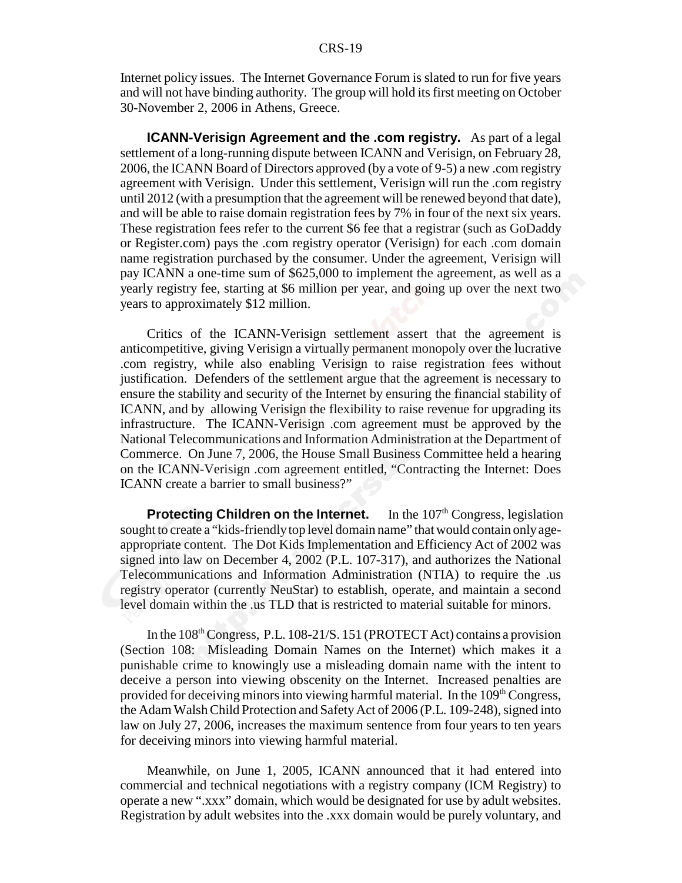Internet policy issues. The Internet Governance Forum is slated to run for five years and will not have binding authority. The group will hold its first meeting on October 30-November 2, 2006 in Athens, Greece.

**ICANN-Verisign Agreement and the .com registry.** As part of a legal settlement of a long-running dispute between ICANN and Verisign, on February 28, 2006, the ICANN Board of Directors approved (by a vote of 9-5) a new .com registry agreement with Verisign. Under this settlement, Verisign will run the .com registry until 2012 (with a presumption that the agreement will be renewed beyond that date), and will be able to raise domain registration fees by 7% in four of the next six years. These registration fees refer to the current $6 fee that a registrar (such as GoDaddy or Register.com) pays the .com registry operator (Verisign) for each .com domain name registration purchased by the consumer. Under the agreement, Verisign will pay ICANN a one-time sum of $625,000 to implement the agreement, as well as a yearly registry fee, starting at $6 million per year, and going up over the next two years to approximately $12 million.

Critics of the ICANN-Verisign settlement assert that the agreement is anticompetitive, giving Verisign a virtually permanent monopoly over the lucrative .com registry, while also enabling Verisign to raise registration fees without justification. Defenders of the settlement argue that the agreement is necessary to ensure the stability and security of the Internet by ensuring the financial stability of ICANN, and by allowing Verisign the flexibility to raise revenue for upgrading its infrastructure. The ICANN-Verisign .com agreement must be approved by the National Telecommunications and Information Administration at the Department of Commerce. On June 7, 2006, the House Small Business Committee held a hearing on the ICANN-Verisign .com agreement entitled, "Contracting the Internet: Does ICANN create a barrier to small business?"

**Protecting Children on the Internet.** In the 107th Congress, legislation sought to create a "kids-friendly top level domain name" that would contain only age-appropriate content. The Dot Kids Implementation and Efficiency Act of 2002 was signed into law on December 4, 2002 (P.L. 107-317), and authorizes the National Telecommunications and Information Administration (NTIA) to require the .us registry operator (currently NeuStar) to establish, operate, and maintain a second level domain within the .us TLD that is restricted to material suitable for minors.

In the 108th Congress, P.L. 108-21/S. 151 (PROTECT Act) contains a provision (Section 108: Misleading Domain Names on the Internet) which makes it a punishable crime to knowingly use a misleading domain name with the intent to deceive a person into viewing obscenity on the Internet. Increased penalties are provided for deceiving minors into viewing harmful material. In the 109th Congress, the Adam Walsh Child Protection and Safety Act of 2006 (P.L. 109-248), signed into law on July 27, 2006, increases the maximum sentence from four years to ten years for deceiving minors into viewing harmful material.

Meanwhile, on June 1, 2005, ICANN announced that it had entered into commercial and technical negotiations with a registry company (ICM Registry) to operate a new ".xxx" domain, which would be designated for use by adult websites. Registration by adult websites into the .xxx domain would be purely voluntary, and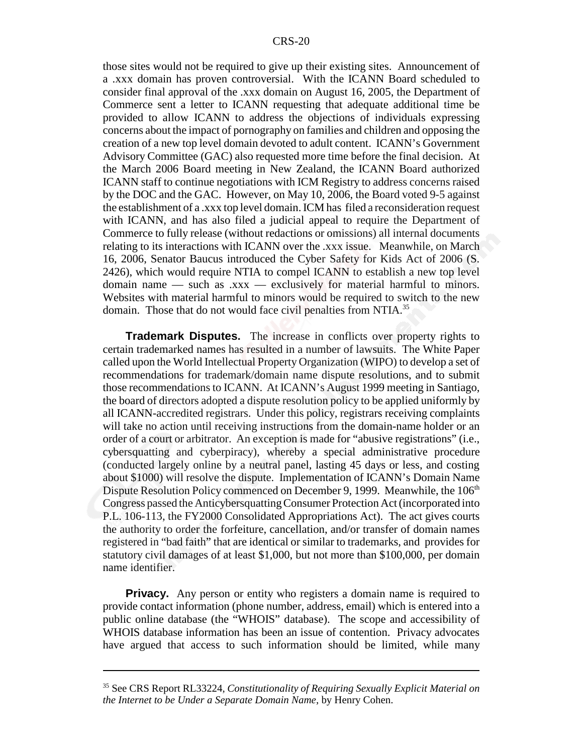those sites would not be required to give up their existing sites. Announcement of a .xxx domain has proven controversial. With the ICANN Board scheduled to consider final approval of the .xxx domain on August 16, 2005, the Department of Commerce sent a letter to ICANN requesting that adequate additional time be provided to allow ICANN to address the objections of individuals expressing concerns about the impact of pornography on families and children and opposing the creation of a new top level domain devoted to adult content. ICANN's Government Advisory Committee (GAC) also requested more time before the final decision. At the March 2006 Board meeting in New Zealand, the ICANN Board authorized ICANN staff to continue negotiations with ICM Registry to address concerns raised by the DOC and the GAC. However, on May 10, 2006, the Board voted 9-5 against the establishment of a .xxx top level domain. ICM has filed a reconsideration request with ICANN, and has also filed a judicial appeal to require the Department of Commerce to fully release (without redactions or omissions) all internal documents relating to its interactions with ICANN over the .xxx issue. Meanwhile, on March 16, 2006, Senator Baucus introduced the Cyber Safety for Kids Act of 2006 (S. 2426), which would require NTIA to compel ICANN to establish a new top level domain name — such as .xxx — exclusively for material harmful to minors. Websites with material harmful to minors would be required to switch to the new domain. Those that do not would face civil penalties from NTIA.[35]

**Trademark Disputes.** The increase in conflicts over property rights to certain trademarked names has resulted in a number of lawsuits. The White Paper called upon the World Intellectual Property Organization (WIPO) to develop a set of recommendations for trademark/domain name dispute resolutions, and to submit those recommendations to ICANN. At ICANN's August 1999 meeting in Santiago, the board of directors adopted a dispute resolution policy to be applied uniformly by all ICANN-accredited registrars. Under this policy, registrars receiving complaints will take no action until receiving instructions from the domain-name holder or an order of a court or arbitrator. An exception is made for "abusive registrations" (i.e., cybersquatting and cyberpiracy), whereby a special administrative procedure (conducted largely online by a neutral panel, lasting 45 days or less, and costing about $1000) will resolve the dispute. Implementation of ICANN's Domain Name Dispute Resolution Policy commenced on December 9, 1999. Meanwhile, the 106th Congress passed the Anticybersquatting Consumer Protection Act (incorporated into P.L. 106-113, the FY2000 Consolidated Appropriations Act). The act gives courts the authority to order the forfeiture, cancellation, and/or transfer of domain names registered in "bad faith" that are identical or similar to trademarks, and provides for statutory civil damages of at least $1,000, but not more than $100,000, per domain name identifier.

**Privacy.** Any person or entity who registers a domain name is required to provide contact information (phone number, address, email) which is entered into a public online database (the "WHOIS" database). The scope and accessibility of WHOIS database information has been an issue of contention. Privacy advocates have argued that access to such information should be limited, while many

---

[35] See CRS Report RL33224, *Constitutionality of Requiring Sexually Explicit Material on the Internet to be Under a Separate Domain Name*, by Henry Cohen.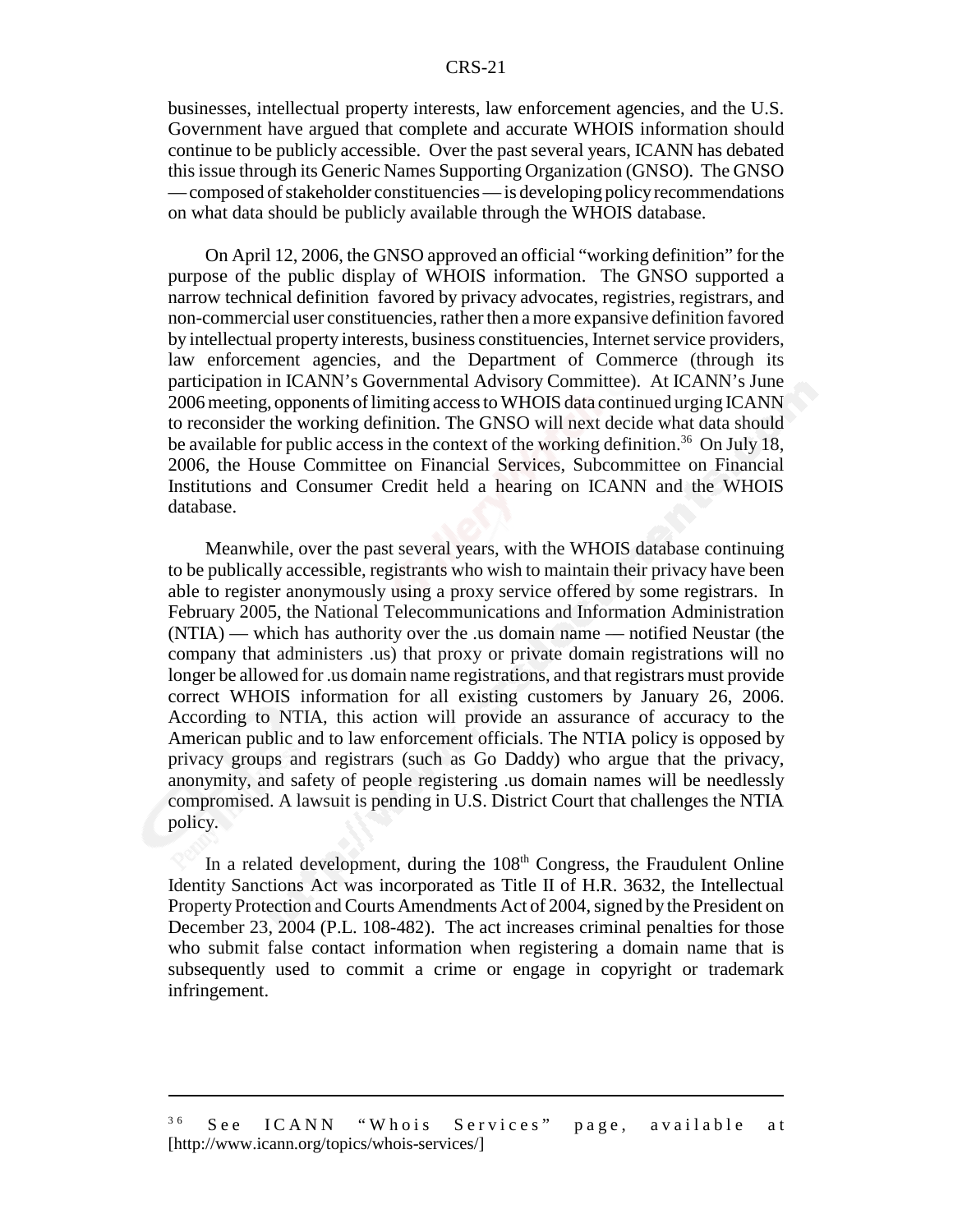businesses, intellectual property interests, law enforcement agencies, and the U.S. Government have argued that complete and accurate WHOIS information should continue to be publicly accessible. Over the past several years, ICANN has debated this issue through its Generic Names Supporting Organization (GNSO). The GNSO — composed of stakeholder constituencies — is developing policy recommendations on what data should be publicly available through the WHOIS database.

On April 12, 2006, the GNSO approved an official "working definition" for the purpose of the public display of WHOIS information. The GNSO supported a narrow technical definition favored by privacy advocates, registries, registrars, and non-commercial user constituencies, rather then a more expansive definition favored by intellectual property interests, business constituencies, Internet service providers, law enforcement agencies, and the Department of Commerce (through its participation in ICANN's Governmental Advisory Committee). At ICANN's June 2006 meeting, opponents of limiting access to WHOIS data continued urging ICANN to reconsider the working definition. The GNSO will next decide what data should be available for public access in the context of the working definition.[36] On July 18, 2006, the House Committee on Financial Services, Subcommittee on Financial Institutions and Consumer Credit held a hearing on ICANN and the WHOIS database.

Meanwhile, over the past several years, with the WHOIS database continuing to be publically accessible, registrants who wish to maintain their privacy have been able to register anonymously using a proxy service offered by some registrars. In February 2005, the National Telecommunications and Information Administration (NTIA) — which has authority over the .us domain name — notified Neustar (the company that administers .us) that proxy or private domain registrations will no longer be allowed for .us domain name registrations, and that registrars must provide correct WHOIS information for all existing customers by January 26, 2006. According to NTIA, this action will provide an assurance of accuracy to the American public and to law enforcement officials. The NTIA policy is opposed by privacy groups and registrars (such as Go Daddy) who argue that the privacy, anonymity, and safety of people registering .us domain names will be needlessly compromised. A lawsuit is pending in U.S. District Court that challenges the NTIA policy.

In a related development, during the 108th Congress, the Fraudulent Online Identity Sanctions Act was incorporated as Title II of H.R. 3632, the Intellectual Property Protection and Courts Amendments Act of 2004, signed by the President on December 23, 2004 (P.L. 108-482). The act increases criminal penalties for those who submit false contact information when registering a domain name that is subsequently used to commit a crime or engage in copyright or trademark infringement.

---

[36] See ICANN "Whois Services" page, available at [http://www.icann.org/topics/whois-services/]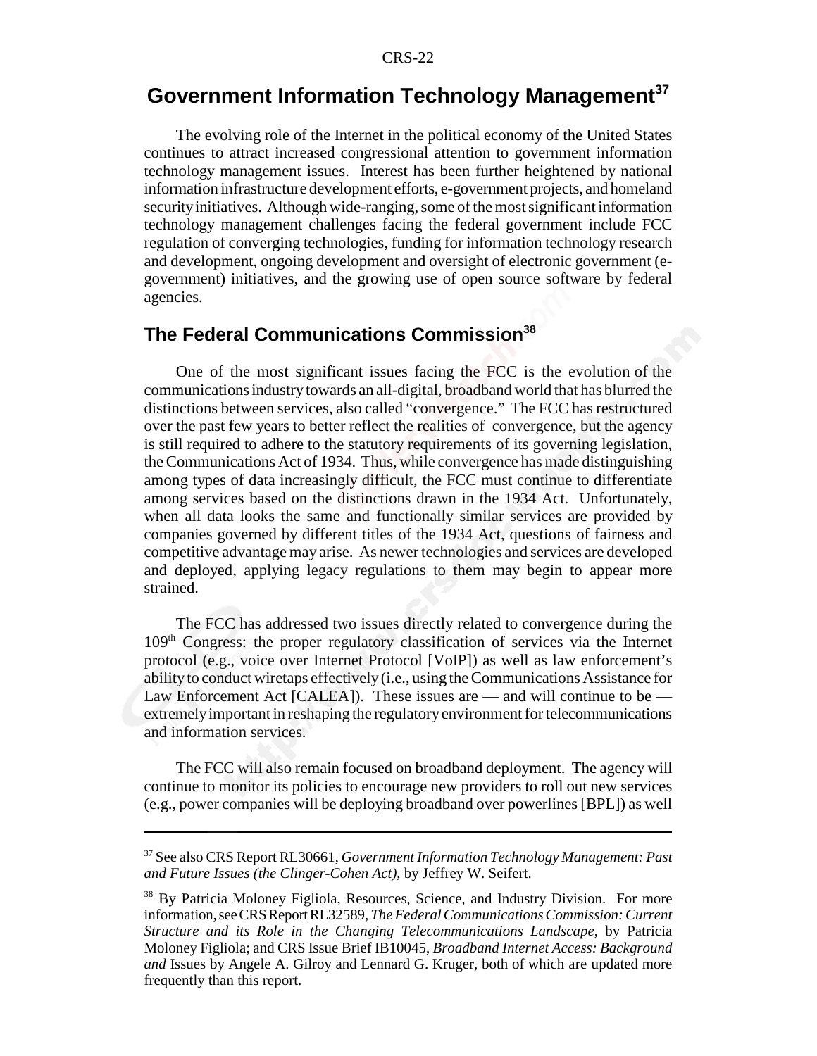# Government Information Technology Management[37]

The evolving role of the Internet in the political economy of the United States continues to attract increased congressional attention to government information technology management issues. Interest has been further heightened by national information infrastructure development efforts, e-government projects, and homeland security initiatives. Although wide-ranging, some of the most significant information technology management challenges facing the federal government include FCC regulation of converging technologies, funding for information technology research and development, ongoing development and oversight of electronic government (e-government) initiatives, and the growing use of open source software by federal agencies.

## The Federal Communications Commission[38]

One of the most significant issues facing the FCC is the evolution of the communications industry towards an all-digital, broadband world that has blurred the distinctions between services, also called "convergence." The FCC has restructured over the past few years to better reflect the realities of convergence, but the agency is still required to adhere to the statutory requirements of its governing legislation, the Communications Act of 1934. Thus, while convergence has made distinguishing among types of data increasingly difficult, the FCC must continue to differentiate among services based on the distinctions drawn in the 1934 Act. Unfortunately, when all data looks the same and functionally similar services are provided by companies governed by different titles of the 1934 Act, questions of fairness and competitive advantage may arise. As newer technologies and services are developed and deployed, applying legacy regulations to them may begin to appear more strained.

The FCC has addressed two issues directly related to convergence during the 109th Congress: the proper regulatory classification of services via the Internet protocol (e.g., voice over Internet Protocol [VoIP]) as well as law enforcement's ability to conduct wiretaps effectively (i.e., using the Communications Assistance for Law Enforcement Act [CALEA]). These issues are — and will continue to be — extremely important in reshaping the regulatory environment for telecommunications and information services.

The FCC will also remain focused on broadband deployment. The agency will continue to monitor its policies to encourage new providers to roll out new services (e.g., power companies will be deploying broadband over powerlines [BPL]) as well

---

[37] See also CRS Report RL30661, *Government Information Technology Management: Past and Future Issues (the Clinger-Cohen Act)*, by Jeffrey W. Seifert.

[38] By Patricia Moloney Figliola, Resources, Science, and Industry Division. For more information, see CRS Report RL32589, *The Federal Communications Commission: Current Structure and its Role in the Changing Telecommunications Landscape*, by Patricia Moloney Figliola; and CRS Issue Brief IB10045, *Broadband Internet Access: Background and* Issues by Angele A. Gilroy and Lennard G. Kruger, both of which are updated more frequently than this report.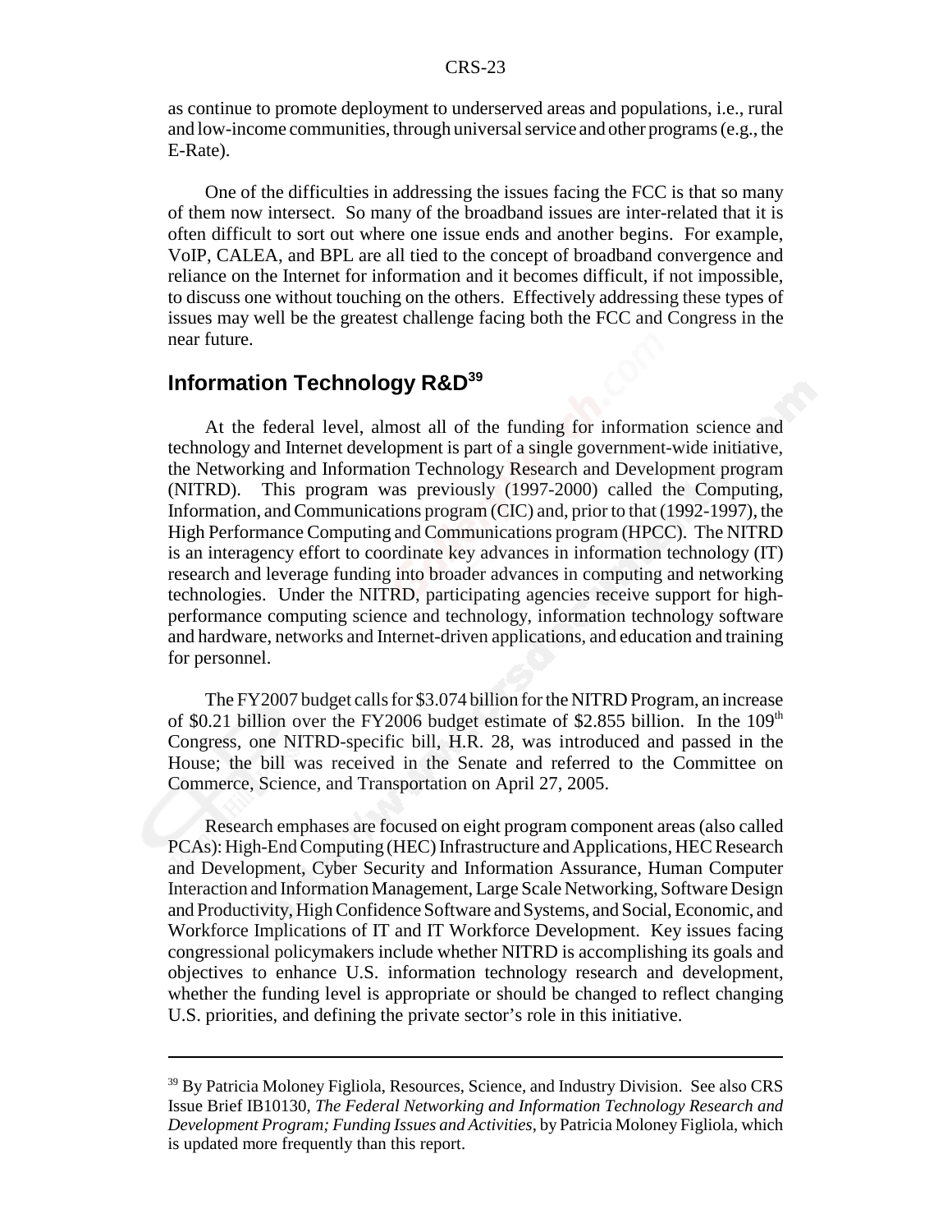as continue to promote deployment to underserved areas and populations, i.e., rural and low-income communities, through universal service and other programs (e.g., the E-Rate).

One of the difficulties in addressing the issues facing the FCC is that so many of them now intersect. So many of the broadband issues are inter-related that it is often difficult to sort out where one issue ends and another begins. For example, VoIP, CALEA, and BPL are all tied to the concept of broadband convergence and reliance on the Internet for information and it becomes difficult, if not impossible, to discuss one without touching on the others. Effectively addressing these types of issues may well be the greatest challenge facing both the FCC and Congress in the near future.

## Information Technology R&D[39]

At the federal level, almost all of the funding for information science and technology and Internet development is part of a single government-wide initiative, the Networking and Information Technology Research and Development program (NITRD). This program was previously (1997-2000) called the Computing, Information, and Communications program (CIC) and, prior to that (1992-1997), the High Performance Computing and Communications program (HPCC). The NITRD is an interagency effort to coordinate key advances in information technology (IT) research and leverage funding into broader advances in computing and networking technologies. Under the NITRD, participating agencies receive support for high-performance computing science and technology, information technology software and hardware, networks and Internet-driven applications, and education and training for personnel.

The FY2007 budget calls for \$3.074 billion for the NITRD Program, an increase of \$0.21 billion over the FY2006 budget estimate of \$2.855 billion. In the 109th Congress, one NITRD-specific bill, H.R. 28, was introduced and passed in the House; the bill was received in the Senate and referred to the Committee on Commerce, Science, and Transportation on April 27, 2005.

Research emphases are focused on eight program component areas (also called PCAs): High-End Computing (HEC) Infrastructure and Applications, HEC Research and Development, Cyber Security and Information Assurance, Human Computer Interaction and Information Management, Large Scale Networking, Software Design and Productivity, High Confidence Software and Systems, and Social, Economic, and Workforce Implications of IT and IT Workforce Development. Key issues facing congressional policymakers include whether NITRD is accomplishing its goals and objectives to enhance U.S. information technology research and development, whether the funding level is appropriate or should be changed to reflect changing U.S. priorities, and defining the private sector's role in this initiative.

---

[39] By Patricia Moloney Figliola, Resources, Science, and Industry Division. See also CRS Issue Brief IB10130, *The Federal Networking and Information Technology Research and Development Program; Funding Issues and Activities*, by Patricia Moloney Figliola, which is updated more frequently than this report.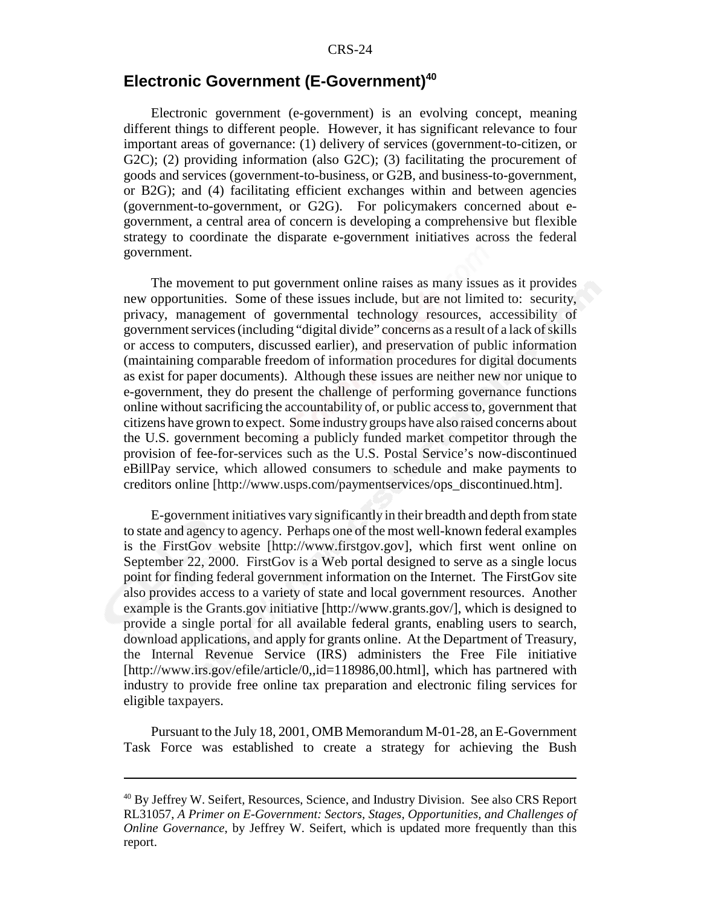## Electronic Government (E-Government)[40]

Electronic government (e-government) is an evolving concept, meaning different things to different people. However, it has significant relevance to four important areas of governance: (1) delivery of services (government-to-citizen, or G2C); (2) providing information (also G2C); (3) facilitating the procurement of goods and services (government-to-business, or G2B, and business-to-government, or B2G); and (4) facilitating efficient exchanges within and between agencies (government-to-government, or G2G). For policymakers concerned about e-government, a central area of concern is developing a comprehensive but flexible strategy to coordinate the disparate e-government initiatives across the federal government.

The movement to put government online raises as many issues as it provides new opportunities. Some of these issues include, but are not limited to: security, privacy, management of governmental technology resources, accessibility of government services (including "digital divide" concerns as a result of a lack of skills or access to computers, discussed earlier), and preservation of public information (maintaining comparable freedom of information procedures for digital documents as exist for paper documents). Although these issues are neither new nor unique to e-government, they do present the challenge of performing governance functions online without sacrificing the accountability of, or public access to, government that citizens have grown to expect. Some industry groups have also raised concerns about the U.S. government becoming a publicly funded market competitor through the provision of fee-for-services such as the U.S. Postal Service's now-discontinued eBillPay service, which allowed consumers to schedule and make payments to creditors online [http://www.usps.com/paymentservices/ops_discontinued.htm].

E-government initiatives vary significantly in their breadth and depth from state to state and agency to agency. Perhaps one of the most well-known federal examples is the FirstGov website [http://www.firstgov.gov], which first went online on September 22, 2000. FirstGov is a Web portal designed to serve as a single locus point for finding federal government information on the Internet. The FirstGov site also provides access to a variety of state and local government resources. Another example is the Grants.gov initiative [http://www.grants.gov/], which is designed to provide a single portal for all available federal grants, enabling users to search, download applications, and apply for grants online. At the Department of Treasury, the Internal Revenue Service (IRS) administers the Free File initiative [http://www.irs.gov/efile/article/0,,id=118986,00.html], which has partnered with industry to provide free online tax preparation and electronic filing services for eligible taxpayers.

Pursuant to the July 18, 2001, OMB Memorandum M-01-28, an E-Government Task Force was established to create a strategy for achieving the Bush

---

[40] By Jeffrey W. Seifert, Resources, Science, and Industry Division. See also CRS Report RL31057, *A Primer on E-Government: Sectors, Stages, Opportunities, and Challenges of Online Governance,* by Jeffrey W. Seifert, which is updated more frequently than this report.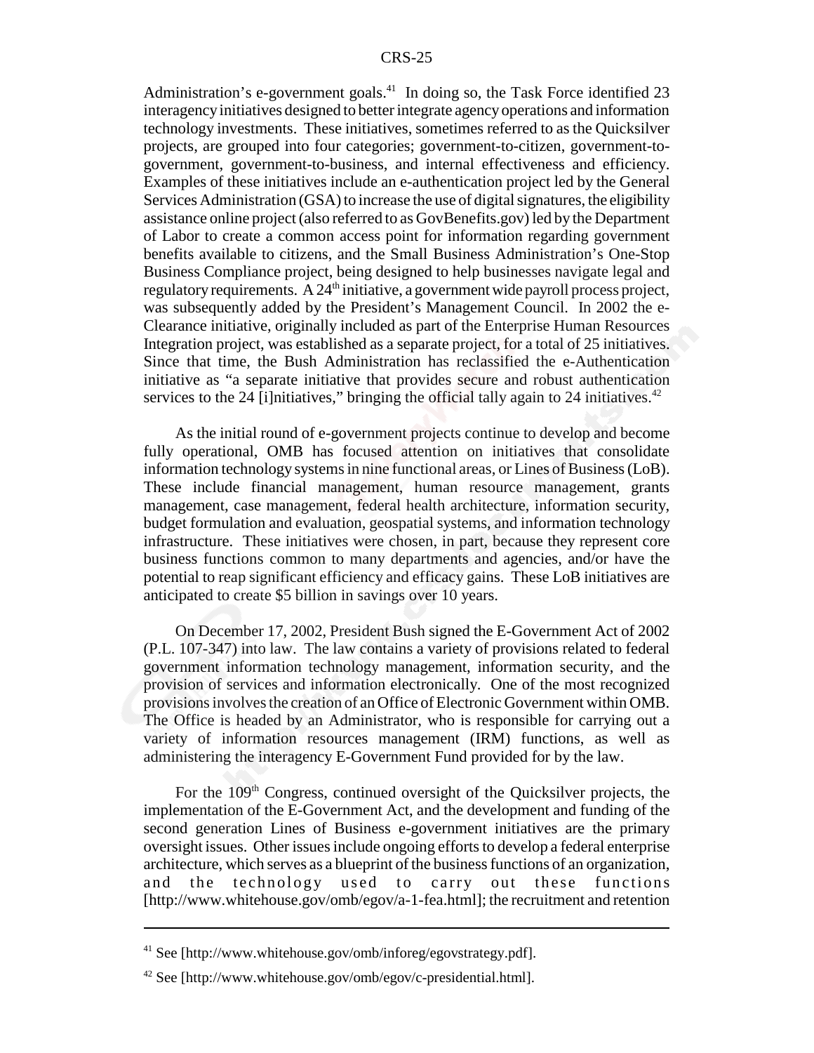Administration's e-government goals.[41] In doing so, the Task Force identified 23 interagency initiatives designed to better integrate agency operations and information technology investments. These initiatives, sometimes referred to as the Quicksilver projects, are grouped into four categories; government-to-citizen, government-to-government, government-to-business, and internal effectiveness and efficiency. Examples of these initiatives include an e-authentication project led by the General Services Administration (GSA) to increase the use of digital signatures, the eligibility assistance online project (also referred to as GovBenefits.gov) led by the Department of Labor to create a common access point for information regarding government benefits available to citizens, and the Small Business Administration's One-Stop Business Compliance project, being designed to help businesses navigate legal and regulatory requirements. A 24th initiative, a government wide payroll process project, was subsequently added by the President's Management Council. In 2002 the e-Clearance initiative, originally included as part of the Enterprise Human Resources Integration project, was established as a separate project, for a total of 25 initiatives. Since that time, the Bush Administration has reclassified the e-Authentication initiative as "a separate initiative that provides secure and robust authentication services to the 24 [i]nitiatives," bringing the official tally again to 24 initiatives.[42]

As the initial round of e-government projects continue to develop and become fully operational, OMB has focused attention on initiatives that consolidate information technology systems in nine functional areas, or Lines of Business (LoB). These include financial management, human resource management, grants management, case management, federal health architecture, information security, budget formulation and evaluation, geospatial systems, and information technology infrastructure. These initiatives were chosen, in part, because they represent core business functions common to many departments and agencies, and/or have the potential to reap significant efficiency and efficacy gains. These LoB initiatives are anticipated to create $5 billion in savings over 10 years.

On December 17, 2002, President Bush signed the E-Government Act of 2002 (P.L. 107-347) into law. The law contains a variety of provisions related to federal government information technology management, information security, and the provision of services and information electronically. One of the most recognized provisions involves the creation of an Office of Electronic Government within OMB. The Office is headed by an Administrator, who is responsible for carrying out a variety of information resources management (IRM) functions, as well as administering the interagency E-Government Fund provided for by the law.

For the 109th Congress, continued oversight of the Quicksilver projects, the implementation of the E-Government Act, and the development and funding of the second generation Lines of Business e-government initiatives are the primary oversight issues. Other issues include ongoing efforts to develop a federal enterprise architecture, which serves as a blueprint of the business functions of an organization, and the technology used to carry out these functions [http://www.whitehouse.gov/omb/egov/a-1-fea.html]; the recruitment and retention

[41] See [http://www.whitehouse.gov/omb/inforeg/egovstrategy.pdf].

[42] See [http://www.whitehouse.gov/omb/egov/c-presidential.html].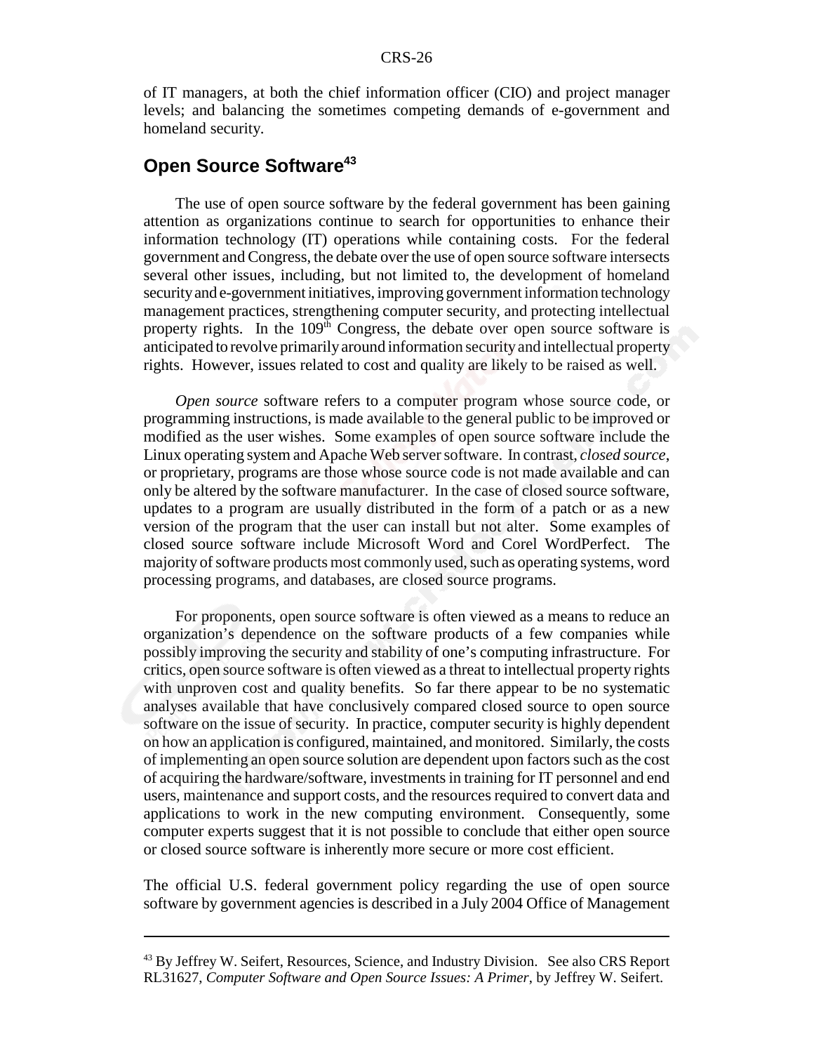of IT managers, at both the chief information officer (CIO) and project manager levels; and balancing the sometimes competing demands of e-government and homeland security.

## Open Source Software[43]

The use of open source software by the federal government has been gaining attention as organizations continue to search for opportunities to enhance their information technology (IT) operations while containing costs. For the federal government and Congress, the debate over the use of open source software intersects several other issues, including, but not limited to, the development of homeland security and e-government initiatives, improving government information technology management practices, strengthening computer security, and protecting intellectual property rights. In the 109th Congress, the debate over open source software is anticipated to revolve primarily around information security and intellectual property rights. However, issues related to cost and quality are likely to be raised as well.

*Open source* software refers to a computer program whose source code, or programming instructions, is made available to the general public to be improved or modified as the user wishes. Some examples of open source software include the Linux operating system and Apache Web server software. In contrast, *closed source*, or proprietary, programs are those whose source code is not made available and can only be altered by the software manufacturer. In the case of closed source software, updates to a program are usually distributed in the form of a patch or as a new version of the program that the user can install but not alter. Some examples of closed source software include Microsoft Word and Corel WordPerfect. The majority of software products most commonly used, such as operating systems, word processing programs, and databases, are closed source programs.

For proponents, open source software is often viewed as a means to reduce an organization's dependence on the software products of a few companies while possibly improving the security and stability of one's computing infrastructure. For critics, open source software is often viewed as a threat to intellectual property rights with unproven cost and quality benefits. So far there appear to be no systematic analyses available that have conclusively compared closed source to open source software on the issue of security. In practice, computer security is highly dependent on how an application is configured, maintained, and monitored. Similarly, the costs of implementing an open source solution are dependent upon factors such as the cost of acquiring the hardware/software, investments in training for IT personnel and end users, maintenance and support costs, and the resources required to convert data and applications to work in the new computing environment. Consequently, some computer experts suggest that it is not possible to conclude that either open source or closed source software is inherently more secure or more cost efficient.

The official U.S. federal government policy regarding the use of open source software by government agencies is described in a July 2004 Office of Management

---

[43] By Jeffrey W. Seifert, Resources, Science, and Industry Division. See also CRS Report RL31627, *Computer Software and Open Source Issues: A Primer*, by Jeffrey W. Seifert.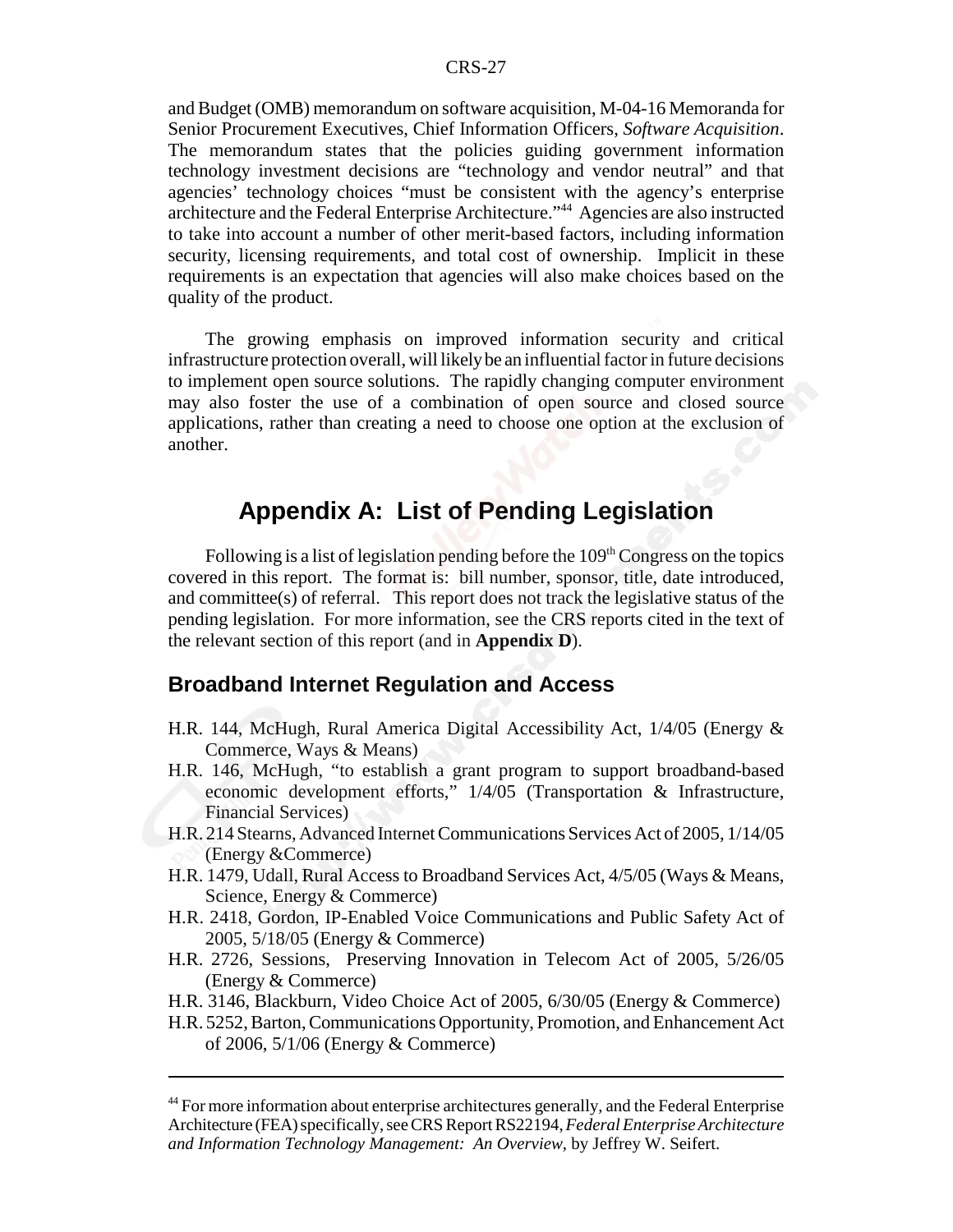and Budget (OMB) memorandum on software acquisition, M-04-16 Memoranda for Senior Procurement Executives, Chief Information Officers, *Software Acquisition*. The memorandum states that the policies guiding government information technology investment decisions are "technology and vendor neutral" and that agencies' technology choices "must be consistent with the agency's enterprise architecture and the Federal Enterprise Architecture."[44] Agencies are also instructed to take into account a number of other merit-based factors, including information security, licensing requirements, and total cost of ownership. Implicit in these requirements is an expectation that agencies will also make choices based on the quality of the product.

The growing emphasis on improved information security and critical infrastructure protection overall, will likely be an influential factor in future decisions to implement open source solutions. The rapidly changing computer environment may also foster the use of a combination of open source and closed source applications, rather than creating a need to choose one option at the exclusion of another.

# Appendix A: List of Pending Legislation

Following is a list of legislation pending before the 109th Congress on the topics covered in this report. The format is: bill number, sponsor, title, date introduced, and committee(s) of referral. This report does not track the legislative status of the pending legislation. For more information, see the CRS reports cited in the text of the relevant section of this report (and in **Appendix D**).

## Broadband Internet Regulation and Access

- H.R. 144, McHugh, Rural America Digital Accessibility Act, 1/4/05 (Energy & Commerce, Ways & Means)
- H.R. 146, McHugh, "to establish a grant program to support broadband-based economic development efforts," 1/4/05 (Transportation & Infrastructure, Financial Services)
- H.R. 214 Stearns, Advanced Internet Communications Services Act of 2005, 1/14/05 (Energy &Commerce)
- H.R. 1479, Udall, Rural Access to Broadband Services Act, 4/5/05 (Ways & Means, Science, Energy & Commerce)
- H.R. 2418, Gordon, IP-Enabled Voice Communications and Public Safety Act of 2005, 5/18/05 (Energy & Commerce)
- H.R. 2726, Sessions, Preserving Innovation in Telecom Act of 2005, 5/26/05 (Energy & Commerce)
- H.R. 3146, Blackburn, Video Choice Act of 2005, 6/30/05 (Energy & Commerce)
- H.R. 5252, Barton, Communications Opportunity, Promotion, and Enhancement Act of 2006, 5/1/06 (Energy & Commerce)

---

[44] For more information about enterprise architectures generally, and the Federal Enterprise Architecture (FEA) specifically, see CRS Report RS22194, *Federal Enterprise Architecture and Information Technology Management: An Overview*, by Jeffrey W. Seifert.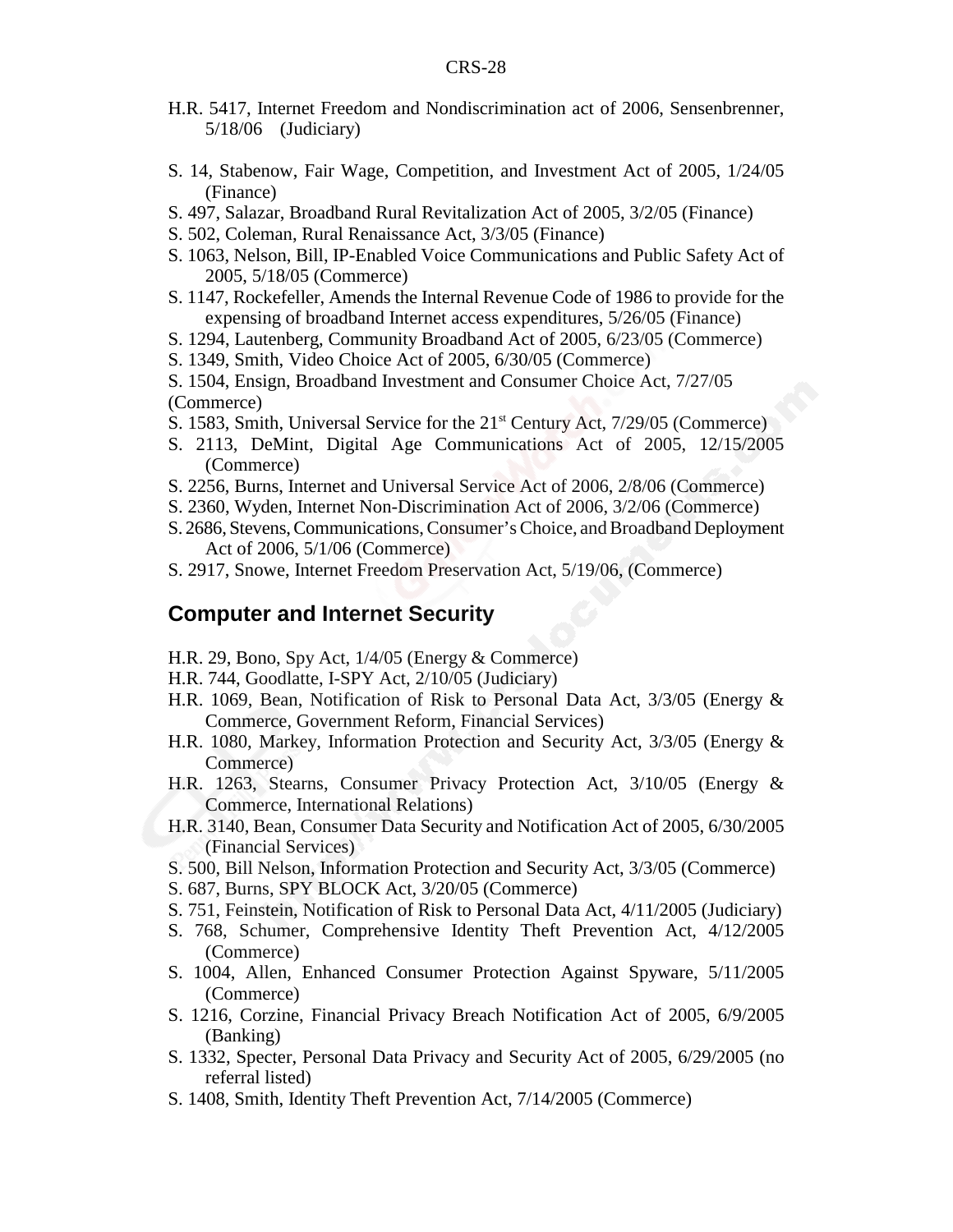H.R. 5417, Internet Freedom and Nondiscrimination act of 2006, Sensenbrenner, 5/18/06 (Judiciary)

S. 14, Stabenow, Fair Wage, Competition, and Investment Act of 2005, 1/24/05 (Finance)
S. 497, Salazar, Broadband Rural Revitalization Act of 2005, 3/2/05 (Finance)
S. 502, Coleman, Rural Renaissance Act, 3/3/05 (Finance)
S. 1063, Nelson, Bill, IP-Enabled Voice Communications and Public Safety Act of 2005, 5/18/05 (Commerce)
S. 1147, Rockefeller, Amends the Internal Revenue Code of 1986 to provide for the expensing of broadband Internet access expenditures, 5/26/05 (Finance)
S. 1294, Lautenberg, Community Broadband Act of 2005, 6/23/05 (Commerce)
S. 1349, Smith, Video Choice Act of 2005, 6/30/05 (Commerce)
S. 1504, Ensign, Broadband Investment and Consumer Choice Act, 7/27/05 (Commerce)
S. 1583, Smith, Universal Service for the 21st Century Act, 7/29/05 (Commerce)
S. 2113, DeMint, Digital Age Communications Act of 2005, 12/15/2005 (Commerce)
S. 2256, Burns, Internet and Universal Service Act of 2006, 2/8/06 (Commerce)
S. 2360, Wyden, Internet Non-Discrimination Act of 2006, 3/2/06 (Commerce)
S. 2686, Stevens, Communications, Consumer's Choice, and Broadband Deployment Act of 2006, 5/1/06 (Commerce)
S. 2917, Snowe, Internet Freedom Preservation Act, 5/19/06, (Commerce)

## Computer and Internet Security

H.R. 29, Bono, Spy Act, 1/4/05 (Energy & Commerce)
H.R. 744, Goodlatte, I-SPY Act, 2/10/05 (Judiciary)
H.R. 1069, Bean, Notification of Risk to Personal Data Act, 3/3/05 (Energy & Commerce, Government Reform, Financial Services)
H.R. 1080, Markey, Information Protection and Security Act, 3/3/05 (Energy & Commerce)
H.R. 1263, Stearns, Consumer Privacy Protection Act, 3/10/05 (Energy & Commerce, International Relations)
H.R. 3140, Bean, Consumer Data Security and Notification Act of 2005, 6/30/2005 (Financial Services)
S. 500, Bill Nelson, Information Protection and Security Act, 3/3/05 (Commerce)
S. 687, Burns, SPY BLOCK Act, 3/20/05 (Commerce)
S. 751, Feinstein, Notification of Risk to Personal Data Act, 4/11/2005 (Judiciary)
S. 768, Schumer, Comprehensive Identity Theft Prevention Act, 4/12/2005 (Commerce)
S. 1004, Allen, Enhanced Consumer Protection Against Spyware, 5/11/2005 (Commerce)
S. 1216, Corzine, Financial Privacy Breach Notification Act of 2005, 6/9/2005 (Banking)
S. 1332, Specter, Personal Data Privacy and Security Act of 2005, 6/29/2005 (no referral listed)
S. 1408, Smith, Identity Theft Prevention Act, 7/14/2005 (Commerce)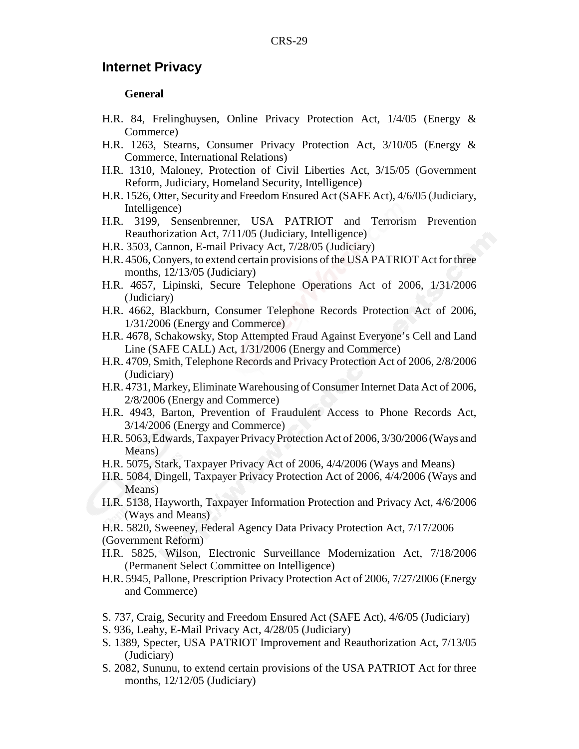## Internet Privacy

### General

H.R. 84, Frelinghuysen, Online Privacy Protection Act, 1/4/05 (Energy & Commerce)

H.R. 1263, Stearns, Consumer Privacy Protection Act, 3/10/05 (Energy & Commerce, International Relations)

H.R. 1310, Maloney, Protection of Civil Liberties Act, 3/15/05 (Government Reform, Judiciary, Homeland Security, Intelligence)

H.R. 1526, Otter, Security and Freedom Ensured Act (SAFE Act), 4/6/05 (Judiciary, Intelligence)

H.R. 3199, Sensenbrenner, USA PATRIOT and Terrorism Prevention Reauthorization Act, 7/11/05 (Judiciary, Intelligence)

H.R. 3503, Cannon, E-mail Privacy Act, 7/28/05 (Judiciary)

H.R. 4506, Conyers, to extend certain provisions of the USA PATRIOT Act for three months, 12/13/05 (Judiciary)

H.R. 4657, Lipinski, Secure Telephone Operations Act of 2006, 1/31/2006 (Judiciary)

H.R. 4662, Blackburn, Consumer Telephone Records Protection Act of 2006, 1/31/2006 (Energy and Commerce)

H.R. 4678, Schakowsky, Stop Attempted Fraud Against Everyone's Cell and Land Line (SAFE CALL) Act, 1/31/2006 (Energy and Commerce)

H.R. 4709, Smith, Telephone Records and Privacy Protection Act of 2006, 2/8/2006 (Judiciary)

H.R. 4731, Markey, Eliminate Warehousing of Consumer Internet Data Act of 2006, 2/8/2006 (Energy and Commerce)

H.R. 4943, Barton, Prevention of Fraudulent Access to Phone Records Act, 3/14/2006 (Energy and Commerce)

H.R. 5063, Edwards, Taxpayer Privacy Protection Act of 2006, 3/30/2006 (Ways and Means)

H.R. 5075, Stark, Taxpayer Privacy Act of 2006, 4/4/2006 (Ways and Means)

H.R. 5084, Dingell, Taxpayer Privacy Protection Act of 2006, 4/4/2006 (Ways and Means)

H.R. 5138, Hayworth, Taxpayer Information Protection and Privacy Act, 4/6/2006 (Ways and Means)

H.R. 5820, Sweeney, Federal Agency Data Privacy Protection Act, 7/17/2006 (Government Reform)

H.R. 5825, Wilson, Electronic Surveillance Modernization Act, 7/18/2006 (Permanent Select Committee on Intelligence)

H.R. 5945, Pallone, Prescription Privacy Protection Act of 2006, 7/27/2006 (Energy and Commerce)

S. 737, Craig, Security and Freedom Ensured Act (SAFE Act), 4/6/05 (Judiciary)

S. 936, Leahy, E-Mail Privacy Act, 4/28/05 (Judiciary)

S. 1389, Specter, USA PATRIOT Improvement and Reauthorization Act, 7/13/05 (Judiciary)

S. 2082, Sununu, to extend certain provisions of the USA PATRIOT Act for three months, 12/12/05 (Judiciary)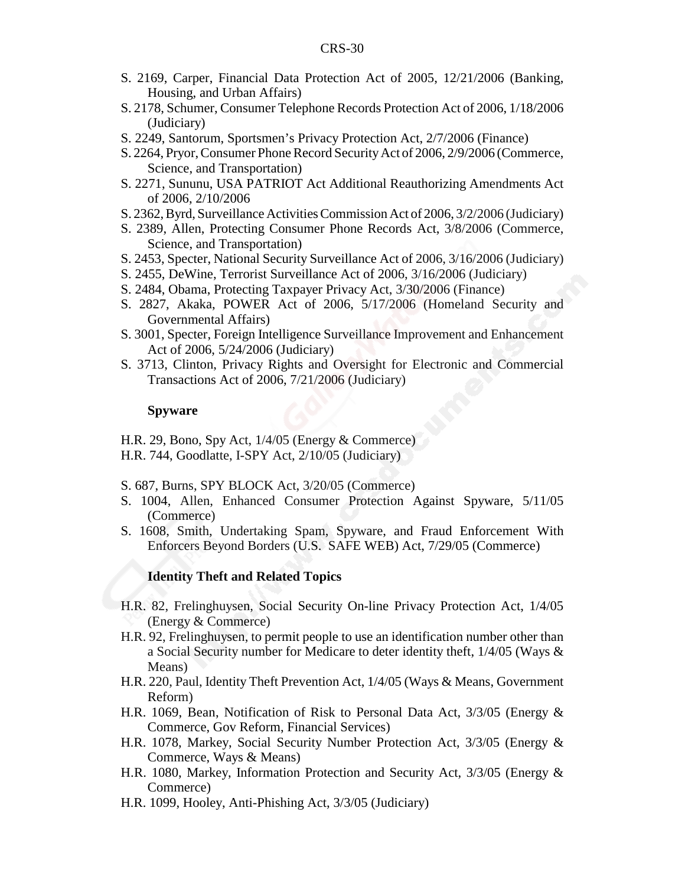S. 2169, Carper, Financial Data Protection Act of 2005, 12/21/2006 (Banking, Housing, and Urban Affairs)

S. 2178, Schumer, Consumer Telephone Records Protection Act of 2006, 1/18/2006 (Judiciary)

S. 2249, Santorum, Sportsmen's Privacy Protection Act, 2/7/2006 (Finance)

S. 2264, Pryor, Consumer Phone Record Security Act of 2006, 2/9/2006 (Commerce, Science, and Transportation)

S. 2271, Sununu, USA PATRIOT Act Additional Reauthorizing Amendments Act of 2006, 2/10/2006

S. 2362, Byrd, Surveillance Activities Commission Act of 2006, 3/2/2006 (Judiciary)

S. 2389, Allen, Protecting Consumer Phone Records Act, 3/8/2006 (Commerce, Science, and Transportation)

S. 2453, Specter, National Security Surveillance Act of 2006, 3/16/2006 (Judiciary)

S. 2455, DeWine, Terrorist Surveillance Act of 2006, 3/16/2006 (Judiciary)

S. 2484, Obama, Protecting Taxpayer Privacy Act, 3/30/2006 (Finance)

S. 2827, Akaka, POWER Act of 2006, 5/17/2006 (Homeland Security and Governmental Affairs)

S. 3001, Specter, Foreign Intelligence Surveillance Improvement and Enhancement Act of 2006, 5/24/2006 (Judiciary)

S. 3713, Clinton, Privacy Rights and Oversight for Electronic and Commercial Transactions Act of 2006, 7/21/2006 (Judiciary)

### Spyware

H.R. 29, Bono, Spy Act, 1/4/05 (Energy & Commerce)

H.R. 744, Goodlatte, I-SPY Act, 2/10/05 (Judiciary)

S. 687, Burns, SPY BLOCK Act, 3/20/05 (Commerce)

S. 1004, Allen, Enhanced Consumer Protection Against Spyware, 5/11/05 (Commerce)

S. 1608, Smith, Undertaking Spam, Spyware, and Fraud Enforcement With Enforcers Beyond Borders (U.S. SAFE WEB) Act, 7/29/05 (Commerce)

### Identity Theft and Related Topics

H.R. 82, Frelinghuysen, Social Security On-line Privacy Protection Act, 1/4/05 (Energy & Commerce)

H.R. 92, Frelinghuysen, to permit people to use an identification number other than a Social Security number for Medicare to deter identity theft, 1/4/05 (Ways & Means)

H.R. 220, Paul, Identity Theft Prevention Act, 1/4/05 (Ways & Means, Government Reform)

H.R. 1069, Bean, Notification of Risk to Personal Data Act, 3/3/05 (Energy & Commerce, Gov Reform, Financial Services)

H.R. 1078, Markey, Social Security Number Protection Act, 3/3/05 (Energy & Commerce, Ways & Means)

H.R. 1080, Markey, Information Protection and Security Act, 3/3/05 (Energy & Commerce)

H.R. 1099, Hooley, Anti-Phishing Act, 3/3/05 (Judiciary)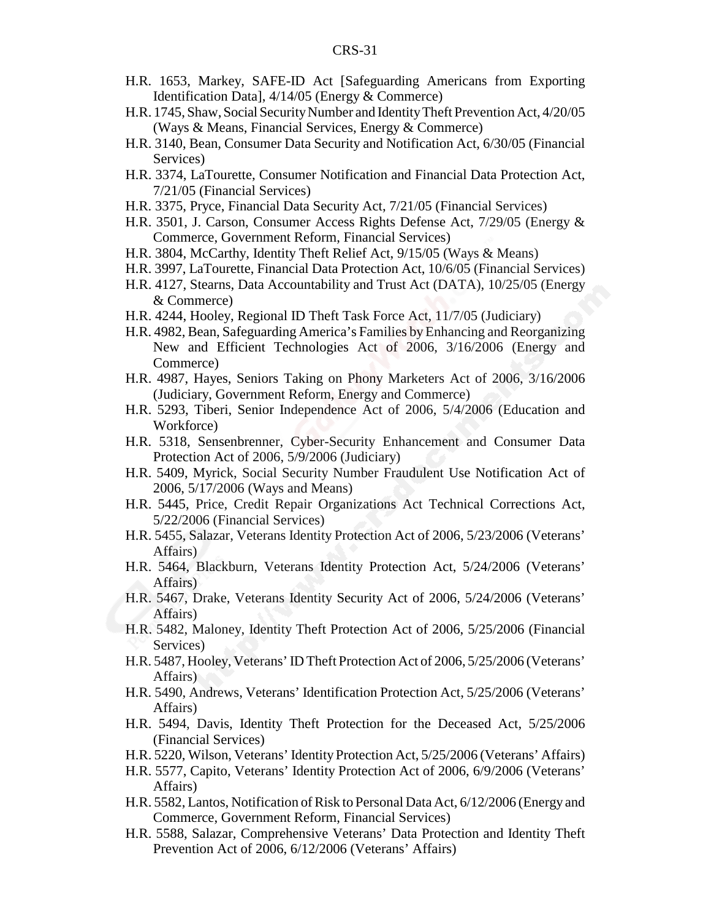- H.R. 1653, Markey, SAFE-ID Act [Safeguarding Americans from Exporting Identification Data], 4/14/05 (Energy & Commerce)
- H.R. 1745, Shaw, Social Security Number and Identity Theft Prevention Act, 4/20/05 (Ways & Means, Financial Services, Energy & Commerce)
- H.R. 3140, Bean, Consumer Data Security and Notification Act, 6/30/05 (Financial Services)
- H.R. 3374, LaTourette, Consumer Notification and Financial Data Protection Act, 7/21/05 (Financial Services)
- H.R. 3375, Pryce, Financial Data Security Act, 7/21/05 (Financial Services)
- H.R. 3501, J. Carson, Consumer Access Rights Defense Act, 7/29/05 (Energy & Commerce, Government Reform, Financial Services)
- H.R. 3804, McCarthy, Identity Theft Relief Act, 9/15/05 (Ways & Means)
- H.R. 3997, LaTourette, Financial Data Protection Act, 10/6/05 (Financial Services)
- H.R. 4127, Stearns, Data Accountability and Trust Act (DATA), 10/25/05 (Energy & Commerce)
- H.R. 4244, Hooley, Regional ID Theft Task Force Act, 11/7/05 (Judiciary)
- H.R. 4982, Bean, Safeguarding America's Families by Enhancing and Reorganizing New and Efficient Technologies Act of 2006, 3/16/2006 (Energy and Commerce)
- H.R. 4987, Hayes, Seniors Taking on Phony Marketers Act of 2006, 3/16/2006 (Judiciary, Government Reform, Energy and Commerce)
- H.R. 5293, Tiberi, Senior Independence Act of 2006, 5/4/2006 (Education and Workforce)
- H.R. 5318, Sensenbrenner, Cyber-Security Enhancement and Consumer Data Protection Act of 2006, 5/9/2006 (Judiciary)
- H.R. 5409, Myrick, Social Security Number Fraudulent Use Notification Act of 2006, 5/17/2006 (Ways and Means)
- H.R. 5445, Price, Credit Repair Organizations Act Technical Corrections Act, 5/22/2006 (Financial Services)
- H.R. 5455, Salazar, Veterans Identity Protection Act of 2006, 5/23/2006 (Veterans' Affairs)
- H.R. 5464, Blackburn, Veterans Identity Protection Act, 5/24/2006 (Veterans' Affairs)
- H.R. 5467, Drake, Veterans Identity Security Act of 2006, 5/24/2006 (Veterans' Affairs)
- H.R. 5482, Maloney, Identity Theft Protection Act of 2006, 5/25/2006 (Financial Services)
- H.R. 5487, Hooley, Veterans' ID Theft Protection Act of 2006, 5/25/2006 (Veterans' Affairs)
- H.R. 5490, Andrews, Veterans' Identification Protection Act, 5/25/2006 (Veterans' Affairs)
- H.R. 5494, Davis, Identity Theft Protection for the Deceased Act, 5/25/2006 (Financial Services)
- H.R. 5220, Wilson, Veterans' Identity Protection Act, 5/25/2006 (Veterans' Affairs)
- H.R. 5577, Capito, Veterans' Identity Protection Act of 2006, 6/9/2006 (Veterans' Affairs)
- H.R. 5582, Lantos, Notification of Risk to Personal Data Act, 6/12/2006 (Energy and Commerce, Government Reform, Financial Services)
- H.R. 5588, Salazar, Comprehensive Veterans' Data Protection and Identity Theft Prevention Act of 2006, 6/12/2006 (Veterans' Affairs)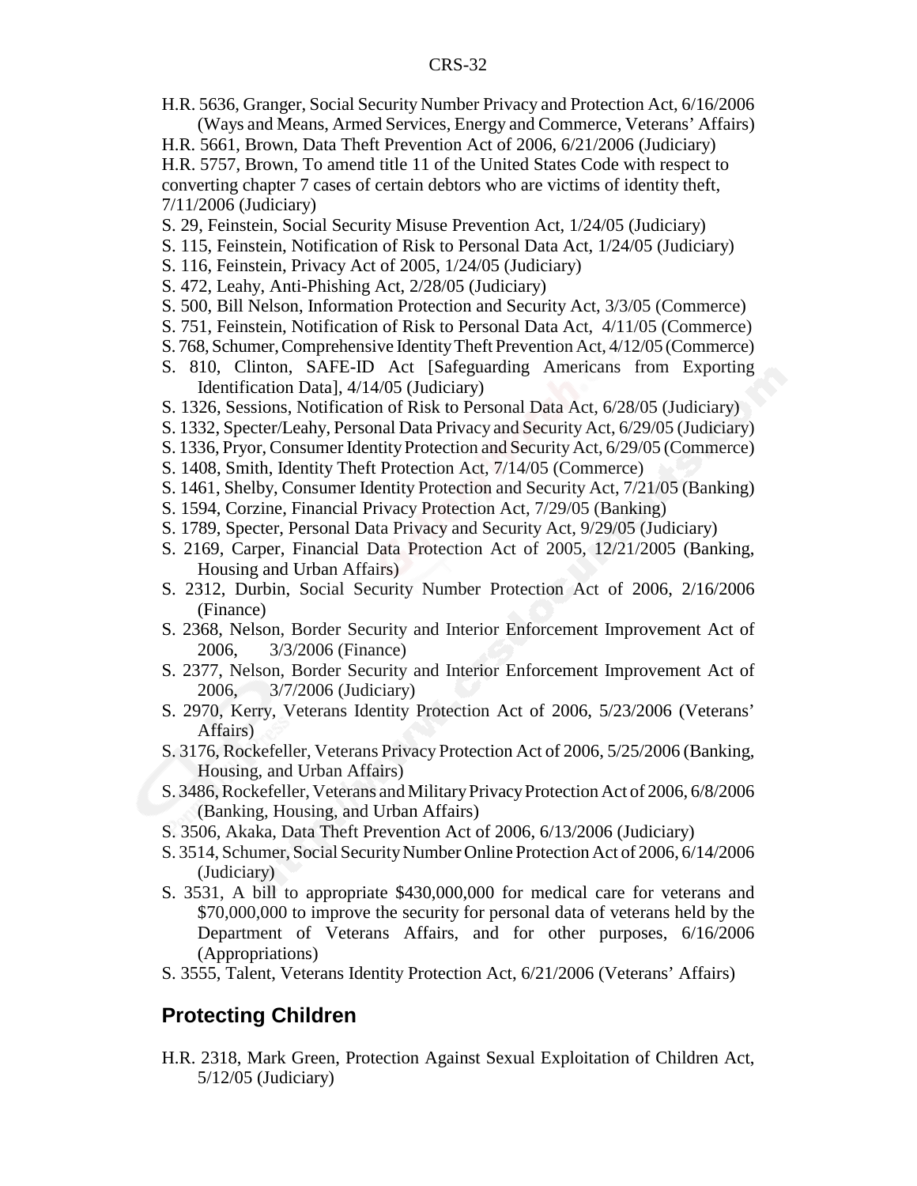H.R. 5636, Granger, Social Security Number Privacy and Protection Act, 6/16/2006 (Ways and Means, Armed Services, Energy and Commerce, Veterans' Affairs)

H.R. 5661, Brown, Data Theft Prevention Act of 2006, 6/21/2006 (Judiciary)

H.R. 5757, Brown, To amend title 11 of the United States Code with respect to converting chapter 7 cases of certain debtors who are victims of identity theft, 7/11/2006 (Judiciary)

S. 29, Feinstein, Social Security Misuse Prevention Act, 1/24/05 (Judiciary)

S. 115, Feinstein, Notification of Risk to Personal Data Act, 1/24/05 (Judiciary)

S. 116, Feinstein, Privacy Act of 2005, 1/24/05 (Judiciary)

S. 472, Leahy, Anti-Phishing Act, 2/28/05 (Judiciary)

S. 500, Bill Nelson, Information Protection and Security Act, 3/3/05 (Commerce)

S. 751, Feinstein, Notification of Risk to Personal Data Act, 4/11/05 (Commerce)

S. 768, Schumer, Comprehensive Identity Theft Prevention Act, 4/12/05 (Commerce)

S. 810, Clinton, SAFE-ID Act [Safeguarding Americans from Exporting Identification Data], 4/14/05 (Judiciary)

S. 1326, Sessions, Notification of Risk to Personal Data Act, 6/28/05 (Judiciary)

S. 1332, Specter/Leahy, Personal Data Privacy and Security Act, 6/29/05 (Judiciary)

S. 1336, Pryor, Consumer Identity Protection and Security Act, 6/29/05 (Commerce)

S. 1408, Smith, Identity Theft Protection Act, 7/14/05 (Commerce)

S. 1461, Shelby, Consumer Identity Protection and Security Act, 7/21/05 (Banking)

S. 1594, Corzine, Financial Privacy Protection Act, 7/29/05 (Banking)

S. 1789, Specter, Personal Data Privacy and Security Act, 9/29/05 (Judiciary)

S. 2169, Carper, Financial Data Protection Act of 2005, 12/21/2005 (Banking, Housing and Urban Affairs)

S. 2312, Durbin, Social Security Number Protection Act of 2006, 2/16/2006 (Finance)

S. 2368, Nelson, Border Security and Interior Enforcement Improvement Act of 2006, 3/3/2006 (Finance)

S. 2377, Nelson, Border Security and Interior Enforcement Improvement Act of 2006, 3/7/2006 (Judiciary)

S. 2970, Kerry, Veterans Identity Protection Act of 2006, 5/23/2006 (Veterans' Affairs)

S. 3176, Rockefeller, Veterans Privacy Protection Act of 2006, 5/25/2006 (Banking, Housing, and Urban Affairs)

S. 3486, Rockefeller, Veterans and Military Privacy Protection Act of 2006, 6/8/2006 (Banking, Housing, and Urban Affairs)

S. 3506, Akaka, Data Theft Prevention Act of 2006, 6/13/2006 (Judiciary)

S. 3514, Schumer, Social Security Number Online Protection Act of 2006, 6/14/2006 (Judiciary)

S. 3531, A bill to appropriate $430,000,000 for medical care for veterans and $70,000,000 to improve the security for personal data of veterans held by the Department of Veterans Affairs, and for other purposes, 6/16/2006 (Appropriations)

S. 3555, Talent, Veterans Identity Protection Act, 6/21/2006 (Veterans' Affairs)

## Protecting Children

H.R. 2318, Mark Green, Protection Against Sexual Exploitation of Children Act, 5/12/05 (Judiciary)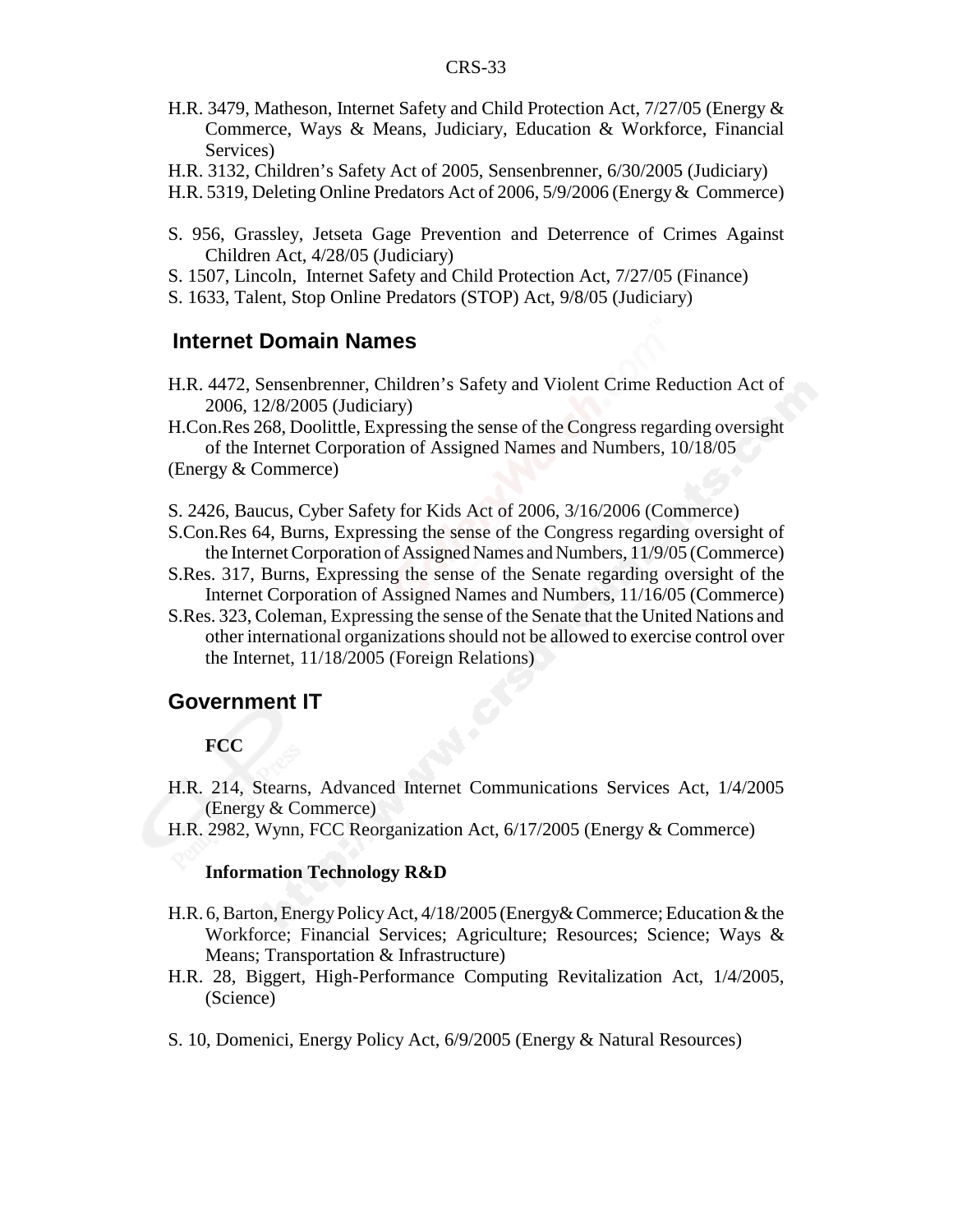H.R. 3479, Matheson, Internet Safety and Child Protection Act, 7/27/05 (Energy & Commerce, Ways & Means, Judiciary, Education & Workforce, Financial Services)

H.R. 3132, Children's Safety Act of 2005, Sensenbrenner, 6/30/2005 (Judiciary)

H.R. 5319, Deleting Online Predators Act of 2006, 5/9/2006 (Energy & Commerce)

S. 956, Grassley, Jetseta Gage Prevention and Deterrence of Crimes Against Children Act, 4/28/05 (Judiciary)

S. 1507, Lincoln, Internet Safety and Child Protection Act, 7/27/05 (Finance)

S. 1633, Talent, Stop Online Predators (STOP) Act, 9/8/05 (Judiciary)

## Internet Domain Names

H.R. 4472, Sensenbrenner, Children's Safety and Violent Crime Reduction Act of 2006, 12/8/2005 (Judiciary)

H.Con.Res 268, Doolittle, Expressing the sense of the Congress regarding oversight of the Internet Corporation of Assigned Names and Numbers, 10/18/05 (Energy & Commerce)

S. 2426, Baucus, Cyber Safety for Kids Act of 2006, 3/16/2006 (Commerce)

S.Con.Res 64, Burns, Expressing the sense of the Congress regarding oversight of the Internet Corporation of Assigned Names and Numbers, 11/9/05 (Commerce)

S.Res. 317, Burns, Expressing the sense of the Senate regarding oversight of the Internet Corporation of Assigned Names and Numbers, 11/16/05 (Commerce)

S.Res. 323, Coleman, Expressing the sense of the Senate that the United Nations and other international organizations should not be allowed to exercise control over the Internet, 11/18/2005 (Foreign Relations)

## Government IT

### FCC

H.R. 214, Stearns, Advanced Internet Communications Services Act, 1/4/2005 (Energy & Commerce)

H.R. 2982, Wynn, FCC Reorganization Act, 6/17/2005 (Energy & Commerce)

### Information Technology R&D

H.R. 6, Barton, Energy Policy Act, 4/18/2005 (Energy& Commerce; Education & the Workforce; Financial Services; Agriculture; Resources; Science; Ways & Means; Transportation & Infrastructure)

H.R. 28, Biggert, High-Performance Computing Revitalization Act, 1/4/2005, (Science)

S. 10, Domenici, Energy Policy Act, 6/9/2005 (Energy & Natural Resources)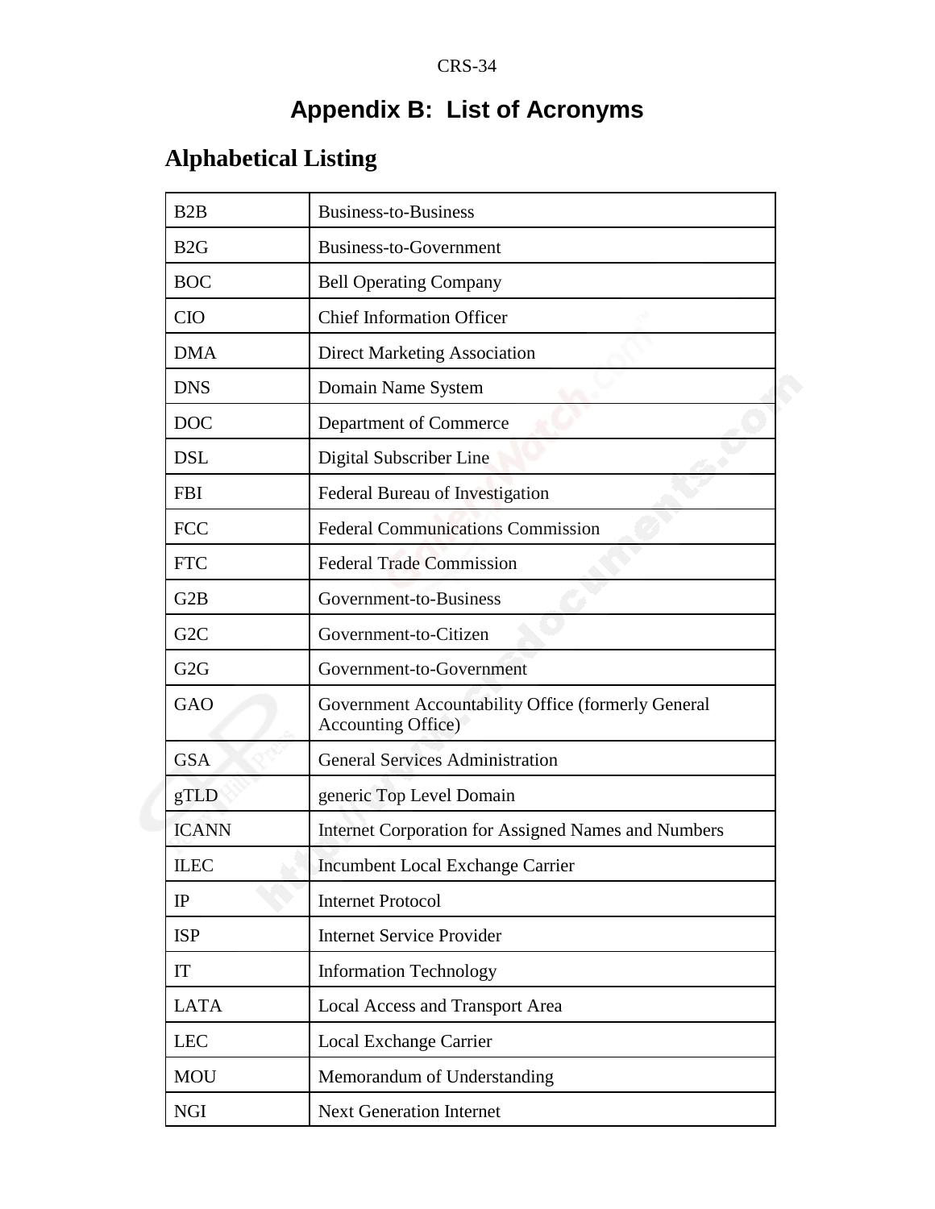# Appendix B: List of Acronyms

## Alphabetical Listing

| | |
|---|---|
| B2B | Business-to-Business |
| B2G | Business-to-Government |
| BOC | Bell Operating Company |
| CIO | Chief Information Officer |
| DMA | Direct Marketing Association |
| DNS | Domain Name System |
| DOC | Department of Commerce |
| DSL | Digital Subscriber Line |
| FBI | Federal Bureau of Investigation |
| FCC | Federal Communications Commission |
| FTC | Federal Trade Commission |
| G2B | Government-to-Business |
| G2C | Government-to-Citizen |
| G2G | Government-to-Government |
| GAO | Government Accountability Office (formerly General Accounting Office) |
| GSA | General Services Administration |
| gTLD | generic Top Level Domain |
| ICANN | Internet Corporation for Assigned Names and Numbers |
| ILEC | Incumbent Local Exchange Carrier |
| IP | Internet Protocol |
| ISP | Internet Service Provider |
| IT | Information Technology |
| LATA | Local Access and Transport Area |
| LEC | Local Exchange Carrier |
| MOU | Memorandum of Understanding |
| NGI | Next Generation Internet |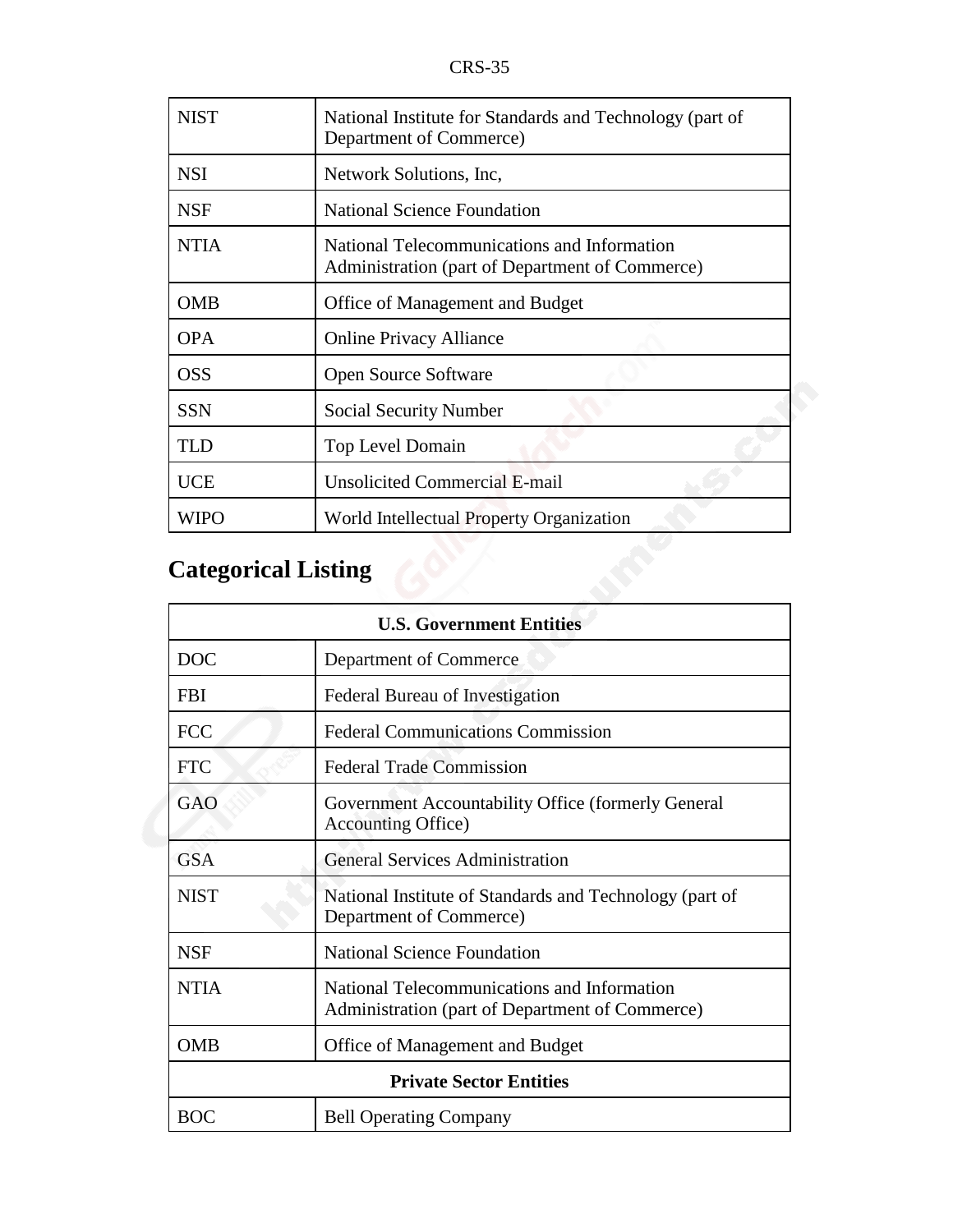| | |
|---|---|
| NIST | National Institute for Standards and Technology (part of Department of Commerce) |
| NSI | Network Solutions, Inc, |
| NSF | National Science Foundation |
| NTIA | National Telecommunications and Information Administration (part of Department of Commerce) |
| OMB | Office of Management and Budget |
| OPA | Online Privacy Alliance |
| OSS | Open Source Software |
| SSN | Social Security Number |
| TLD | Top Level Domain |
| UCE | Unsolicited Commercial E-mail |
| WIPO | World Intellectual Property Organization |

## Categorical Listing

| **U.S. Government Entities** | |
|---|---|
| DOC | Department of Commerce |
| FBI | Federal Bureau of Investigation |
| FCC | Federal Communications Commission |
| FTC | Federal Trade Commission |
| GAO | Government Accountability Office (formerly General Accounting Office) |
| GSA | General Services Administration |
| NIST | National Institute of Standards and Technology (part of Department of Commerce) |
| NSF | National Science Foundation |
| NTIA | National Telecommunications and Information Administration (part of Department of Commerce) |
| OMB | Office of Management and Budget |
| **Private Sector Entities** | |
| BOC | Bell Operating Company |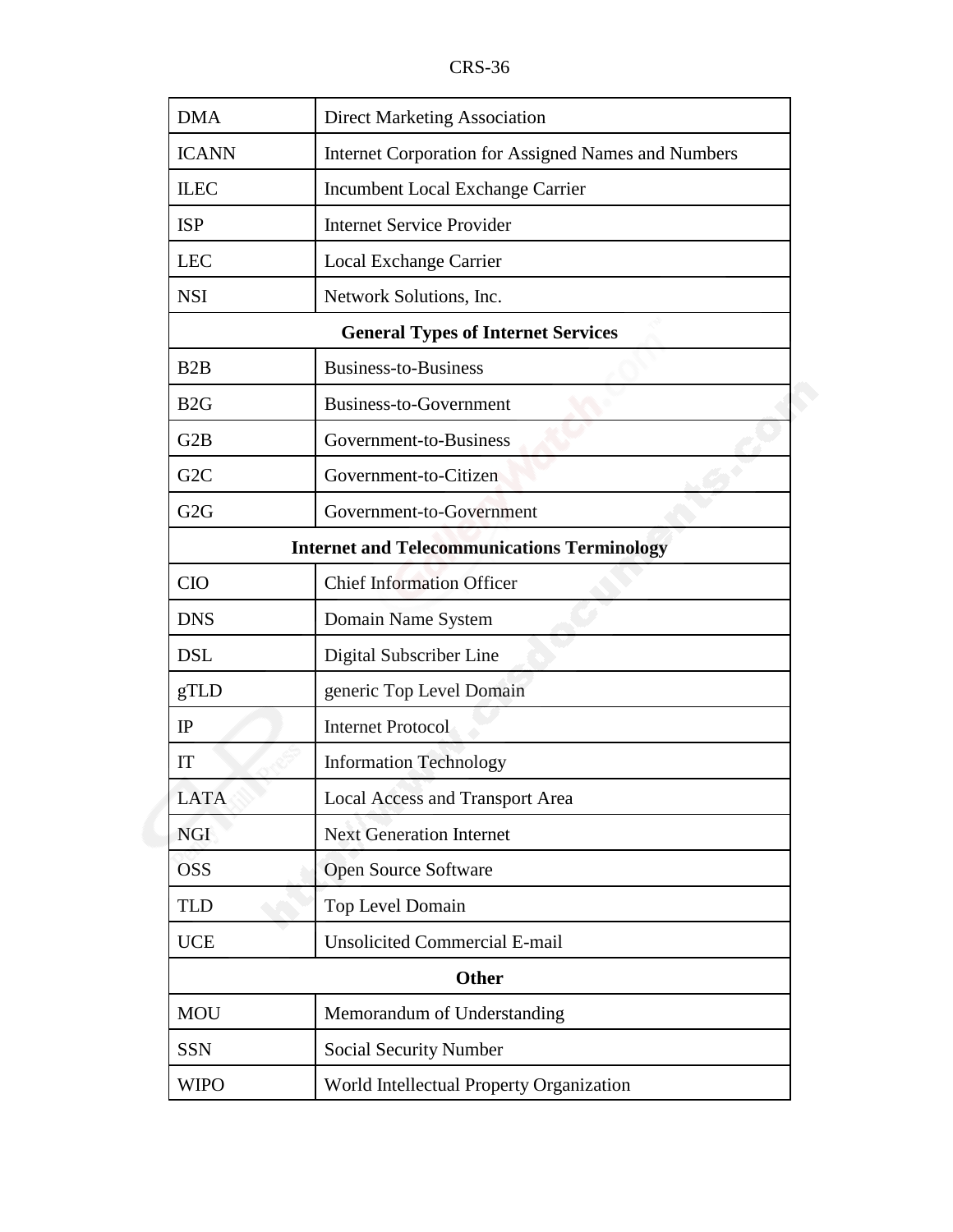| | |
|---|---|
| DMA | Direct Marketing Association |
| ICANN | Internet Corporation for Assigned Names and Numbers |
| ILEC | Incumbent Local Exchange Carrier |
| ISP | Internet Service Provider |
| LEC | Local Exchange Carrier |
| NSI | Network Solutions, Inc. |
| **General Types of Internet Services** | |
| B2B | Business-to-Business |
| B2G | Business-to-Government |
| G2B | Government-to-Business |
| G2C | Government-to-Citizen |
| G2G | Government-to-Government |
| **Internet and Telecommunications Terminology** | |
| CIO | Chief Information Officer |
| DNS | Domain Name System |
| DSL | Digital Subscriber Line |
| gTLD | generic Top Level Domain |
| IP | Internet Protocol |
| IT | Information Technology |
| LATA | Local Access and Transport Area |
| NGI | Next Generation Internet |
| OSS | Open Source Software |
| TLD | Top Level Domain |
| UCE | Unsolicited Commercial E-mail |
| **Other** | |
| MOU | Memorandum of Understanding |
| SSN | Social Security Number |
| WIPO | World Intellectual Property Organization |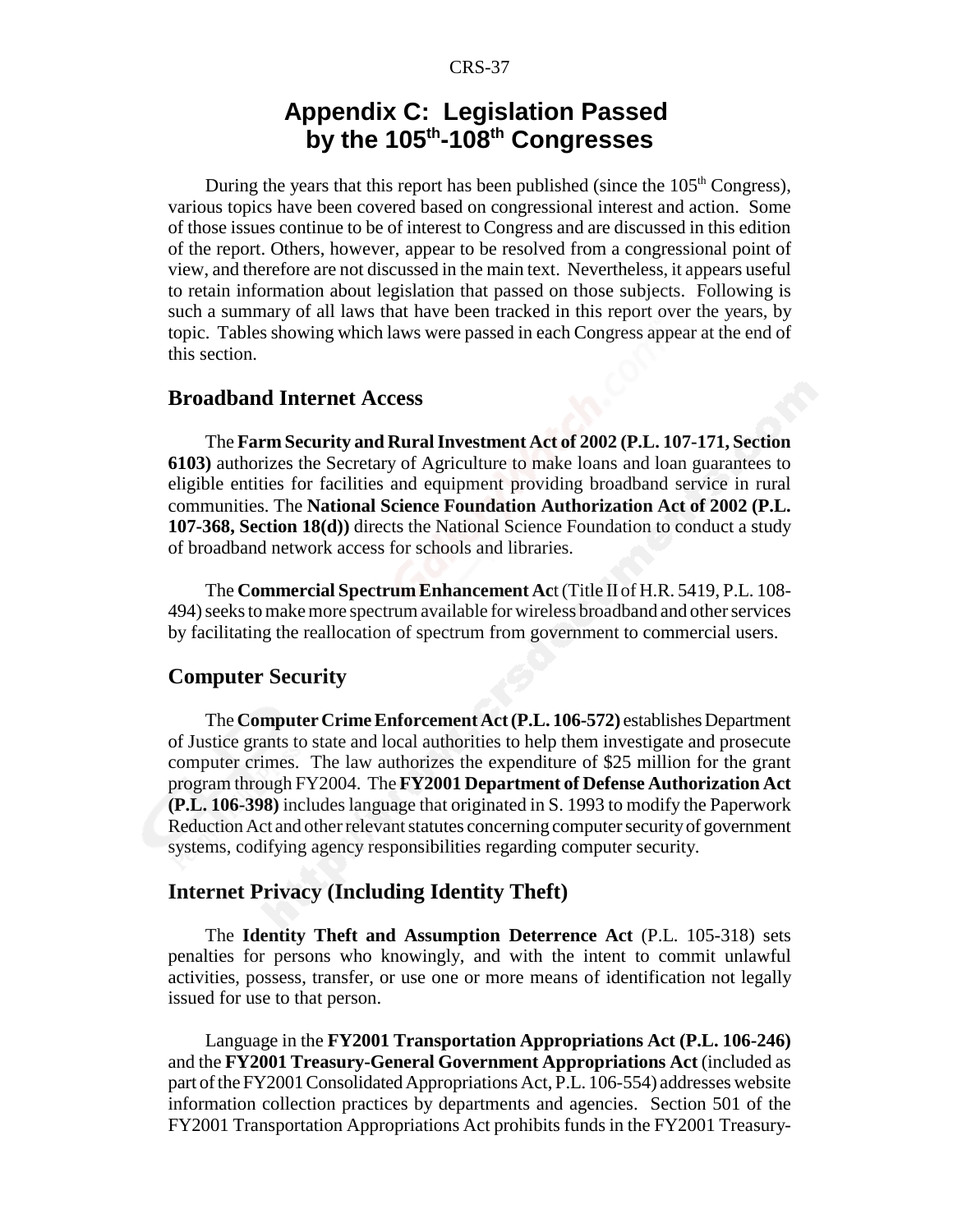# Appendix C: Legislation Passed by the 105th-108th Congresses

During the years that this report has been published (since the 105th Congress), various topics have been covered based on congressional interest and action. Some of those issues continue to be of interest to Congress and are discussed in this edition of the report. Others, however, appear to be resolved from a congressional point of view, and therefore are not discussed in the main text. Nevertheless, it appears useful to retain information about legislation that passed on those subjects. Following is such a summary of all laws that have been tracked in this report over the years, by topic. Tables showing which laws were passed in each Congress appear at the end of this section.

## Broadband Internet Access

The **Farm Security and Rural Investment Act of 2002 (P.L. 107-171, Section 6103)** authorizes the Secretary of Agriculture to make loans and loan guarantees to eligible entities for facilities and equipment providing broadband service in rural communities. The **National Science Foundation Authorization Act of 2002 (P.L. 107-368, Section 18(d))** directs the National Science Foundation to conduct a study of broadband network access for schools and libraries.

The **Commercial Spectrum Enhancement Ac**t (Title II of H.R. 5419, P.L. 108-494) seeks to make more spectrum available for wireless broadband and other services by facilitating the reallocation of spectrum from government to commercial users.

## Computer Security

The **Computer Crime Enforcement Act (P.L. 106-572)** establishes Department of Justice grants to state and local authorities to help them investigate and prosecute computer crimes. The law authorizes the expenditure of $25 million for the grant program through FY2004. The **FY2001 Department of Defense Authorization Act (P.L. 106-398)** includes language that originated in S. 1993 to modify the Paperwork Reduction Act and other relevant statutes concerning computer security of government systems, codifying agency responsibilities regarding computer security.

## Internet Privacy (Including Identity Theft)

The **Identity Theft and Assumption Deterrence Act** (P.L. 105-318) sets penalties for persons who knowingly, and with the intent to commit unlawful activities, possess, transfer, or use one or more means of identification not legally issued for use to that person.

Language in the **FY2001 Transportation Appropriations Act (P.L. 106-246)** and the **FY2001 Treasury-General Government Appropriations Act** (included as part of the FY2001 Consolidated Appropriations Act, P.L. 106-554) addresses website information collection practices by departments and agencies. Section 501 of the FY2001 Transportation Appropriations Act prohibits funds in the FY2001 Treasury-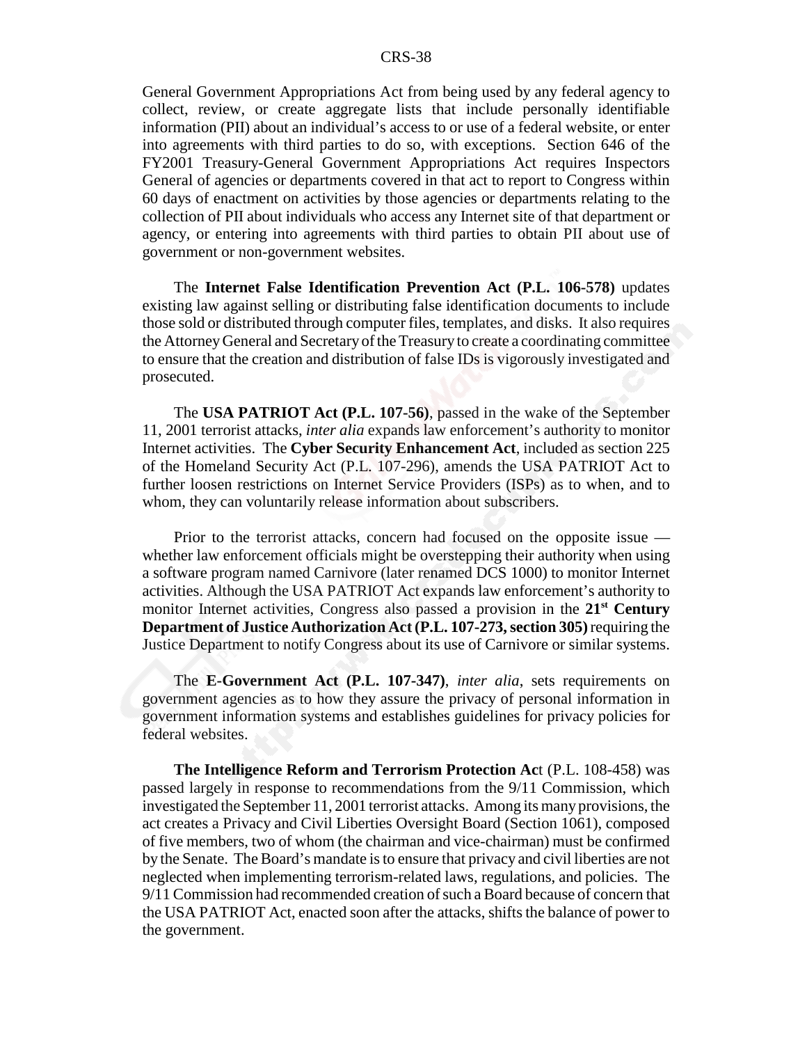General Government Appropriations Act from being used by any federal agency to collect, review, or create aggregate lists that include personally identifiable information (PII) about an individual's access to or use of a federal website, or enter into agreements with third parties to do so, with exceptions. Section 646 of the FY2001 Treasury-General Government Appropriations Act requires Inspectors General of agencies or departments covered in that act to report to Congress within 60 days of enactment on activities by those agencies or departments relating to the collection of PII about individuals who access any Internet site of that department or agency, or entering into agreements with third parties to obtain PII about use of government or non-government websites.

The **Internet False Identification Prevention Act (P.L. 106-578)** updates existing law against selling or distributing false identification documents to include those sold or distributed through computer files, templates, and disks. It also requires the Attorney General and Secretary of the Treasury to create a coordinating committee to ensure that the creation and distribution of false IDs is vigorously investigated and prosecuted.

The **USA PATRIOT Act (P.L. 107-56)**, passed in the wake of the September 11, 2001 terrorist attacks, *inter alia* expands law enforcement's authority to monitor Internet activities. The **Cyber Security Enhancement Act**, included as section 225 of the Homeland Security Act (P.L. 107-296), amends the USA PATRIOT Act to further loosen restrictions on Internet Service Providers (ISPs) as to when, and to whom, they can voluntarily release information about subscribers.

Prior to the terrorist attacks, concern had focused on the opposite issue — whether law enforcement officials might be overstepping their authority when using a software program named Carnivore (later renamed DCS 1000) to monitor Internet activities. Although the USA PATRIOT Act expands law enforcement's authority to monitor Internet activities, Congress also passed a provision in the **21st Century Department of Justice Authorization Act (P.L. 107-273, section 305)** requiring the Justice Department to notify Congress about its use of Carnivore or similar systems.

The **E-Government Act (P.L. 107-347)**, *inter alia*, sets requirements on government agencies as to how they assure the privacy of personal information in government information systems and establishes guidelines for privacy policies for federal websites.

**The Intelligence Reform and Terrorism Protection Ac**t (P.L. 108-458) was passed largely in response to recommendations from the 9/11 Commission, which investigated the September 11, 2001 terrorist attacks. Among its many provisions, the act creates a Privacy and Civil Liberties Oversight Board (Section 1061), composed of five members, two of whom (the chairman and vice-chairman) must be confirmed by the Senate. The Board's mandate is to ensure that privacy and civil liberties are not neglected when implementing terrorism-related laws, regulations, and policies. The 9/11 Commission had recommended creation of such a Board because of concern that the USA PATRIOT Act, enacted soon after the attacks, shifts the balance of power to the government.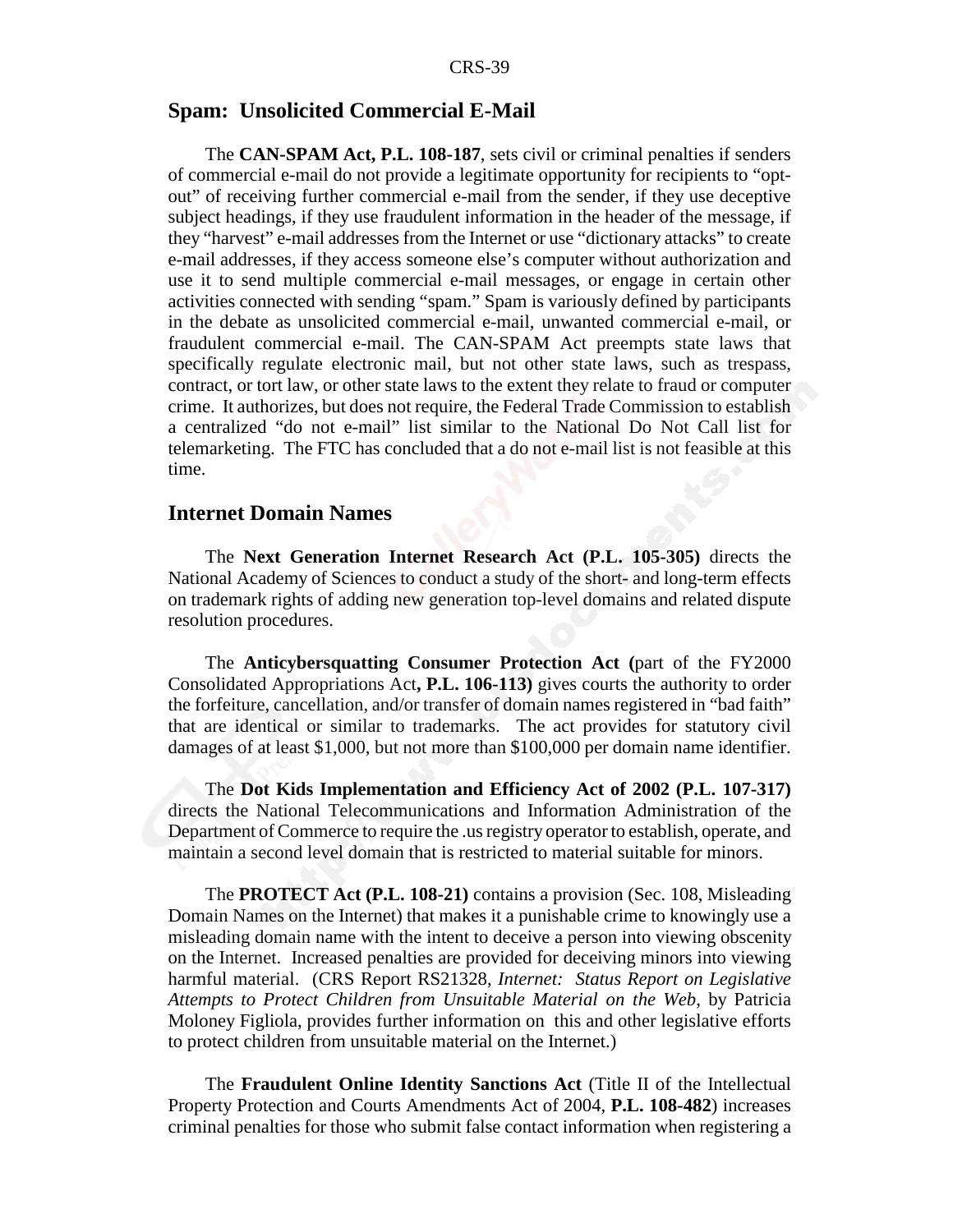## Spam: Unsolicited Commercial E-Mail

The **CAN-SPAM Act, P.L. 108-187**, sets civil or criminal penalties if senders of commercial e-mail do not provide a legitimate opportunity for recipients to "opt-out" of receiving further commercial e-mail from the sender, if they use deceptive subject headings, if they use fraudulent information in the header of the message, if they "harvest" e-mail addresses from the Internet or use "dictionary attacks" to create e-mail addresses, if they access someone else's computer without authorization and use it to send multiple commercial e-mail messages, or engage in certain other activities connected with sending "spam." Spam is variously defined by participants in the debate as unsolicited commercial e-mail, unwanted commercial e-mail, or fraudulent commercial e-mail. The CAN-SPAM Act preempts state laws that specifically regulate electronic mail, but not other state laws, such as trespass, contract, or tort law, or other state laws to the extent they relate to fraud or computer crime. It authorizes, but does not require, the Federal Trade Commission to establish a centralized "do not e-mail" list similar to the National Do Not Call list for telemarketing. The FTC has concluded that a do not e-mail list is not feasible at this time.

## Internet Domain Names

The **Next Generation Internet Research Act (P.L. 105-305)** directs the National Academy of Sciences to conduct a study of the short- and long-term effects on trademark rights of adding new generation top-level domains and related dispute resolution procedures.

The **Anticybersquatting Consumer Protection Act (**part of the FY2000 Consolidated Appropriations Act**, P.L. 106-113)** gives courts the authority to order the forfeiture, cancellation, and/or transfer of domain names registered in "bad faith" that are identical or similar to trademarks. The act provides for statutory civil damages of at least $1,000, but not more than $100,000 per domain name identifier.

The **Dot Kids Implementation and Efficiency Act of 2002 (P.L. 107-317)** directs the National Telecommunications and Information Administration of the Department of Commerce to require the .us registry operator to establish, operate, and maintain a second level domain that is restricted to material suitable for minors.

The **PROTECT Act (P.L. 108-21)** contains a provision (Sec. 108, Misleading Domain Names on the Internet) that makes it a punishable crime to knowingly use a misleading domain name with the intent to deceive a person into viewing obscenity on the Internet. Increased penalties are provided for deceiving minors into viewing harmful material. (CRS Report RS21328, *Internet: Status Report on Legislative Attempts to Protect Children from Unsuitable Material on the Web*, by Patricia Moloney Figliola, provides further information on this and other legislative efforts to protect children from unsuitable material on the Internet.)

The **Fraudulent Online Identity Sanctions Act** (Title II of the Intellectual Property Protection and Courts Amendments Act of 2004, **P.L. 108-482**) increases criminal penalties for those who submit false contact information when registering a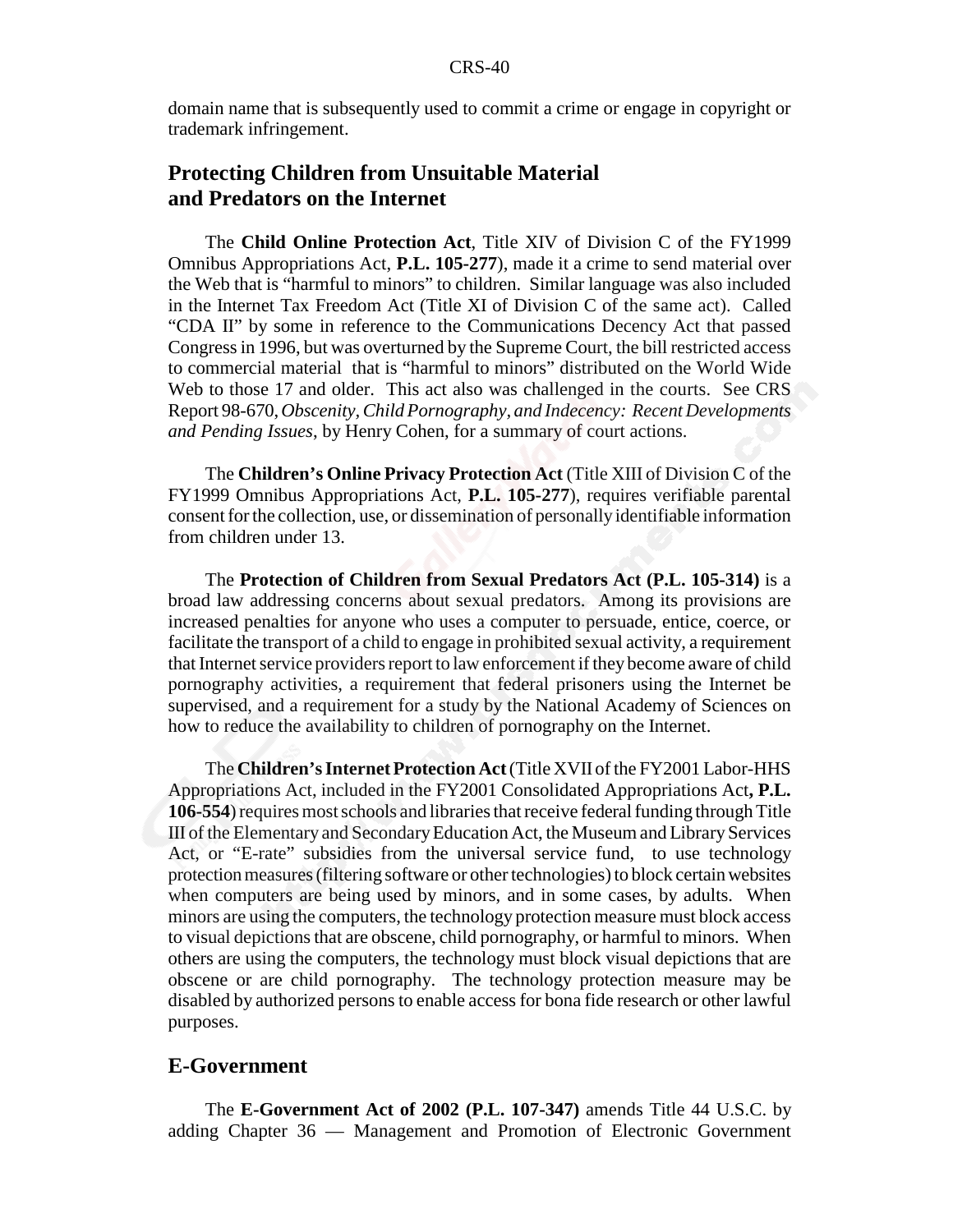domain name that is subsequently used to commit a crime or engage in copyright or trademark infringement.

## Protecting Children from Unsuitable Material and Predators on the Internet

The **Child Online Protection Act**, Title XIV of Division C of the FY1999 Omnibus Appropriations Act, **P.L. 105-277**), made it a crime to send material over the Web that is "harmful to minors" to children. Similar language was also included in the Internet Tax Freedom Act (Title XI of Division C of the same act). Called "CDA II" by some in reference to the Communications Decency Act that passed Congress in 1996, but was overturned by the Supreme Court, the bill restricted access to commercial material that is "harmful to minors" distributed on the World Wide Web to those 17 and older. This act also was challenged in the courts. See CRS Report 98-670, *Obscenity, Child Pornography, and Indecency: Recent Developments and Pending Issues*, by Henry Cohen, for a summary of court actions.

The **Children's Online Privacy Protection Act** (Title XIII of Division C of the FY1999 Omnibus Appropriations Act, **P.L. 105-277**), requires verifiable parental consent for the collection, use, or dissemination of personally identifiable information from children under 13.

The **Protection of Children from Sexual Predators Act (P.L. 105-314)** is a broad law addressing concerns about sexual predators. Among its provisions are increased penalties for anyone who uses a computer to persuade, entice, coerce, or facilitate the transport of a child to engage in prohibited sexual activity, a requirement that Internet service providers report to law enforcement if they become aware of child pornography activities, a requirement that federal prisoners using the Internet be supervised, and a requirement for a study by the National Academy of Sciences on how to reduce the availability to children of pornography on the Internet.

The **Children's Internet Protection Act** (Title XVII of the FY2001 Labor-HHS Appropriations Act, included in the FY2001 Consolidated Appropriations Act**, P.L. 106-554**) requires most schools and libraries that receive federal funding through Title III of the Elementary and Secondary Education Act, the Museum and Library Services Act, or "E-rate" subsidies from the universal service fund, to use technology protection measures (filtering software or other technologies) to block certain websites when computers are being used by minors, and in some cases, by adults. When minors are using the computers, the technology protection measure must block access to visual depictions that are obscene, child pornography, or harmful to minors. When others are using the computers, the technology must block visual depictions that are obscene or are child pornography. The technology protection measure may be disabled by authorized persons to enable access for bona fide research or other lawful purposes.

## E-Government

The **E-Government Act of 2002 (P.L. 107-347)** amends Title 44 U.S.C. by adding Chapter 36 — Management and Promotion of Electronic Government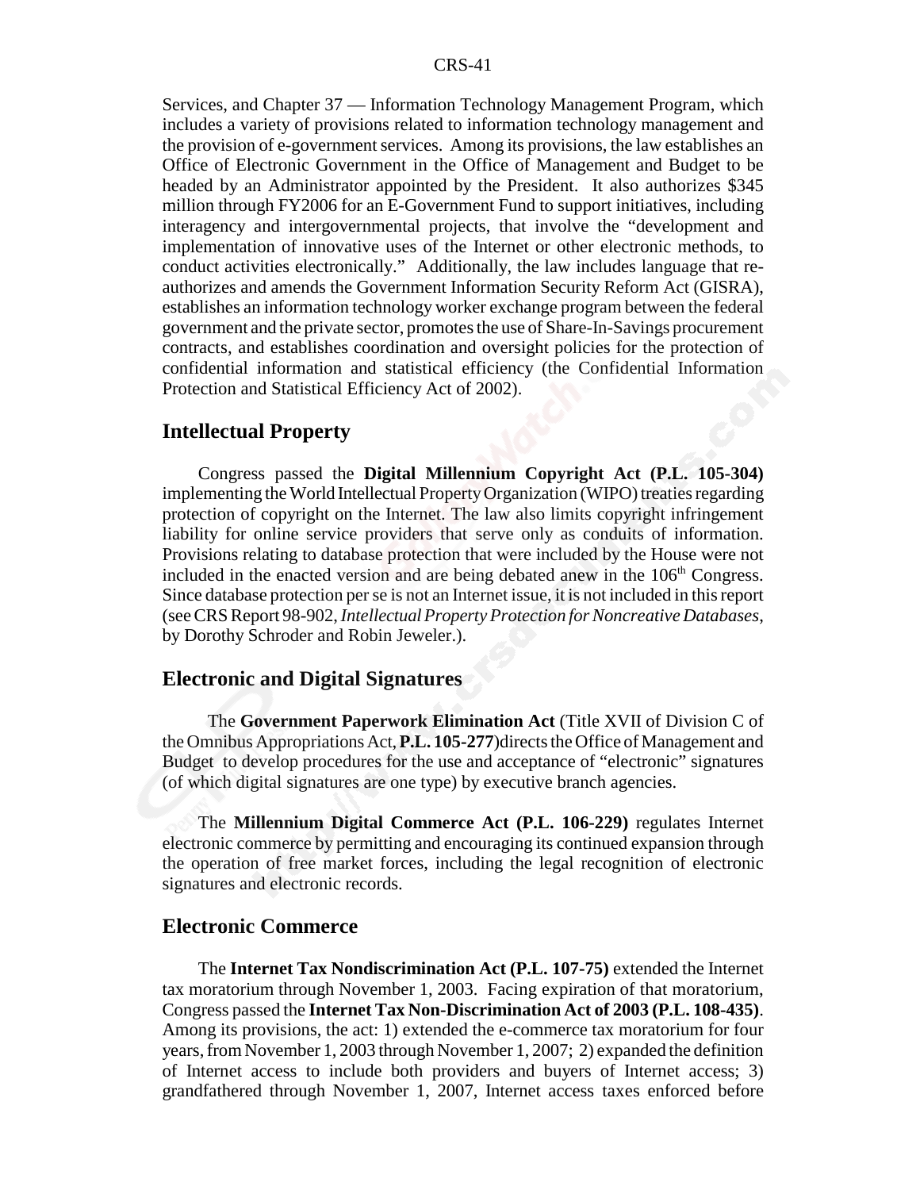Services, and Chapter 37 — Information Technology Management Program, which includes a variety of provisions related to information technology management and the provision of e-government services. Among its provisions, the law establishes an Office of Electronic Government in the Office of Management and Budget to be headed by an Administrator appointed by the President. It also authorizes $345 million through FY2006 for an E-Government Fund to support initiatives, including interagency and intergovernmental projects, that involve the "development and implementation of innovative uses of the Internet or other electronic methods, to conduct activities electronically." Additionally, the law includes language that re-authorizes and amends the Government Information Security Reform Act (GISRA), establishes an information technology worker exchange program between the federal government and the private sector, promotes the use of Share-In-Savings procurement contracts, and establishes coordination and oversight policies for the protection of confidential information and statistical efficiency (the Confidential Information Protection and Statistical Efficiency Act of 2002).

## Intellectual Property

Congress passed the **Digital Millennium Copyright Act (P.L. 105-304)** implementing the World Intellectual Property Organization (WIPO) treaties regarding protection of copyright on the Internet. The law also limits copyright infringement liability for online service providers that serve only as conduits of information. Provisions relating to database protection that were included by the House were not included in the enacted version and are being debated anew in the 106th Congress. Since database protection per se is not an Internet issue, it is not included in this report (see CRS Report 98-902, *Intellectual Property Protection for Noncreative Databases*, by Dorothy Schroder and Robin Jeweler.).

## Electronic and Digital Signatures

The **Government Paperwork Elimination Act** (Title XVII of Division C of the Omnibus Appropriations Act, **P.L. 105-277**)directs the Office of Management and Budget to develop procedures for the use and acceptance of "electronic" signatures (of which digital signatures are one type) by executive branch agencies.

The **Millennium Digital Commerce Act (P.L. 106-229)** regulates Internet electronic commerce by permitting and encouraging its continued expansion through the operation of free market forces, including the legal recognition of electronic signatures and electronic records.

## Electronic Commerce

The **Internet Tax Nondiscrimination Act (P.L. 107-75)** extended the Internet tax moratorium through November 1, 2003. Facing expiration of that moratorium, Congress passed the **Internet Tax Non-Discrimination Act of 2003 (P.L. 108-435)**. Among its provisions, the act: 1) extended the e-commerce tax moratorium for four years, from November 1, 2003 through November 1, 2007; 2) expanded the definition of Internet access to include both providers and buyers of Internet access; 3) grandfathered through November 1, 2007, Internet access taxes enforced before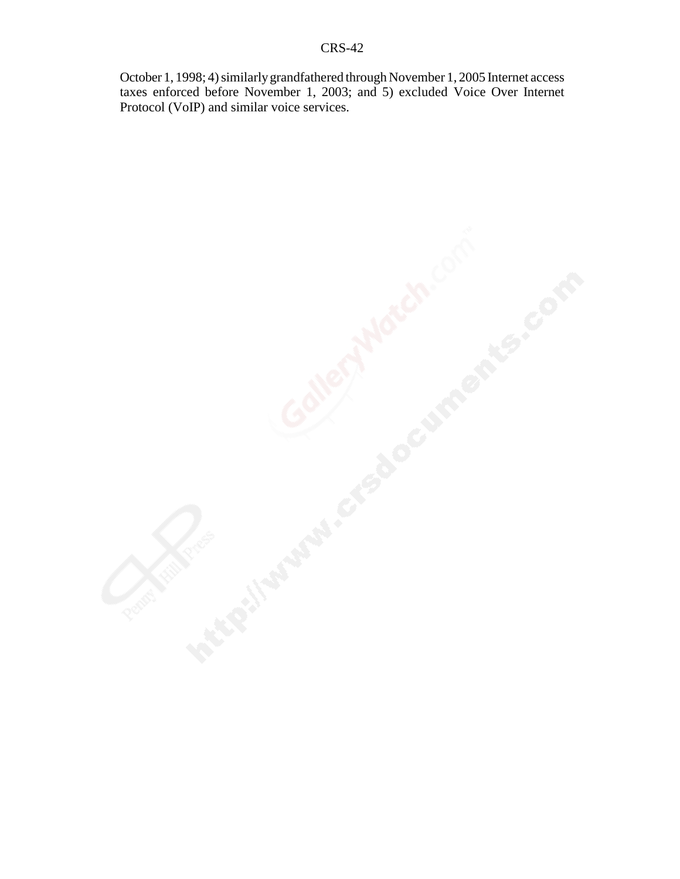October 1, 1998; 4) similarly grandfathered through November 1, 2005 Internet access taxes enforced before November 1, 2003; and 5) excluded Voice Over Internet Protocol (VoIP) and similar voice services.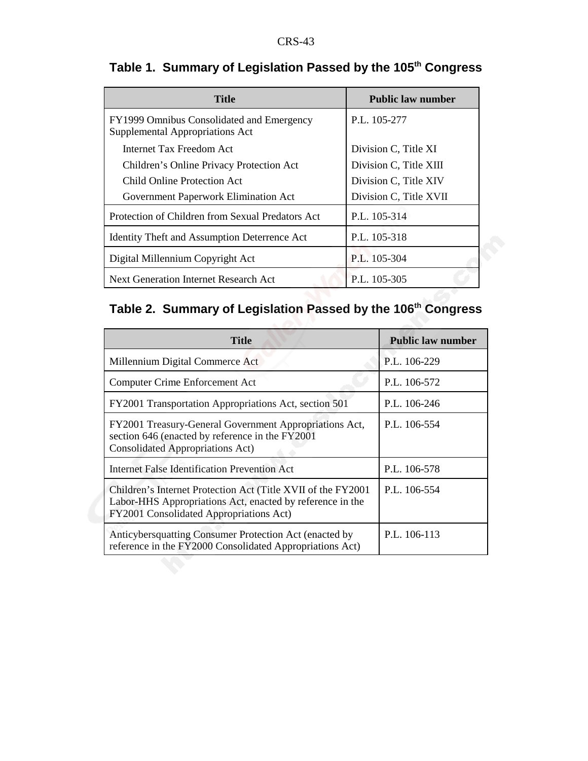## Table 1. Summary of Legislation Passed by the 105th Congress

| Title | Public law number |
|---|---|
| FY1999 Omnibus Consolidated and Emergency Supplemental Appropriations Act | P.L. 105-277 |
| Internet Tax Freedom Act | Division C, Title XI |
| Children's Online Privacy Protection Act | Division C, Title XIII |
| Child Online Protection Act | Division C, Title XIV |
| Government Paperwork Elimination Act | Division C, Title XVII |
| Protection of Children from Sexual Predators Act | P.L. 105-314 |
| Identity Theft and Assumption Deterrence Act | P.L. 105-318 |
| Digital Millennium Copyright Act | P.L. 105-304 |
| Next Generation Internet Research Act | P.L. 105-305 |

## Table 2. Summary of Legislation Passed by the 106th Congress

| Title | Public law number |
|---|---|
| Millennium Digital Commerce Act | P.L. 106-229 |
| Computer Crime Enforcement Act | P.L. 106-572 |
| FY2001 Transportation Appropriations Act, section 501 | P.L. 106-246 |
| FY2001 Treasury-General Government Appropriations Act, section 646 (enacted by reference in the FY2001 Consolidated Appropriations Act) | P.L. 106-554 |
| Internet False Identification Prevention Act | P.L. 106-578 |
| Children's Internet Protection Act (Title XVII of the FY2001 Labor-HHS Appropriations Act, enacted by reference in the FY2001 Consolidated Appropriations Act) | P.L. 106-554 |
| Anticybersquatting Consumer Protection Act (enacted by reference in the FY2000 Consolidated Appropriations Act) | P.L. 106-113 |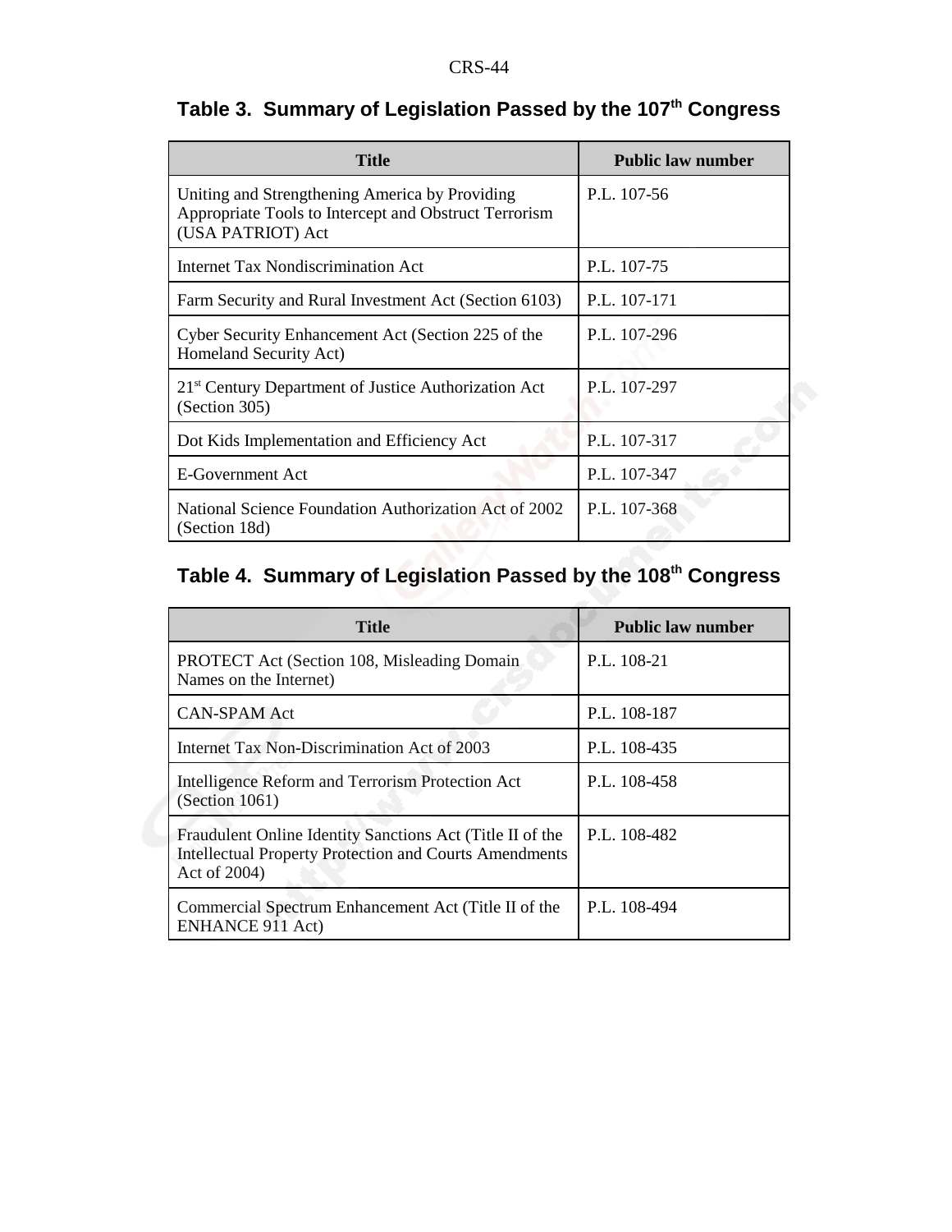## Table 3. Summary of Legislation Passed by the 107th Congress

| Title | Public law number |
|---|---|
| Uniting and Strengthening America by Providing Appropriate Tools to Intercept and Obstruct Terrorism (USA PATRIOT) Act | P.L. 107-56 |
| Internet Tax Nondiscrimination Act | P.L. 107-75 |
| Farm Security and Rural Investment Act (Section 6103) | P.L. 107-171 |
| Cyber Security Enhancement Act (Section 225 of the Homeland Security Act) | P.L. 107-296 |
| 21st Century Department of Justice Authorization Act (Section 305) | P.L. 107-297 |
| Dot Kids Implementation and Efficiency Act | P.L. 107-317 |
| E-Government Act | P.L. 107-347 |
| National Science Foundation Authorization Act of 2002 (Section 18d) | P.L. 107-368 |

## Table 4. Summary of Legislation Passed by the 108th Congress

| Title | Public law number |
|---|---|
| PROTECT Act (Section 108, Misleading Domain Names on the Internet) | P.L. 108-21 |
| CAN-SPAM Act | P.L. 108-187 |
| Internet Tax Non-Discrimination Act of 2003 | P.L. 108-435 |
| Intelligence Reform and Terrorism Protection Act (Section 1061) | P.L. 108-458 |
| Fraudulent Online Identity Sanctions Act (Title II of the Intellectual Property Protection and Courts Amendments Act of 2004) | P.L. 108-482 |
| Commercial Spectrum Enhancement Act (Title II of the ENHANCE 911 Act) | P.L. 108-494 |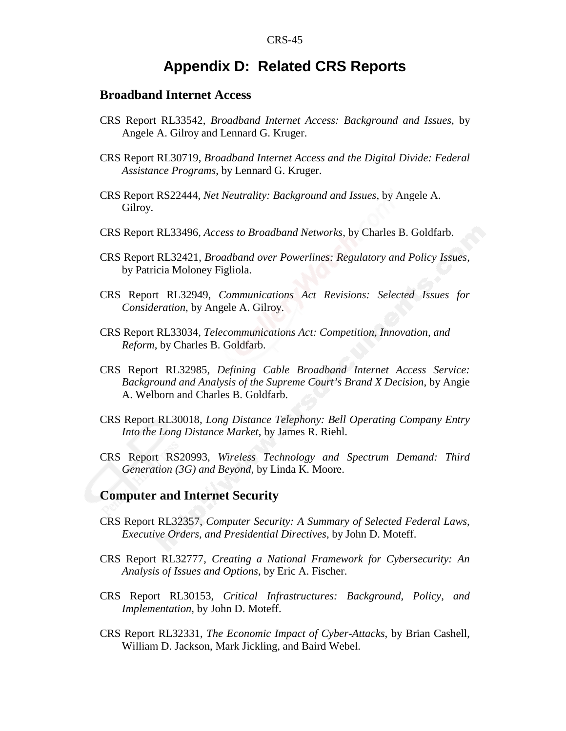# Appendix D: Related CRS Reports

## Broadband Internet Access

CRS Report RL33542, *Broadband Internet Access: Background and Issues*, by Angele A. Gilroy and Lennard G. Kruger.

CRS Report RL30719, *Broadband Internet Access and the Digital Divide: Federal Assistance Programs*, by Lennard G. Kruger.

CRS Report RS22444, *Net Neutrality: Background and Issues*, by Angele A. Gilroy.

CRS Report RL33496, *Access to Broadband Networks*, by Charles B. Goldfarb.

CRS Report RL32421, *Broadband over Powerlines: Regulatory and Policy Issues*, by Patricia Moloney Figliola.

CRS Report RL32949, *Communications Act Revisions: Selected Issues for Consideration*, by Angele A. Gilroy.

CRS Report RL33034, *Telecommunications Act: Competition, Innovation, and Reform*, by Charles B. Goldfarb.

CRS Report RL32985, *Defining Cable Broadband Internet Access Service: Background and Analysis of the Supreme Court's Brand X Decision*, by Angie A. Welborn and Charles B. Goldfarb.

CRS Report RL30018, *Long Distance Telephony: Bell Operating Company Entry Into the Long Distance Market*, by James R. Riehl.

CRS Report RS20993, *Wireless Technology and Spectrum Demand: Third Generation (3G) and Beyond*, by Linda K. Moore.

## Computer and Internet Security

CRS Report RL32357, *Computer Security: A Summary of Selected Federal Laws, Executive Orders, and Presidential Directives*, by John D. Moteff.

CRS Report RL32777, *Creating a National Framework for Cybersecurity: An Analysis of Issues and Options*, by Eric A. Fischer.

CRS Report RL30153, *Critical Infrastructures: Background, Policy, and Implementation*, by John D. Moteff.

CRS Report RL32331, *The Economic Impact of Cyber-Attacks*, by Brian Cashell, William D. Jackson, Mark Jickling, and Baird Webel.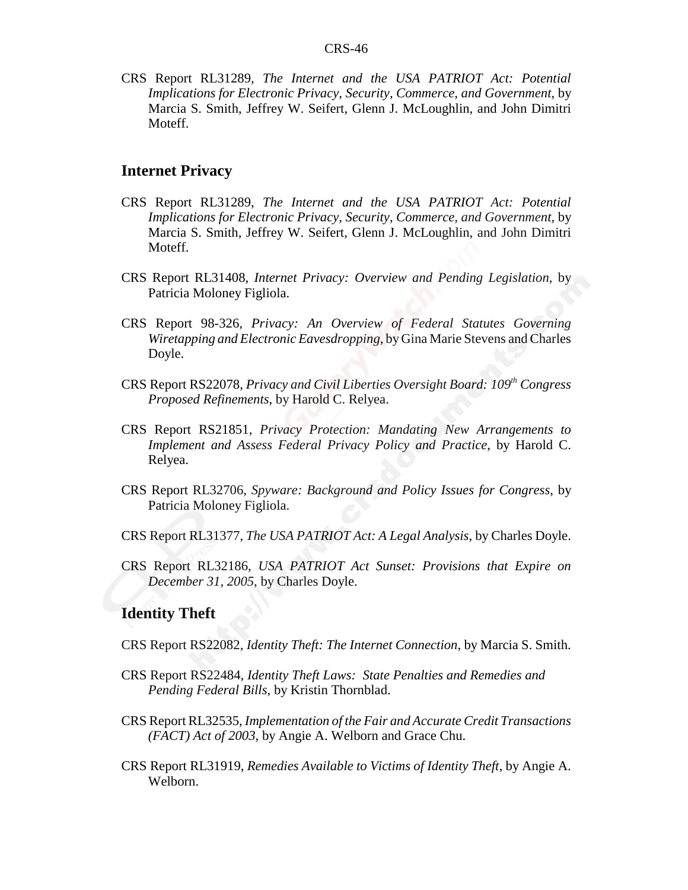CRS Report RL31289, *The Internet and the USA PATRIOT Act: Potential Implications for Electronic Privacy, Security, Commerce, and Government*, by Marcia S. Smith, Jeffrey W. Seifert, Glenn J. McLoughlin, and John Dimitri Moteff.

## Internet Privacy

CRS Report RL31289, *The Internet and the USA PATRIOT Act: Potential Implications for Electronic Privacy, Security, Commerce, and Government*, by Marcia S. Smith, Jeffrey W. Seifert, Glenn J. McLoughlin, and John Dimitri Moteff.

CRS Report RL31408, *Internet Privacy: Overview and Pending Legislation*, by Patricia Moloney Figliola.

CRS Report 98-326, *Privacy: An Overview of Federal Statutes Governing Wiretapping and Electronic Eavesdropping*, by Gina Marie Stevens and Charles Doyle.

CRS Report RS22078, *Privacy and Civil Liberties Oversight Board: 109th Congress Proposed Refinements*, by Harold C. Relyea.

CRS Report RS21851, *Privacy Protection: Mandating New Arrangements to Implement and Assess Federal Privacy Policy and Practice*, by Harold C. Relyea.

CRS Report RL32706, *Spyware: Background and Policy Issues for Congress*, by Patricia Moloney Figliola.

CRS Report RL31377, *The USA PATRIOT Act: A Legal Analysis*, by Charles Doyle.

CRS Report RL32186, *USA PATRIOT Act Sunset: Provisions that Expire on December 31, 2005*, by Charles Doyle.

## Identity Theft

CRS Report RS22082, *Identity Theft: The Internet Connection*, by Marcia S. Smith.

CRS Report RS22484, *Identity Theft Laws: State Penalties and Remedies and Pending Federal Bills*, by Kristin Thornblad.

CRS Report RL32535, *Implementation of the Fair and Accurate Credit Transactions (FACT) Act of 2003*, by Angie A. Welborn and Grace Chu.

CRS Report RL31919, *Remedies Available to Victims of Identity Theft*, by Angie A. Welborn.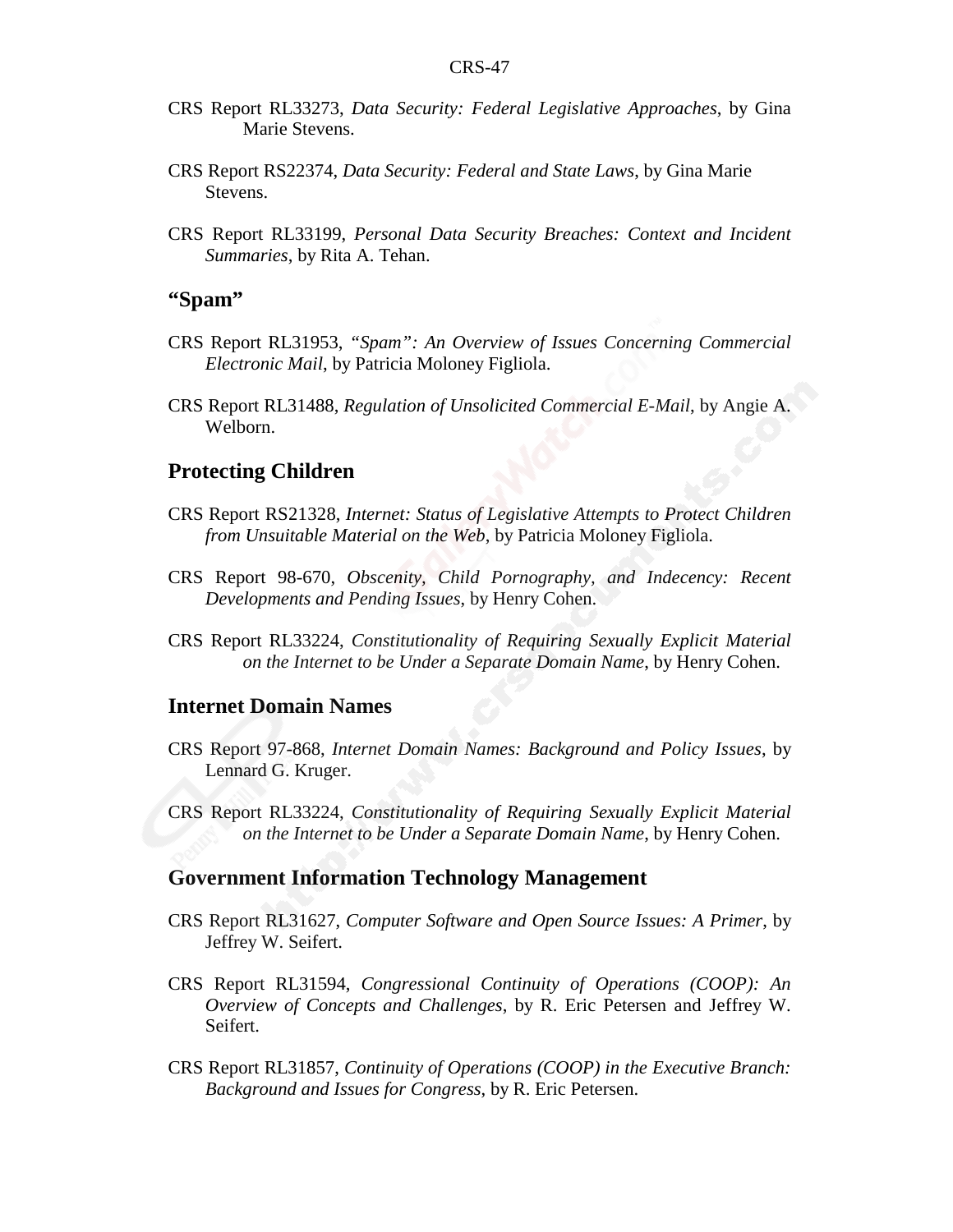CRS Report RL33273, *Data Security: Federal Legislative Approaches*, by Gina Marie Stevens.

CRS Report RS22374, *Data Security: Federal and State Laws*, by Gina Marie Stevens.

CRS Report RL33199, *Personal Data Security Breaches: Context and Incident Summaries*, by Rita A. Tehan.

### "Spam"

CRS Report RL31953, *"Spam": An Overview of Issues Concerning Commercial Electronic Mail*, by Patricia Moloney Figliola.

CRS Report RL31488, *Regulation of Unsolicited Commercial E-Mail*, by Angie A. Welborn.

### Protecting Children

CRS Report RS21328, *Internet: Status of Legislative Attempts to Protect Children from Unsuitable Material on the Web*, by Patricia Moloney Figliola.

CRS Report 98-670, *Obscenity, Child Pornography, and Indecency: Recent Developments and Pending Issues*, by Henry Cohen.

CRS Report RL33224, *Constitutionality of Requiring Sexually Explicit Material on the Internet to be Under a Separate Domain Name*, by Henry Cohen.

### Internet Domain Names

CRS Report 97-868, *Internet Domain Names: Background and Policy Issues*, by Lennard G. Kruger.

CRS Report RL33224, *Constitutionality of Requiring Sexually Explicit Material on the Internet to be Under a Separate Domain Name*, by Henry Cohen.

### Government Information Technology Management

CRS Report RL31627, *Computer Software and Open Source Issues: A Primer*, by Jeffrey W. Seifert.

CRS Report RL31594, *Congressional Continuity of Operations (COOP): An Overview of Concepts and Challenges*, by R. Eric Petersen and Jeffrey W. Seifert.

CRS Report RL31857, *Continuity of Operations (COOP) in the Executive Branch: Background and Issues for Congress*, by R. Eric Petersen.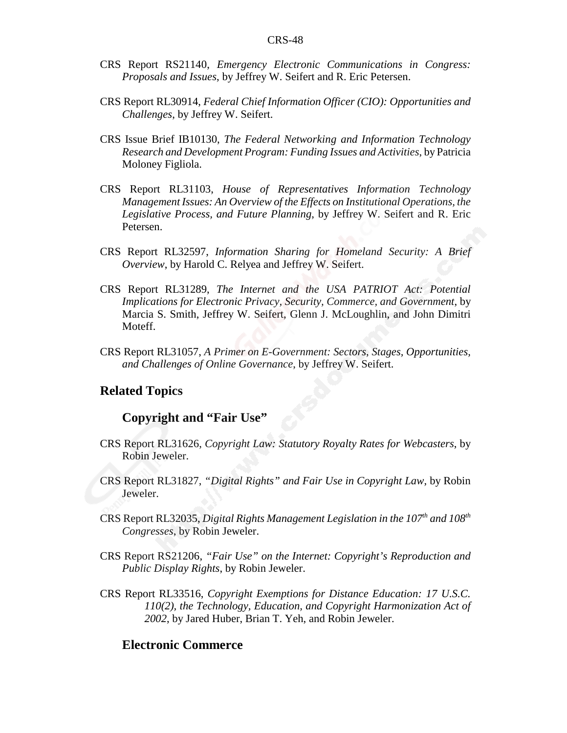CRS Report RS21140, *Emergency Electronic Communications in Congress: Proposals and Issues*, by Jeffrey W. Seifert and R. Eric Petersen.

CRS Report RL30914, *Federal Chief Information Officer (CIO): Opportunities and Challenges*, by Jeffrey W. Seifert.

CRS Issue Brief IB10130, *The Federal Networking and Information Technology Research and Development Program: Funding Issues and Activities*, by Patricia Moloney Figliola.

CRS Report RL31103, *House of Representatives Information Technology Management Issues: An Overview of the Effects on Institutional Operations, the Legislative Process, and Future Planning*, by Jeffrey W. Seifert and R. Eric Petersen.

CRS Report RL32597, *Information Sharing for Homeland Security: A Brief Overview*, by Harold C. Relyea and Jeffrey W. Seifert.

CRS Report RL31289, *The Internet and the USA PATRIOT Act: Potential Implications for Electronic Privacy, Security, Commerce, and Government*, by Marcia S. Smith, Jeffrey W. Seifert, Glenn J. McLoughlin, and John Dimitri Moteff.

CRS Report RL31057, *A Primer on E-Government: Sectors, Stages, Opportunities, and Challenges of Online Governance*, by Jeffrey W. Seifert.

## Related Topics

### Copyright and "Fair Use"

CRS Report RL31626, *Copyright Law: Statutory Royalty Rates for Webcasters*, by Robin Jeweler.

CRS Report RL31827, *"Digital Rights" and Fair Use in Copyright Law*, by Robin Jeweler.

CRS Report RL32035, *Digital Rights Management Legislation in the 107th and 108th Congresses*, by Robin Jeweler.

CRS Report RS21206, *"Fair Use" on the Internet: Copyright's Reproduction and Public Display Rights*, by Robin Jeweler.

CRS Report RL33516, *Copyright Exemptions for Distance Education: 17 U.S.C. 110(2), the Technology, Education, and Copyright Harmonization Act of 2002*, by Jared Huber, Brian T. Yeh, and Robin Jeweler.

### Electronic Commerce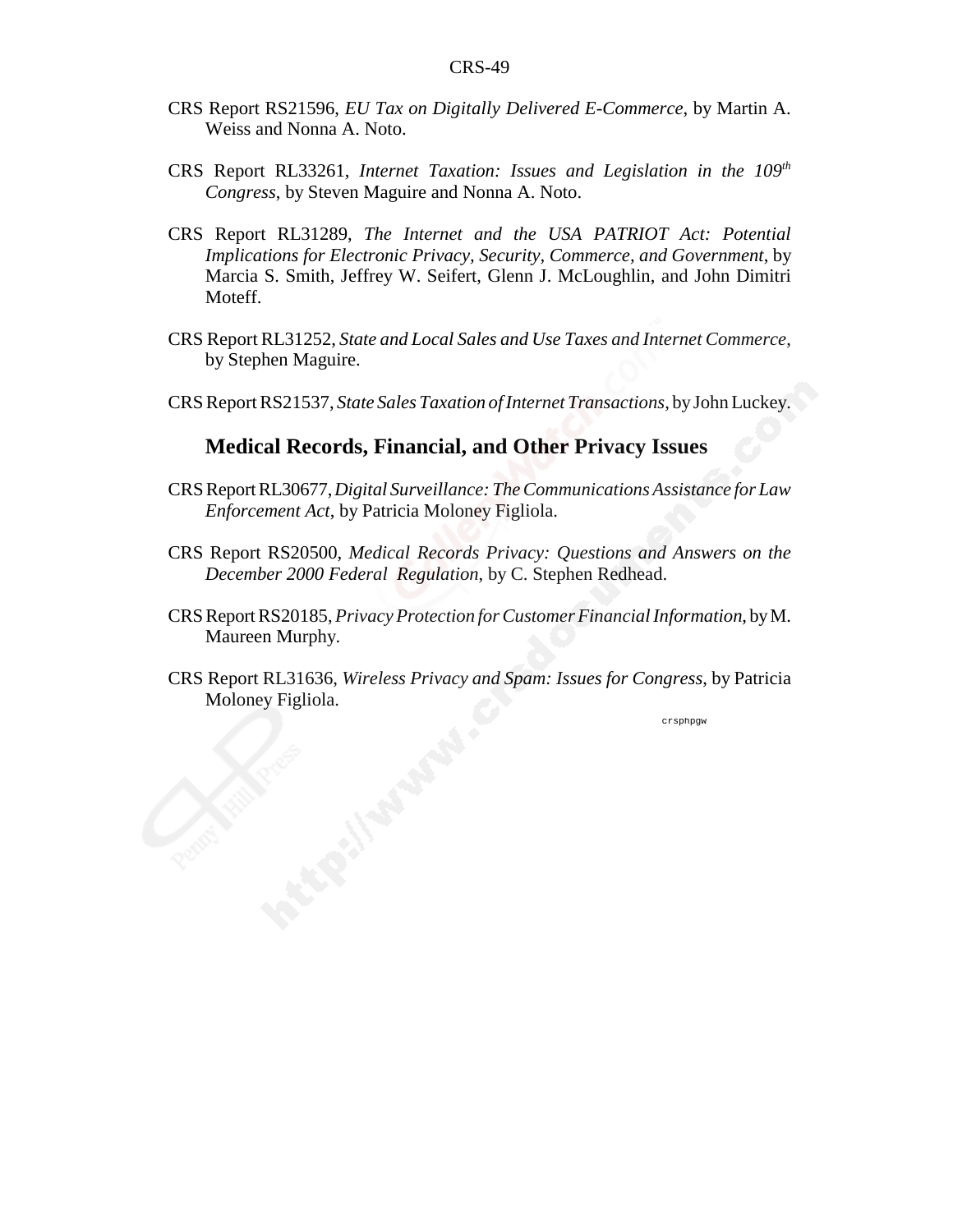CRS Report RS21596, *EU Tax on Digitally Delivered E-Commerce*, by Martin A. Weiss and Nonna A. Noto.

CRS Report RL33261, *Internet Taxation: Issues and Legislation in the 109th Congress*, by Steven Maguire and Nonna A. Noto.

CRS Report RL31289, *The Internet and the USA PATRIOT Act: Potential Implications for Electronic Privacy, Security, Commerce, and Government*, by Marcia S. Smith, Jeffrey W. Seifert, Glenn J. McLoughlin, and John Dimitri Moteff.

CRS Report RL31252, *State and Local Sales and Use Taxes and Internet Commerce*, by Stephen Maguire.

CRS Report RS21537, *State Sales Taxation of Internet Transactions*, by John Luckey.

### Medical Records, Financial, and Other Privacy Issues

CRS Report RL30677, *Digital Surveillance: The Communications Assistance for Law Enforcement Act*, by Patricia Moloney Figliola.

CRS Report RS20500, *Medical Records Privacy: Questions and Answers on the December 2000 Federal Regulation*, by C. Stephen Redhead.

CRS Report RS20185, *Privacy Protection for Customer Financial Information*, by M. Maureen Murphy.

CRS Report RL31636, *Wireless Privacy and Spam: Issues for Congress*, by Patricia Moloney Figliola.

crsphpgw